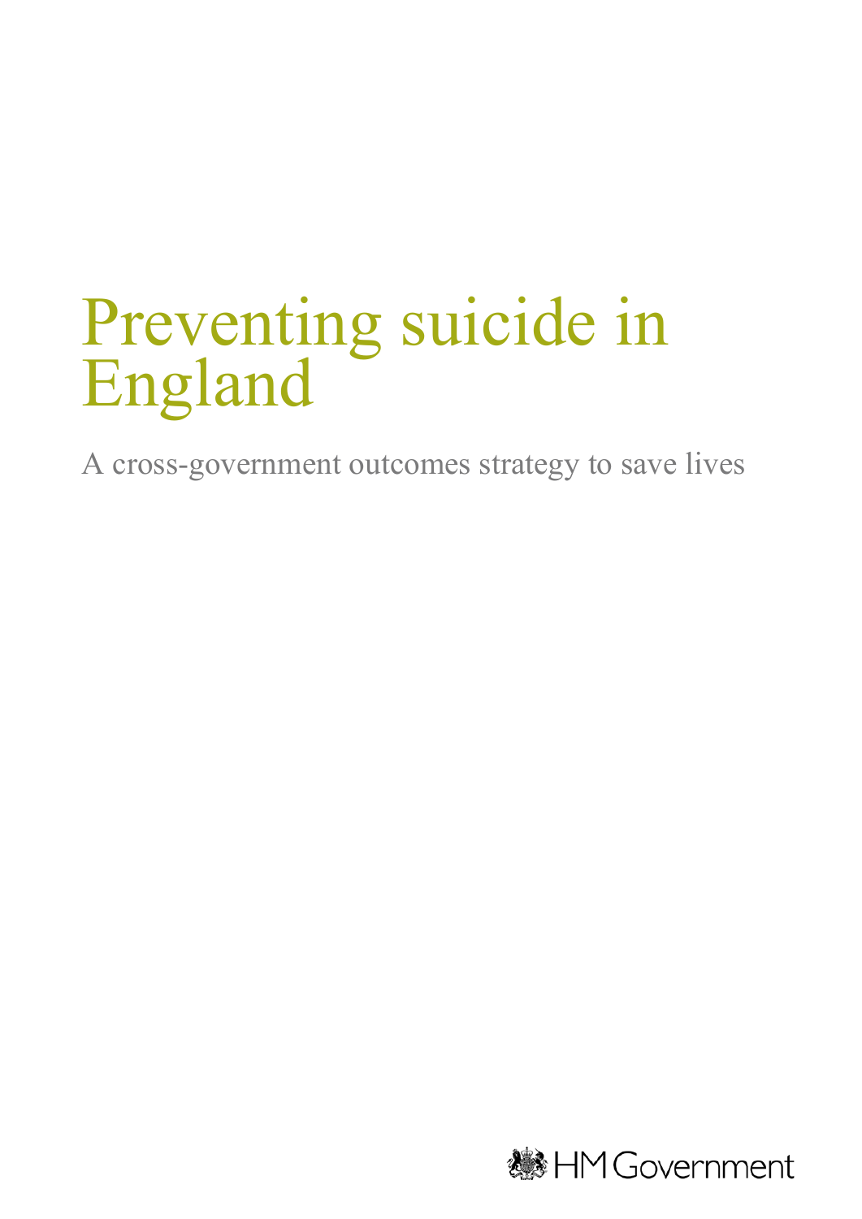# Preventing suicide in England

A cross-government outcomes strategy to save lives

HM Government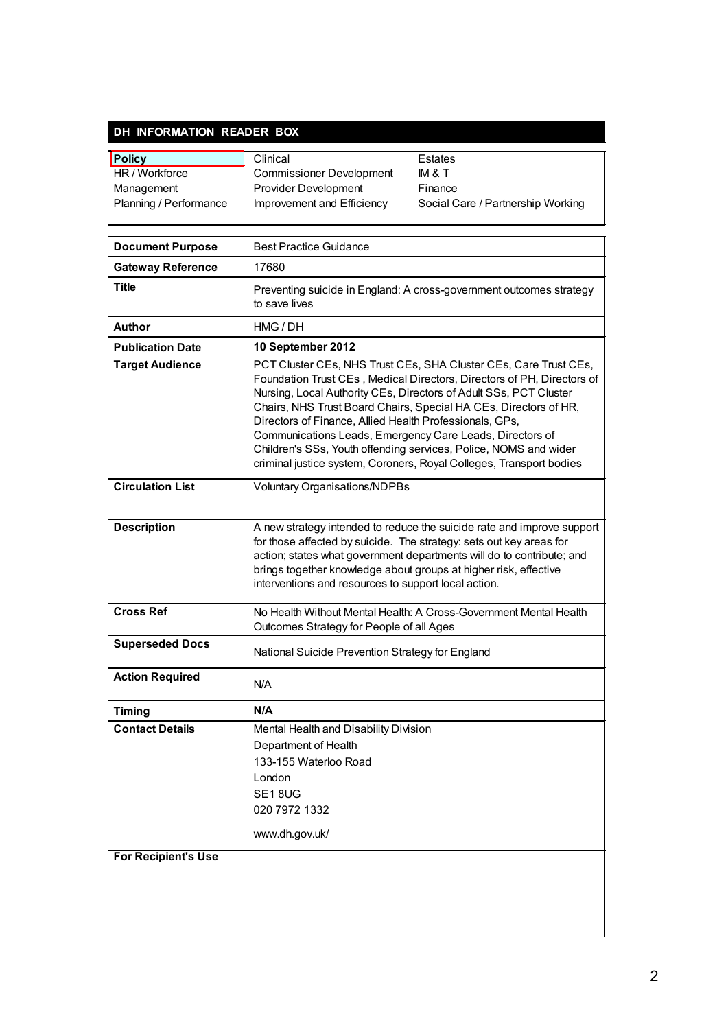## DH INFORMATION READER BOX

| | | |
|---|---|---|
| **Policy** | Clinical | Estates |
| HR / Workforce | Commissioner Development | IM & T |
| Management | Provider Development | Finance |
| Planning / Performance | Improvement and Efficiency | Social Care / Partnership Working |

| | |
|---|---|
| **Document Purpose** | Best Practice Guidance |
| **Gateway Reference** | 17680 |
| **Title** | Preventing suicide in England: A cross-government outcomes strategy to save lives |
| **Author** | HMG / DH |
| **Publication Date** | **10 September 2012** |
| **Target Audience** | PCT Cluster CEs, NHS Trust CEs, SHA Cluster CEs, Care Trust CEs, Foundation Trust CEs , Medical Directors, Directors of PH, Directors of Nursing, Local Authority CEs, Directors of Adult SSs, PCT Cluster Chairs, NHS Trust Board Chairs, Special HA CEs, Directors of HR, Directors of Finance, Allied Health Professionals, GPs, Communications Leads, Emergency Care Leads, Directors of Children's SSs, Youth offending services, Police, NOMS and wider criminal justice system, Coroners, Royal Colleges, Transport bodies |
| **Circulation List** | Voluntary Organisations/NDPBs |
| **Description** | A new strategy intended to reduce the suicide rate and improve support for those affected by suicide. The strategy: sets out key areas for action; states what government departments will do to contribute; and brings together knowledge about groups at higher risk, effective interventions and resources to support local action. |
| **Cross Ref** | No Health Without Mental Health: A Cross-Government Mental Health Outcomes Strategy for People of all Ages |
| **Superseded Docs** | National Suicide Prevention Strategy for England |
| **Action Required** | N/A |
| **Timing** | **N/A** |
| **Contact Details** | Mental Health and Disability Division<br>Department of Health<br>133-155 Waterloo Road<br>London<br>SE1 8UG<br>020 7972 1332<br>www.dh.gov.uk/ |
| **For Recipient's Use** | |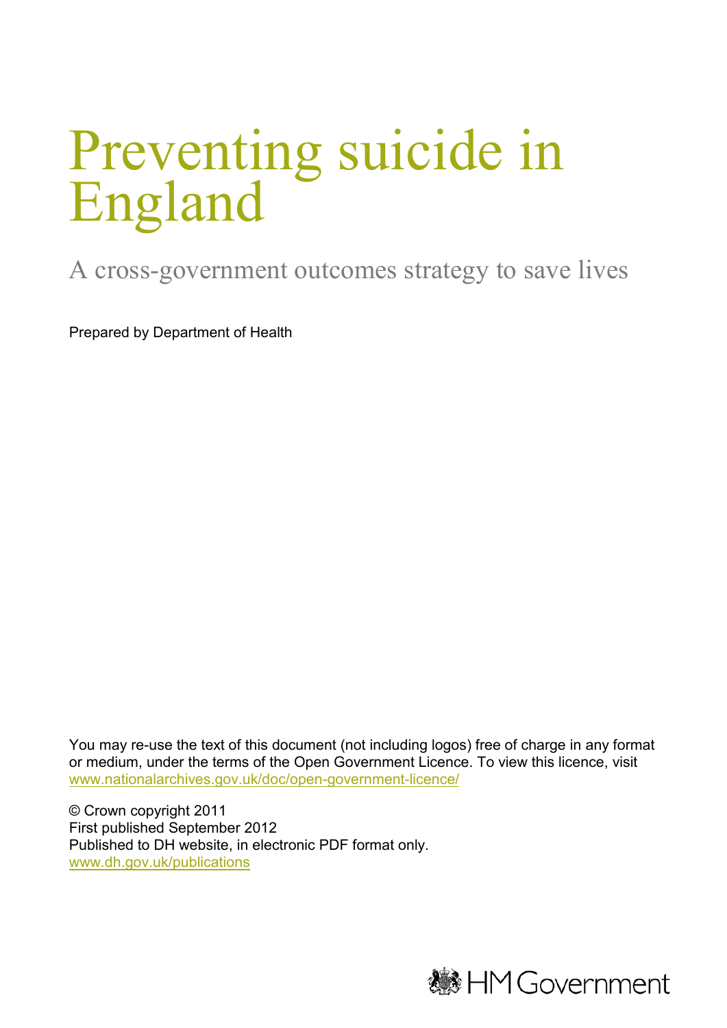# Preventing suicide in England

A cross-government outcomes strategy to save lives

Prepared by Department of Health

You may re-use the text of this document (not including logos) free of charge in any format or medium, under the terms of the Open Government Licence. To view this licence, visit www.nationalarchives.gov.uk/doc/open-government-licence/

© Crown copyright 2011
First published September 2012
Published to DH website, in electronic PDF format only.
www.dh.gov.uk/publications

HM Government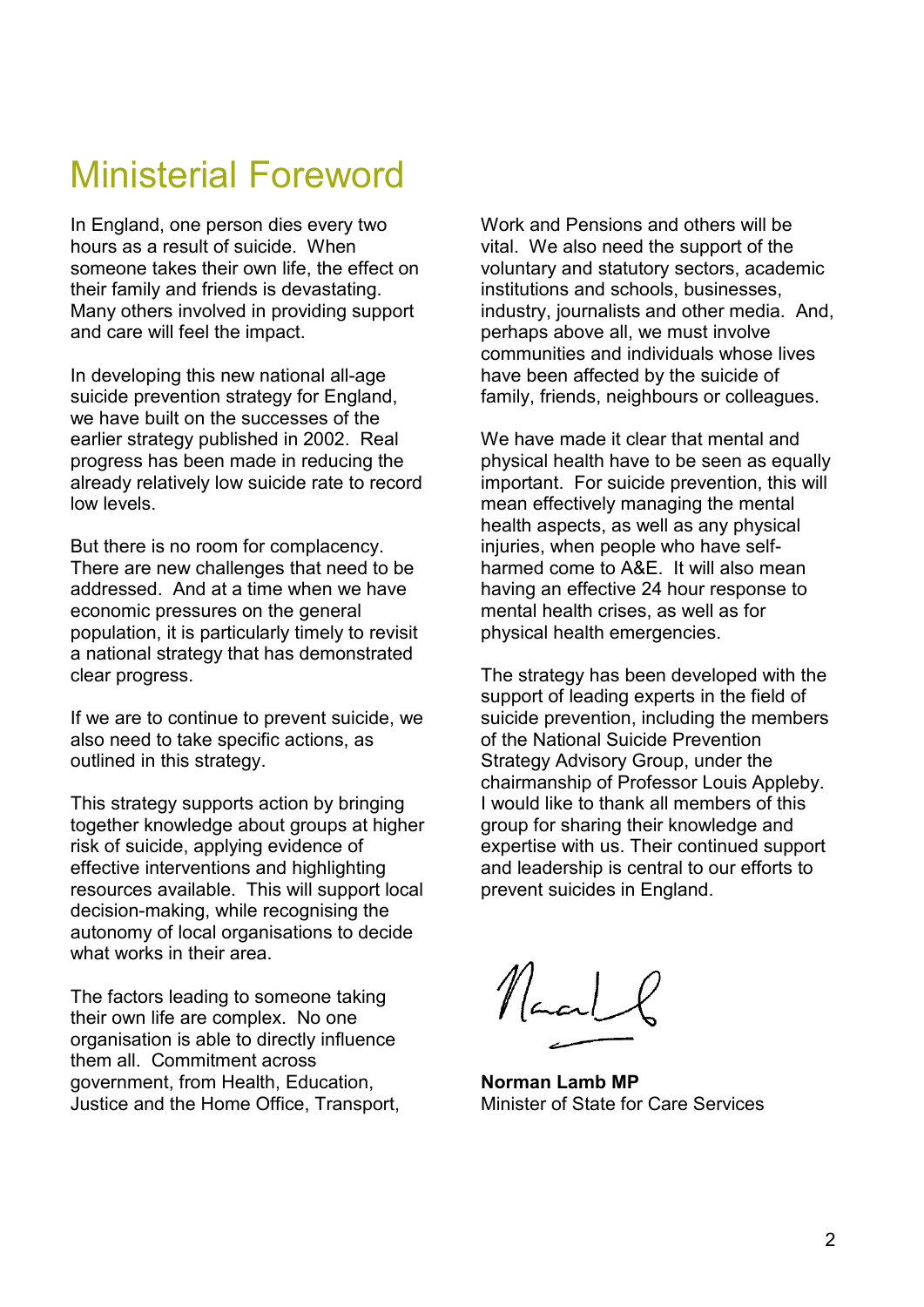# Ministerial Foreword

In England, one person dies every two hours as a result of suicide. When someone takes their own life, the effect on their family and friends is devastating. Many others involved in providing support and care will feel the impact.

In developing this new national all-age suicide prevention strategy for England, we have built on the successes of the earlier strategy published in 2002. Real progress has been made in reducing the already relatively low suicide rate to record low levels.

But there is no room for complacency. There are new challenges that need to be addressed. And at a time when we have economic pressures on the general population, it is particularly timely to revisit a national strategy that has demonstrated clear progress.

If we are to continue to prevent suicide, we also need to take specific actions, as outlined in this strategy.

This strategy supports action by bringing together knowledge about groups at higher risk of suicide, applying evidence of effective interventions and highlighting resources available. This will support local decision-making, while recognising the autonomy of local organisations to decide what works in their area.

The factors leading to someone taking their own life are complex. No one organisation is able to directly influence them all. Commitment across government, from Health, Education, Justice and the Home Office, Transport, Work and Pensions and others will be vital. We also need the support of the voluntary and statutory sectors, academic institutions and schools, businesses, industry, journalists and other media. And, perhaps above all, we must involve communities and individuals whose lives have been affected by the suicide of family, friends, neighbours or colleagues.

We have made it clear that mental and physical health have to be seen as equally important. For suicide prevention, this will mean effectively managing the mental health aspects, as well as any physical injuries, when people who have self-harmed come to A&E. It will also mean having an effective 24 hour response to mental health crises, as well as for physical health emergencies.

The strategy has been developed with the support of leading experts in the field of suicide prevention, including the members of the National Suicide Prevention Strategy Advisory Group, under the chairmanship of Professor Louis Appleby. I would like to thank all members of this group for sharing their knowledge and expertise with us. Their continued support and leadership is central to our efforts to prevent suicides in England.

**Norman Lamb MP**
Minister of State for Care Services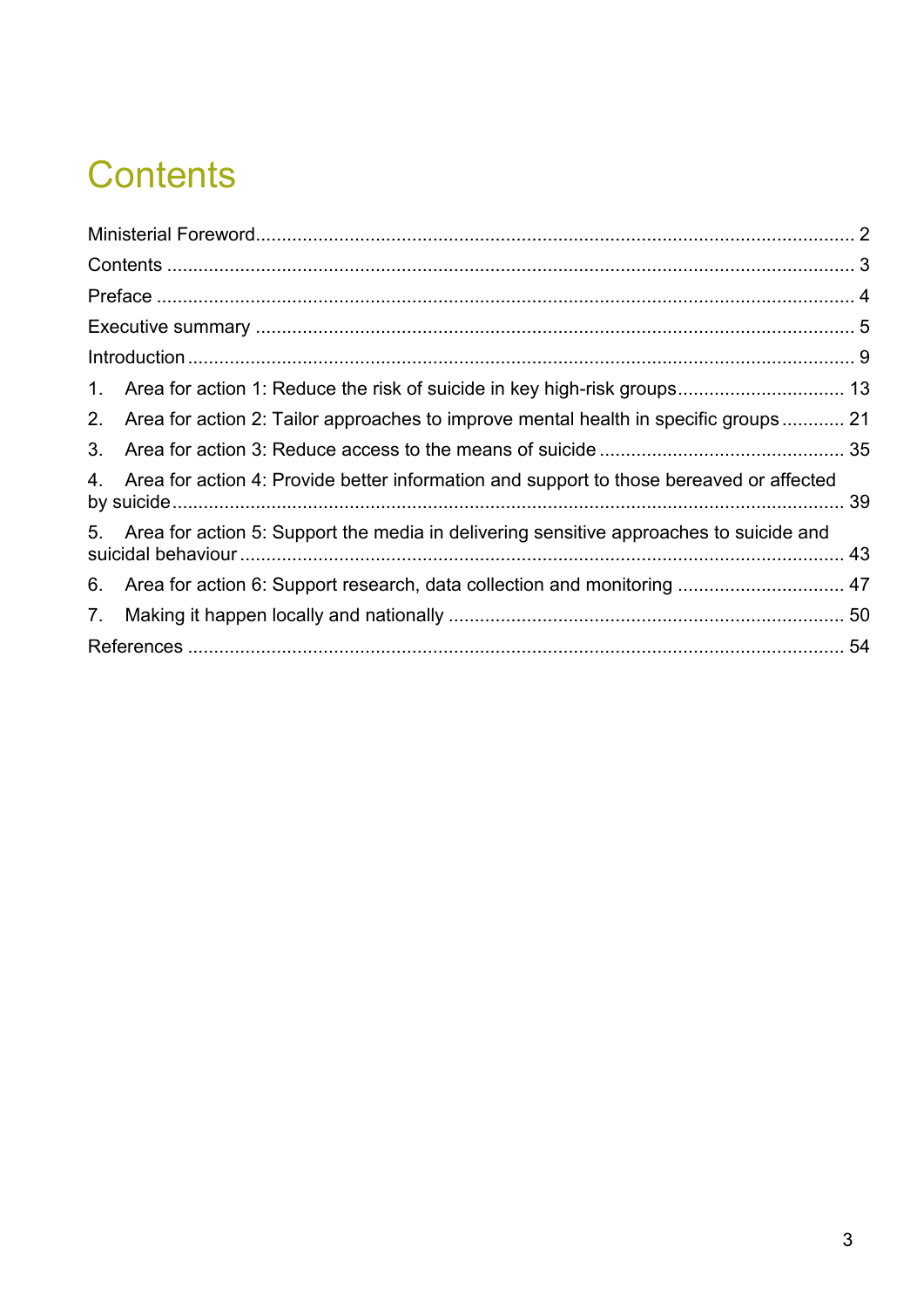# Contents

Ministerial Foreword .......... 2

Contents .......... 3

Preface .......... 4

Executive summary .......... 5

Introduction .......... 9

1. Area for action 1: Reduce the risk of suicide in key high-risk groups .......... 13
2. Area for action 2: Tailor approaches to improve mental health in specific groups .......... 21
3. Area for action 3: Reduce access to the means of suicide .......... 35
4. Area for action 4: Provide better information and support to those bereaved or affected by suicide .......... 39
5. Area for action 5: Support the media in delivering sensitive approaches to suicide and suicidal behaviour .......... 43
6. Area for action 6: Support research, data collection and monitoring .......... 47
7. Making it happen locally and nationally .......... 50

References .......... 54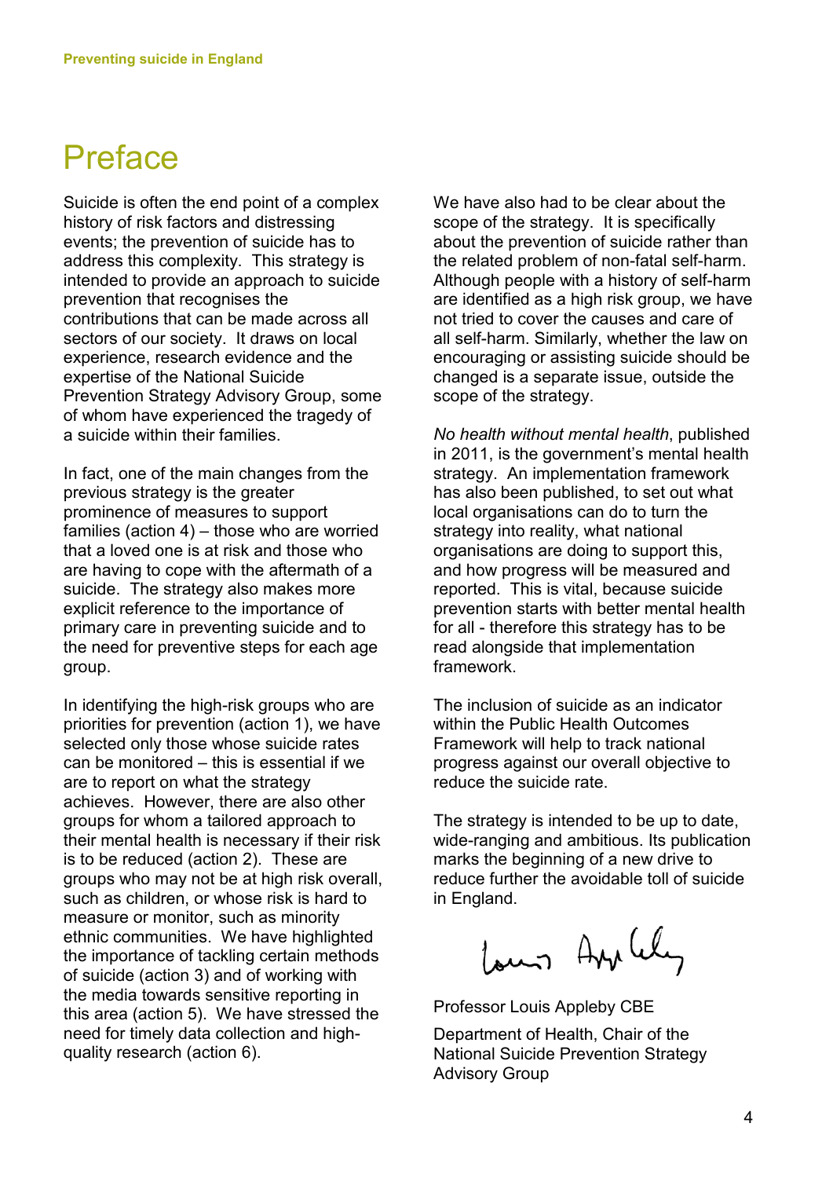# Preface

Suicide is often the end point of a complex history of risk factors and distressing events; the prevention of suicide has to address this complexity. This strategy is intended to provide an approach to suicide prevention that recognises the contributions that can be made across all sectors of our society. It draws on local experience, research evidence and the expertise of the National Suicide Prevention Strategy Advisory Group, some of whom have experienced the tragedy of a suicide within their families.

In fact, one of the main changes from the previous strategy is the greater prominence of measures to support families (action 4) – those who are worried that a loved one is at risk and those who are having to cope with the aftermath of a suicide. The strategy also makes more explicit reference to the importance of primary care in preventing suicide and to the need for preventive steps for each age group.

In identifying the high-risk groups who are priorities for prevention (action 1), we have selected only those whose suicide rates can be monitored – this is essential if we are to report on what the strategy achieves. However, there are also other groups for whom a tailored approach to their mental health is necessary if their risk is to be reduced (action 2). These are groups who may not be at high risk overall, such as children, or whose risk is hard to measure or monitor, such as minority ethnic communities. We have highlighted the importance of tackling certain methods of suicide (action 3) and of working with the media towards sensitive reporting in this area (action 5). We have stressed the need for timely data collection and high-quality research (action 6).

We have also had to be clear about the scope of the strategy. It is specifically about the prevention of suicide rather than the related problem of non-fatal self-harm. Although people with a history of self-harm are identified as a high risk group, we have not tried to cover the causes and care of all self-harm. Similarly, whether the law on encouraging or assisting suicide should be changed is a separate issue, outside the scope of the strategy.

*No health without mental health*, published in 2011, is the government's mental health strategy. An implementation framework has also been published, to set out what local organisations can do to turn the strategy into reality, what national organisations are doing to support this, and how progress will be measured and reported. This is vital, because suicide prevention starts with better mental health for all - therefore this strategy has to be read alongside that implementation framework.

The inclusion of suicide as an indicator within the Public Health Outcomes Framework will help to track national progress against our overall objective to reduce the suicide rate.

The strategy is intended to be up to date, wide-ranging and ambitious. Its publication marks the beginning of a new drive to reduce further the avoidable toll of suicide in England.

Professor Louis Appleby CBE

Department of Health, Chair of the National Suicide Prevention Strategy Advisory Group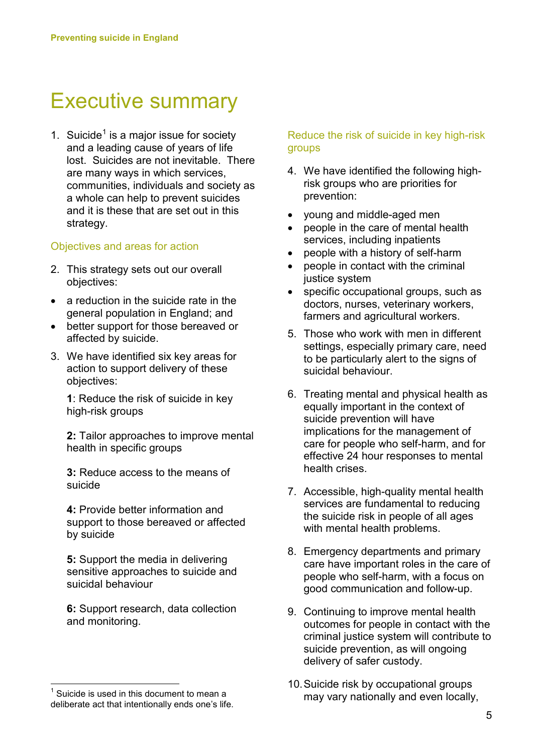# Executive summary

1. Suicide[1] is a major issue for society and a leading cause of years of life lost. Suicides are not inevitable. There are many ways in which services, communities, individuals and society as a whole can help to prevent suicides and it is these that are set out in this strategy.

## Objectives and areas for action

2. This strategy sets out our overall objectives:

- a reduction in the suicide rate in the general population in England; and
- better support for those bereaved or affected by suicide.

3. We have identified six key areas for action to support delivery of these objectives:

   **1**: Reduce the risk of suicide in key high-risk groups

   **2:** Tailor approaches to improve mental health in specific groups

   **3:** Reduce access to the means of suicide

   **4:** Provide better information and support to those bereaved or affected by suicide

   **5:** Support the media in delivering sensitive approaches to suicide and suicidal behaviour

   **6:** Support research, data collection and monitoring.

## Reduce the risk of suicide in key high-risk groups

4. We have identified the following high-risk groups who are priorities for prevention:

- young and middle-aged men
- people in the care of mental health services, including inpatients
- people with a history of self-harm
- people in contact with the criminal justice system
- specific occupational groups, such as doctors, nurses, veterinary workers, farmers and agricultural workers.

5. Those who work with men in different settings, especially primary care, need to be particularly alert to the signs of suicidal behaviour.

6. Treating mental and physical health as equally important in the context of suicide prevention will have implications for the management of care for people who self-harm, and for effective 24 hour responses to mental health crises.

7. Accessible, high-quality mental health services are fundamental to reducing the suicide risk in people of all ages with mental health problems.

8. Emergency departments and primary care have important roles in the care of people who self-harm, with a focus on good communication and follow-up.

9. Continuing to improve mental health outcomes for people in contact with the criminal justice system will contribute to suicide prevention, as will ongoing delivery of safer custody.

10. Suicide risk by occupational groups may vary nationally and even locally,

---

[1] Suicide is used in this document to mean a deliberate act that intentionally ends one's life.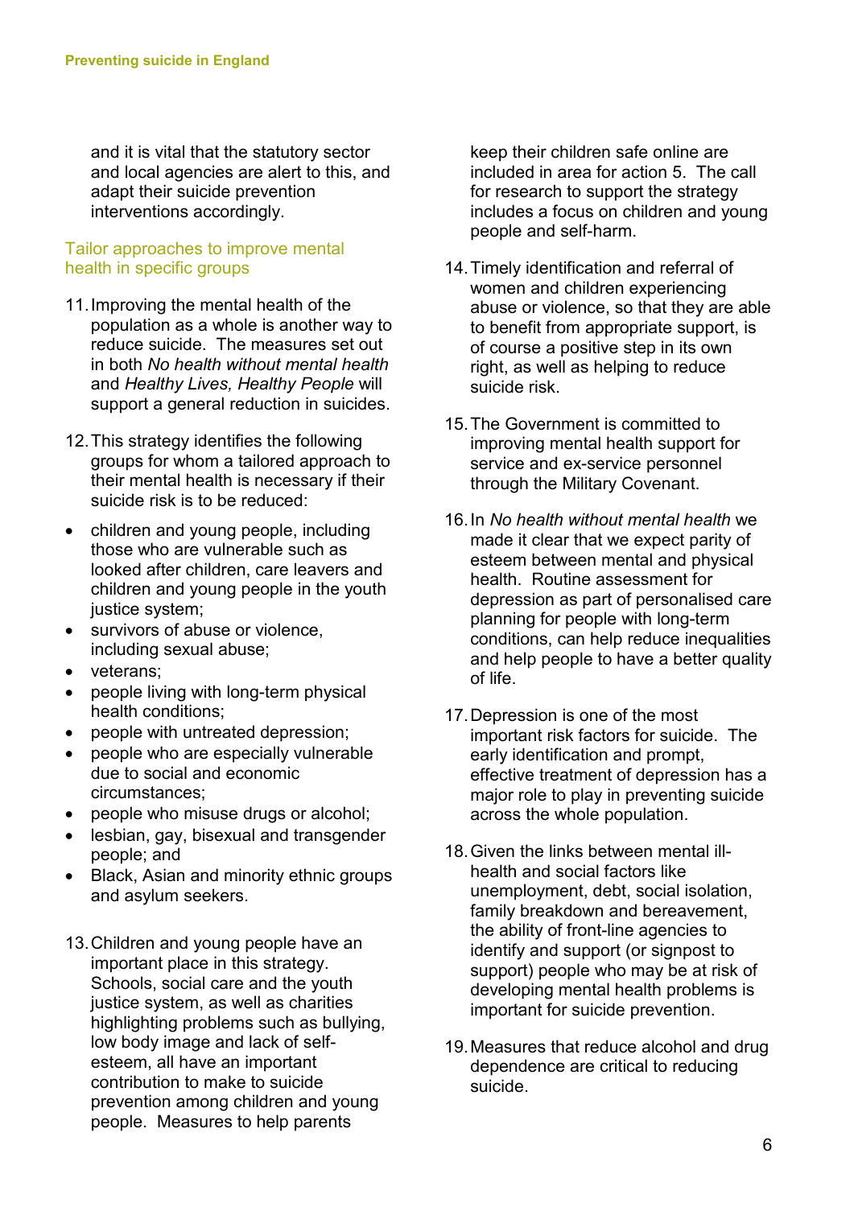and it is vital that the statutory sector and local agencies are alert to this, and adapt their suicide prevention interventions accordingly.

### Tailor approaches to improve mental health in specific groups

11. Improving the mental health of the population as a whole is another way to reduce suicide. The measures set out in both *No health without mental health* and *Healthy Lives, Healthy People* will support a general reduction in suicides.

12. This strategy identifies the following groups for whom a tailored approach to their mental health is necessary if their suicide risk is to be reduced:

- children and young people, including those who are vulnerable such as looked after children, care leavers and children and young people in the youth justice system;
- survivors of abuse or violence, including sexual abuse;
- veterans;
- people living with long-term physical health conditions;
- people with untreated depression;
- people who are especially vulnerable due to social and economic circumstances;
- people who misuse drugs or alcohol;
- lesbian, gay, bisexual and transgender people; and
- Black, Asian and minority ethnic groups and asylum seekers.

13. Children and young people have an important place in this strategy. Schools, social care and the youth justice system, as well as charities highlighting problems such as bullying, low body image and lack of self-esteem, all have an important contribution to make to suicide prevention among children and young people. Measures to help parents keep their children safe online are included in area for action 5. The call for research to support the strategy includes a focus on children and young people and self-harm.

14. Timely identification and referral of women and children experiencing abuse or violence, so that they are able to benefit from appropriate support, is of course a positive step in its own right, as well as helping to reduce suicide risk.

15. The Government is committed to improving mental health support for service and ex-service personnel through the Military Covenant.

16. In *No health without mental health* we made it clear that we expect parity of esteem between mental and physical health. Routine assessment for depression as part of personalised care planning for people with long-term conditions, can help reduce inequalities and help people to have a better quality of life.

17. Depression is one of the most important risk factors for suicide. The early identification and prompt, effective treatment of depression has a major role to play in preventing suicide across the whole population.

18. Given the links between mental ill-health and social factors like unemployment, debt, social isolation, family breakdown and bereavement, the ability of front-line agencies to identify and support (or signpost to support) people who may be at risk of developing mental health problems is important for suicide prevention.

19. Measures that reduce alcohol and drug dependence are critical to reducing suicide.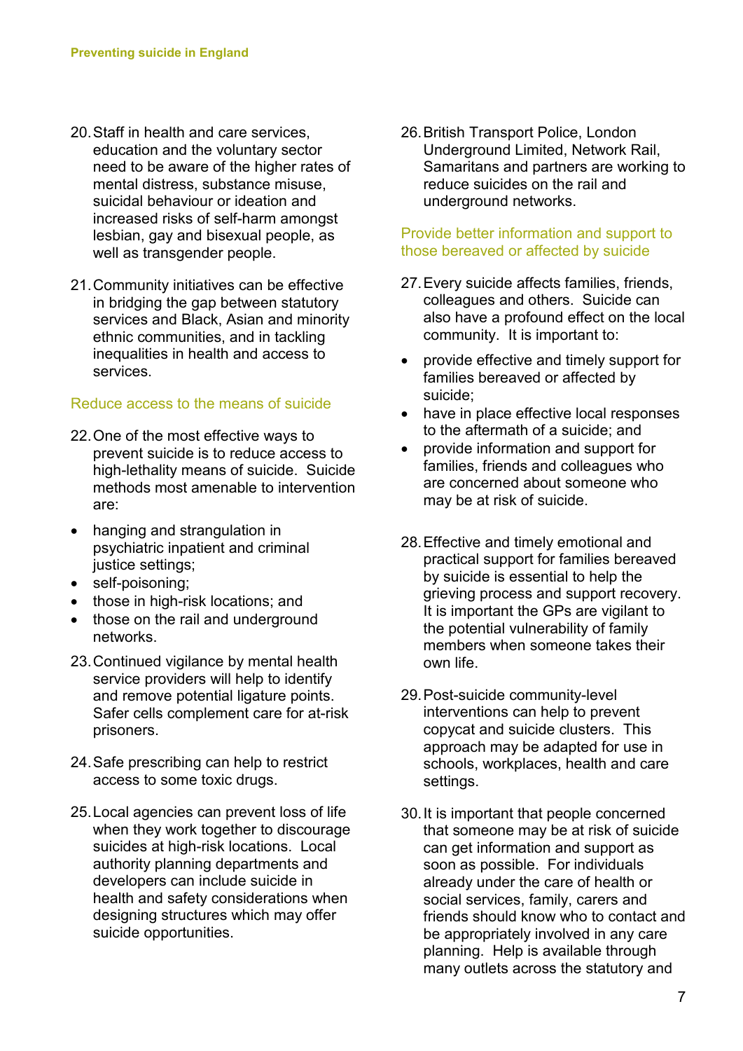20. Staff in health and care services, education and the voluntary sector need to be aware of the higher rates of mental distress, substance misuse, suicidal behaviour or ideation and increased risks of self-harm amongst lesbian, gay and bisexual people, as well as transgender people.

21. Community initiatives can be effective in bridging the gap between statutory services and Black, Asian and minority ethnic communities, and in tackling inequalities in health and access to services.

### Reduce access to the means of suicide

22. One of the most effective ways to prevent suicide is to reduce access to high-lethality means of suicide. Suicide methods most amenable to intervention are:

- hanging and strangulation in psychiatric inpatient and criminal justice settings;
- self-poisoning;
- those in high-risk locations; and
- those on the rail and underground networks.

23. Continued vigilance by mental health service providers will help to identify and remove potential ligature points. Safer cells complement care for at-risk prisoners.

24. Safe prescribing can help to restrict access to some toxic drugs.

25. Local agencies can prevent loss of life when they work together to discourage suicides at high-risk locations. Local authority planning departments and developers can include suicide in health and safety considerations when designing structures which may offer suicide opportunities.

26. British Transport Police, London Underground Limited, Network Rail, Samaritans and partners are working to reduce suicides on the rail and underground networks.

### Provide better information and support to those bereaved or affected by suicide

27. Every suicide affects families, friends, colleagues and others. Suicide can also have a profound effect on the local community. It is important to:

- provide effective and timely support for families bereaved or affected by suicide;
- have in place effective local responses to the aftermath of a suicide; and
- provide information and support for families, friends and colleagues who are concerned about someone who may be at risk of suicide.

28. Effective and timely emotional and practical support for families bereaved by suicide is essential to help the grieving process and support recovery. It is important the GPs are vigilant to the potential vulnerability of family members when someone takes their own life.

29. Post-suicide community-level interventions can help to prevent copycat and suicide clusters. This approach may be adapted for use in schools, workplaces, health and care settings.

30. It is important that people concerned that someone may be at risk of suicide can get information and support as soon as possible. For individuals already under the care of health or social services, family, carers and friends should know who to contact and be appropriately involved in any care planning. Help is available through many outlets across the statutory and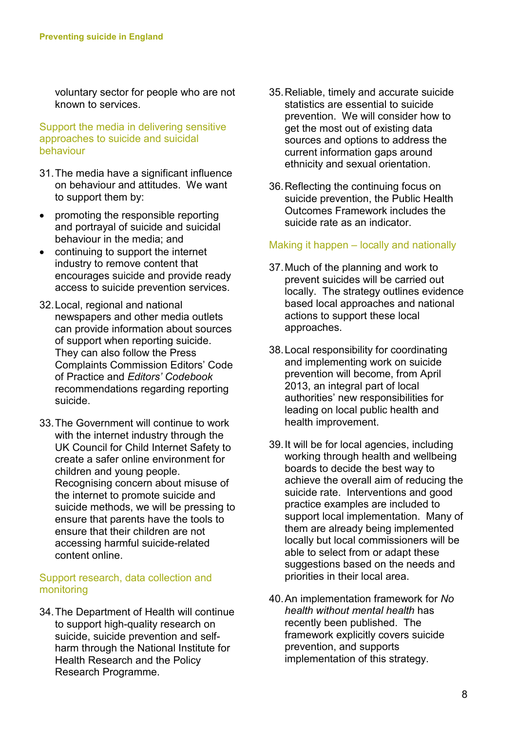voluntary sector for people who are not known to services.

### Support the media in delivering sensitive approaches to suicide and suicidal behaviour

31. The media have a significant influence on behaviour and attitudes. We want to support them by:

- promoting the responsible reporting and portrayal of suicide and suicidal behaviour in the media; and
- continuing to support the internet industry to remove content that encourages suicide and provide ready access to suicide prevention services.

32. Local, regional and national newspapers and other media outlets can provide information about sources of support when reporting suicide. They can also follow the Press Complaints Commission Editors' Code of Practice and *Editors' Codebook* recommendations regarding reporting suicide.

33. The Government will continue to work with the internet industry through the UK Council for Child Internet Safety to create a safer online environment for children and young people. Recognising concern about misuse of the internet to promote suicide and suicide methods, we will be pressing to ensure that parents have the tools to ensure that their children are not accessing harmful suicide-related content online.

### Support research, data collection and monitoring

34. The Department of Health will continue to support high-quality research on suicide, suicide prevention and self-harm through the National Institute for Health Research and the Policy Research Programme.

35. Reliable, timely and accurate suicide statistics are essential to suicide prevention. We will consider how to get the most out of existing data sources and options to address the current information gaps around ethnicity and sexual orientation.

36. Reflecting the continuing focus on suicide prevention, the Public Health Outcomes Framework includes the suicide rate as an indicator.

### Making it happen – locally and nationally

37. Much of the planning and work to prevent suicides will be carried out locally. The strategy outlines evidence based local approaches and national actions to support these local approaches.

38. Local responsibility for coordinating and implementing work on suicide prevention will become, from April 2013, an integral part of local authorities' new responsibilities for leading on local public health and health improvement.

39. It will be for local agencies, including working through health and wellbeing boards to decide the best way to achieve the overall aim of reducing the suicide rate. Interventions and good practice examples are included to support local implementation. Many of them are already being implemented locally but local commissioners will be able to select from or adapt these suggestions based on the needs and priorities in their local area.

40. An implementation framework for *No health without mental health* has recently been published. The framework explicitly covers suicide prevention, and supports implementation of this strategy.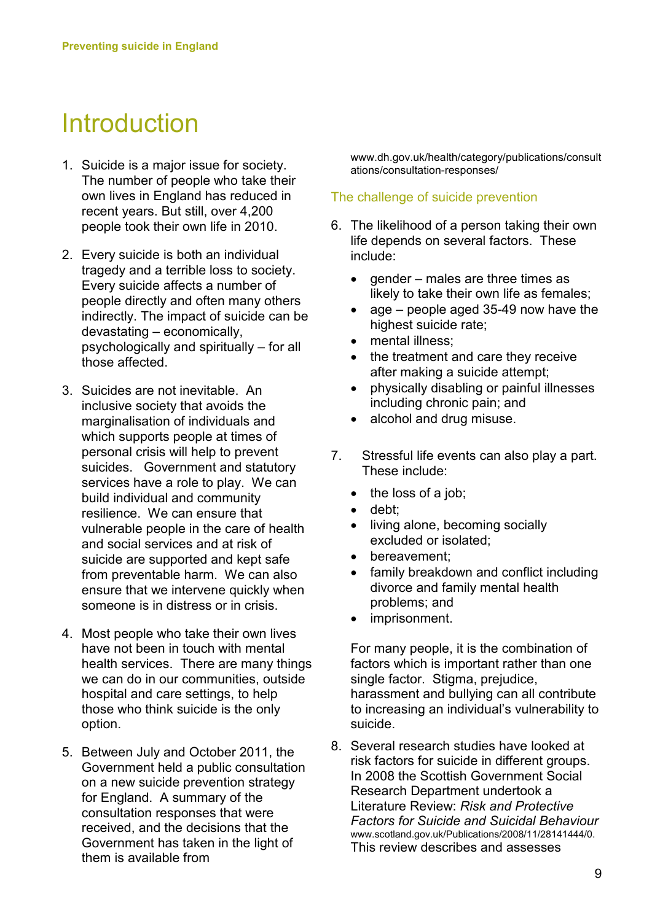# Introduction

1. Suicide is a major issue for society. The number of people who take their own lives in England has reduced in recent years. But still, over 4,200 people took their own life in 2010.

2. Every suicide is both an individual tragedy and a terrible loss to society. Every suicide affects a number of people directly and often many others indirectly. The impact of suicide can be devastating – economically, psychologically and spiritually – for all those affected.

3. Suicides are not inevitable. An inclusive society that avoids the marginalisation of individuals and which supports people at times of personal crisis will help to prevent suicides. Government and statutory services have a role to play. We can build individual and community resilience. We can ensure that vulnerable people in the care of health and social services and at risk of suicide are supported and kept safe from preventable harm. We can also ensure that we intervene quickly when someone is in distress or in crisis.

4. Most people who take their own lives have not been in touch with mental health services. There are many things we can do in our communities, outside hospital and care settings, to help those who think suicide is the only option.

5. Between July and October 2011, the Government held a public consultation on a new suicide prevention strategy for England. A summary of the consultation responses that were received, and the decisions that the Government has taken in the light of them is available from www.dh.gov.uk/health/category/publications/consultations/consultation-responses/

## The challenge of suicide prevention

6. The likelihood of a person taking their own life depends on several factors. These include:
   - gender – males are three times as likely to take their own life as females;
   - age – people aged 35-49 now have the highest suicide rate;
   - mental illness;
   - the treatment and care they receive after making a suicide attempt;
   - physically disabling or painful illnesses including chronic pain; and
   - alcohol and drug misuse.

7. Stressful life events can also play a part. These include:
   - the loss of a job;
   - debt;
   - living alone, becoming socially excluded or isolated;
   - bereavement;
   - family breakdown and conflict including divorce and family mental health problems; and
   - imprisonment.

   For many people, it is the combination of factors which is important rather than one single factor. Stigma, prejudice, harassment and bullying can all contribute to increasing an individual's vulnerability to suicide.

8. Several research studies have looked at risk factors for suicide in different groups. In 2008 the Scottish Government Social Research Department undertook a Literature Review: *Risk and Protective Factors for Suicide and Suicidal Behaviour* www.scotland.gov.uk/Publications/2008/11/28141444/0. This review describes and assesses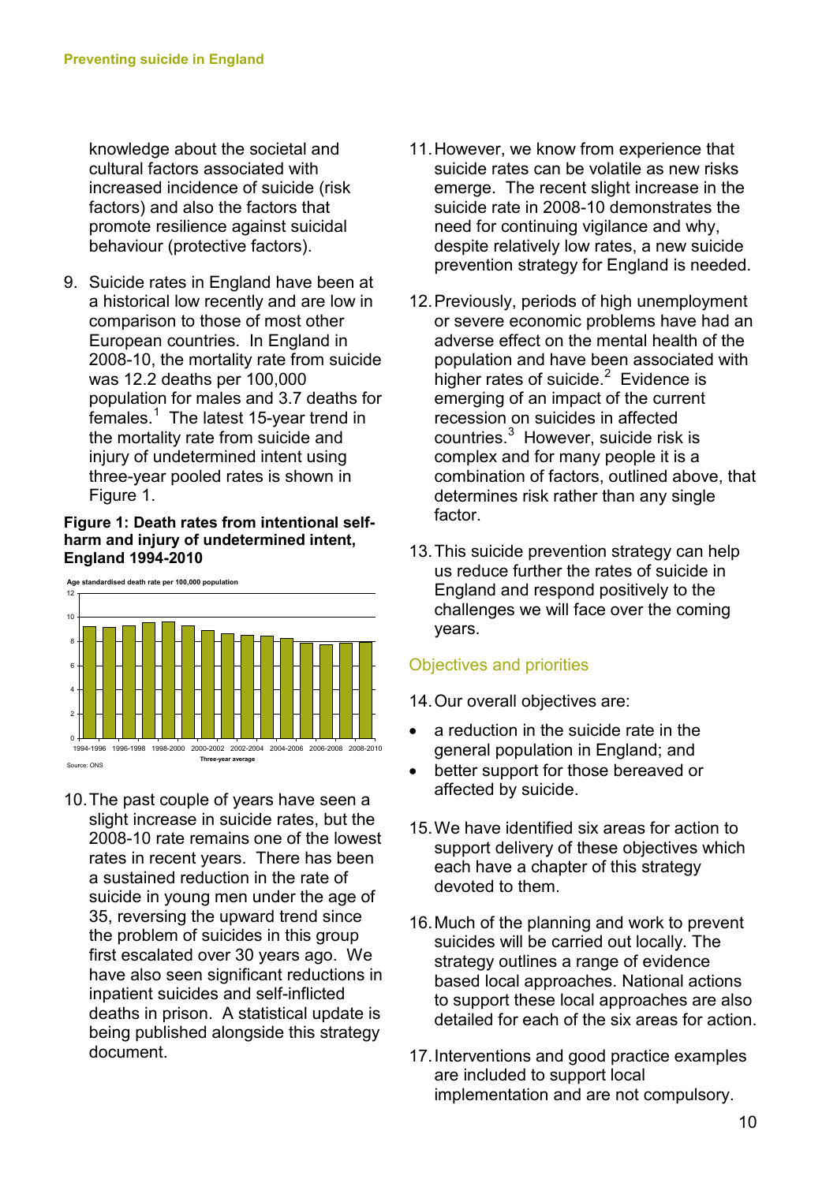knowledge about the societal and cultural factors associated with increased incidence of suicide (risk factors) and also the factors that promote resilience against suicidal behaviour (protective factors).

9. Suicide rates in England have been at a historical low recently and are low in comparison to those of most other European countries. In England in 2008-10, the mortality rate from suicide was 12.2 deaths per 100,000 population for males and 3.7 deaths for females.[1] The latest 15-year trend in the mortality rate from suicide and injury of undetermined intent using three-year pooled rates is shown in Figure 1.

**Figure 1: Death rates from intentional self-harm and injury of undetermined intent, England 1994-2010**

Age standardised death rate per 100,000 population

Three-year average

Source: ONS

10. The past couple of years have seen a slight increase in suicide rates, but the 2008-10 rate remains one of the lowest rates in recent years. There has been a sustained reduction in the rate of suicide in young men under the age of 35, reversing the upward trend since the problem of suicides in this group first escalated over 30 years ago. We have also seen significant reductions in inpatient suicides and self-inflicted deaths in prison. A statistical update is being published alongside this strategy document.

11. However, we know from experience that suicide rates can be volatile as new risks emerge. The recent slight increase in the suicide rate in 2008-10 demonstrates the need for continuing vigilance and why, despite relatively low rates, a new suicide prevention strategy for England is needed.

12. Previously, periods of high unemployment or severe economic problems have had an adverse effect on the mental health of the population and have been associated with higher rates of suicide.[2] Evidence is emerging of an impact of the current recession on suicides in affected countries.[3] However, suicide risk is complex and for many people it is a combination of factors, outlined above, that determines risk rather than any single factor.

13. This suicide prevention strategy can help us reduce further the rates of suicide in England and respond positively to the challenges we will face over the coming years.

## Objectives and priorities

14. Our overall objectives are:

- a reduction in the suicide rate in the general population in England; and
- better support for those bereaved or affected by suicide.

15. We have identified six areas for action to support delivery of these objectives which each have a chapter of this strategy devoted to them.

16. Much of the planning and work to prevent suicides will be carried out locally. The strategy outlines a range of evidence based local approaches. National actions to support these local approaches are also detailed for each of the six areas for action.

17. Interventions and good practice examples are included to support local implementation and are not compulsory.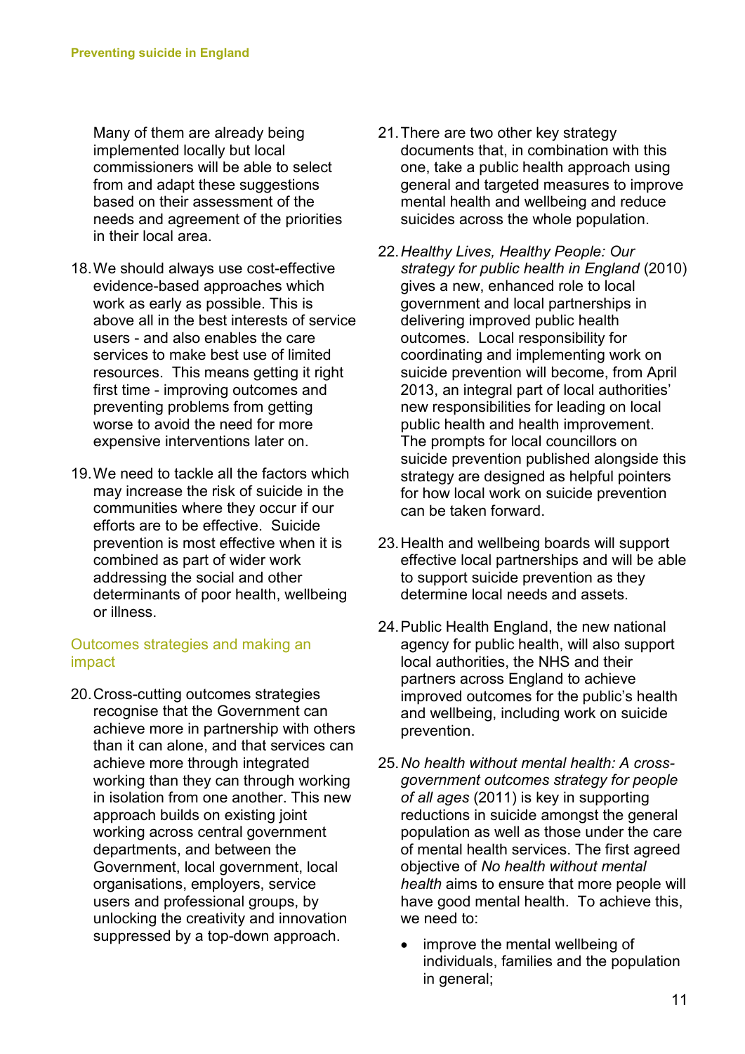Many of them are already being implemented locally but local commissioners will be able to select from and adapt these suggestions based on their assessment of the needs and agreement of the priorities in their local area.

18. We should always use cost-effective evidence-based approaches which work as early as possible. This is above all in the best interests of service users - and also enables the care services to make best use of limited resources. This means getting it right first time - improving outcomes and preventing problems from getting worse to avoid the need for more expensive interventions later on.

19. We need to tackle all the factors which may increase the risk of suicide in the communities where they occur if our efforts are to be effective. Suicide prevention is most effective when it is combined as part of wider work addressing the social and other determinants of poor health, wellbeing or illness.

## Outcomes strategies and making an impact

20. Cross-cutting outcomes strategies recognise that the Government can achieve more in partnership with others than it can alone, and that services can achieve more through integrated working than they can through working in isolation from one another. This new approach builds on existing joint working across central government departments, and between the Government, local government, local organisations, employers, service users and professional groups, by unlocking the creativity and innovation suppressed by a top-down approach.

21. There are two other key strategy documents that, in combination with this one, take a public health approach using general and targeted measures to improve mental health and wellbeing and reduce suicides across the whole population.

22. *Healthy Lives, Healthy People: Our strategy for public health in England* (2010) gives a new, enhanced role to local government and local partnerships in delivering improved public health outcomes. Local responsibility for coordinating and implementing work on suicide prevention will become, from April 2013, an integral part of local authorities' new responsibilities for leading on local public health and health improvement. The prompts for local councillors on suicide prevention published alongside this strategy are designed as helpful pointers for how local work on suicide prevention can be taken forward.

23. Health and wellbeing boards will support effective local partnerships and will be able to support suicide prevention as they determine local needs and assets.

24. Public Health England, the new national agency for public health, will also support local authorities, the NHS and their partners across England to achieve improved outcomes for the public's health and wellbeing, including work on suicide prevention.

25. *No health without mental health: A cross-government outcomes strategy for people of all ages* (2011) is key in supporting reductions in suicide amongst the general population as well as those under the care of mental health services. The first agreed objective of *No health without mental health* aims to ensure that more people will have good mental health. To achieve this, we need to:

    - improve the mental wellbeing of individuals, families and the population in general;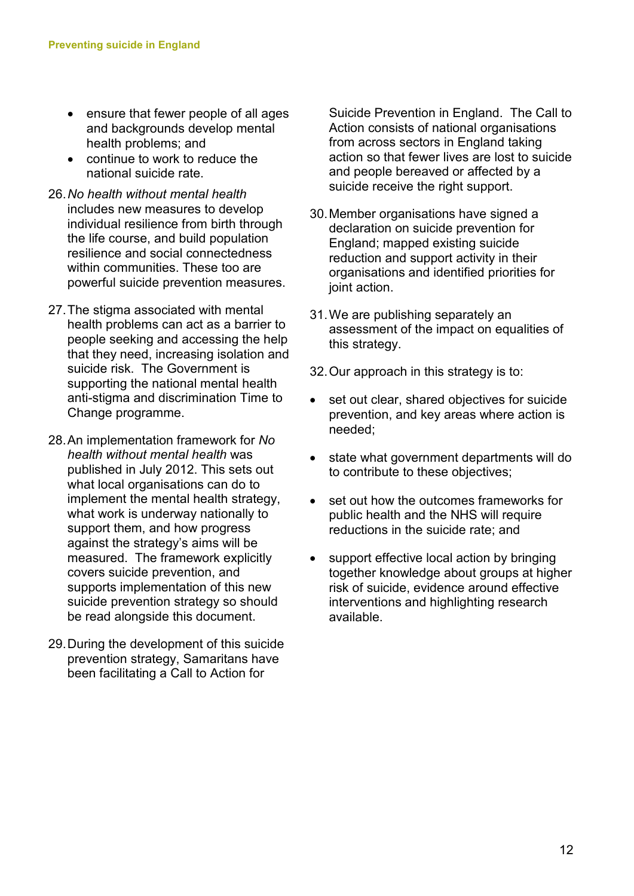- ensure that fewer people of all ages and backgrounds develop mental health problems; and
- continue to work to reduce the national suicide rate.

26. *No health without mental health* includes new measures to develop individual resilience from birth through the life course, and build population resilience and social connectedness within communities. These too are powerful suicide prevention measures.

27. The stigma associated with mental health problems can act as a barrier to people seeking and accessing the help that they need, increasing isolation and suicide risk. The Government is supporting the national mental health anti-stigma and discrimination Time to Change programme.

28. An implementation framework for *No health without mental health* was published in July 2012. This sets out what local organisations can do to implement the mental health strategy, what work is underway nationally to support them, and how progress against the strategy's aims will be measured. The framework explicitly covers suicide prevention, and supports implementation of this new suicide prevention strategy so should be read alongside this document.

29. During the development of this suicide prevention strategy, Samaritans have been facilitating a Call to Action for Suicide Prevention in England. The Call to Action consists of national organisations from across sectors in England taking action so that fewer lives are lost to suicide and people bereaved or affected by a suicide receive the right support.

30. Member organisations have signed a declaration on suicide prevention for England; mapped existing suicide reduction and support activity in their organisations and identified priorities for joint action.

31. We are publishing separately an assessment of the impact on equalities of this strategy.

32. Our approach in this strategy is to:

- set out clear, shared objectives for suicide prevention, and key areas where action is needed;
- state what government departments will do to contribute to these objectives;
- set out how the outcomes frameworks for public health and the NHS will require reductions in the suicide rate; and
- support effective local action by bringing together knowledge about groups at higher risk of suicide, evidence around effective interventions and highlighting research available.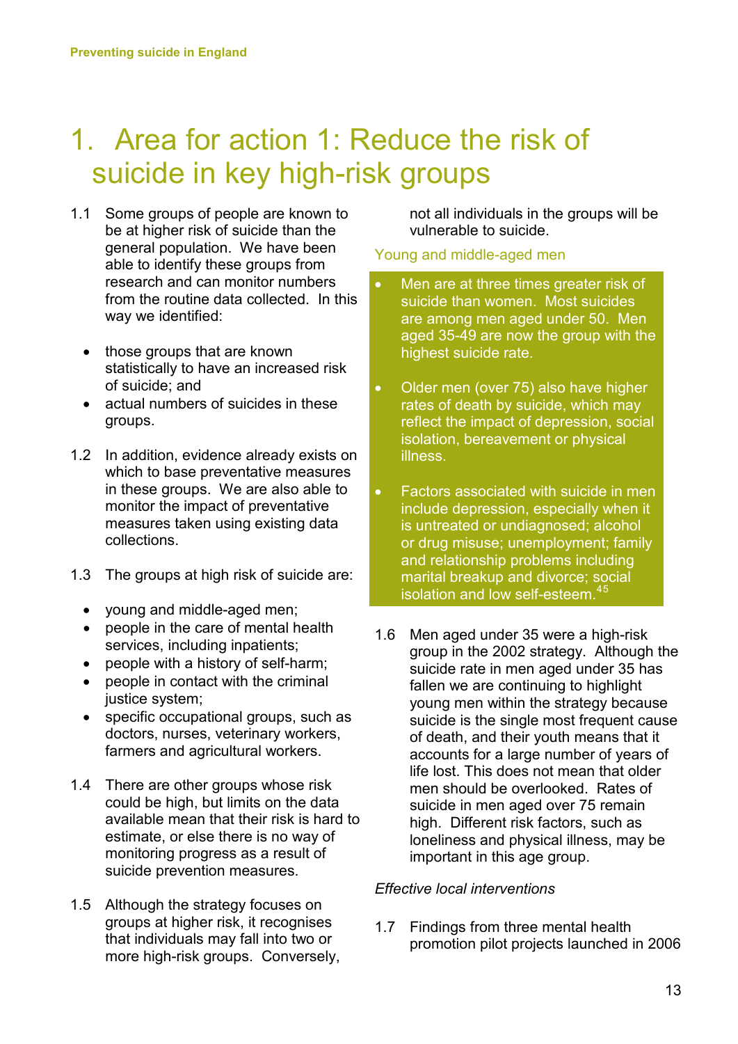# 1. Area for action 1: Reduce the risk of suicide in key high-risk groups

1.1 Some groups of people are known to be at higher risk of suicide than the general population. We have been able to identify these groups from research and can monitor numbers from the routine data collected. In this way we identified:

- those groups that are known statistically to have an increased risk of suicide; and
- actual numbers of suicides in these groups.

1.2 In addition, evidence already exists on which to base preventative measures in these groups. We are also able to monitor the impact of preventative measures taken using existing data collections.

1.3 The groups at high risk of suicide are:

- young and middle-aged men;
- people in the care of mental health services, including inpatients;
- people with a history of self-harm;
- people in contact with the criminal justice system;
- specific occupational groups, such as doctors, nurses, veterinary workers, farmers and agricultural workers.

1.4 There are other groups whose risk could be high, but limits on the data available mean that their risk is hard to estimate, or else there is no way of monitoring progress as a result of suicide prevention measures.

1.5 Although the strategy focuses on groups at higher risk, it recognises that individuals may fall into two or more high-risk groups. Conversely, not all individuals in the groups will be vulnerable to suicide.

## Young and middle-aged men

- Men are at three times greater risk of suicide than women. Most suicides are among men aged under 50. Men aged 35-49 are now the group with the highest suicide rate.
- Older men (over 75) also have higher rates of death by suicide, which may reflect the impact of depression, social isolation, bereavement or physical illness.
- Factors associated with suicide in men include depression, especially when it is untreated or undiagnosed; alcohol or drug misuse; unemployment; family and relationship problems including marital breakup and divorce; social isolation and low self-esteem.[45]

1.6 Men aged under 35 were a high-risk group in the 2002 strategy. Although the suicide rate in men aged under 35 has fallen we are continuing to highlight young men within the strategy because suicide is the single most frequent cause of death, and their youth means that it accounts for a large number of years of life lost. This does not mean that older men should be overlooked. Rates of suicide in men aged over 75 remain high. Different risk factors, such as loneliness and physical illness, may be important in this age group.

*Effective local interventions*

1.7 Findings from three mental health promotion pilot projects launched in 2006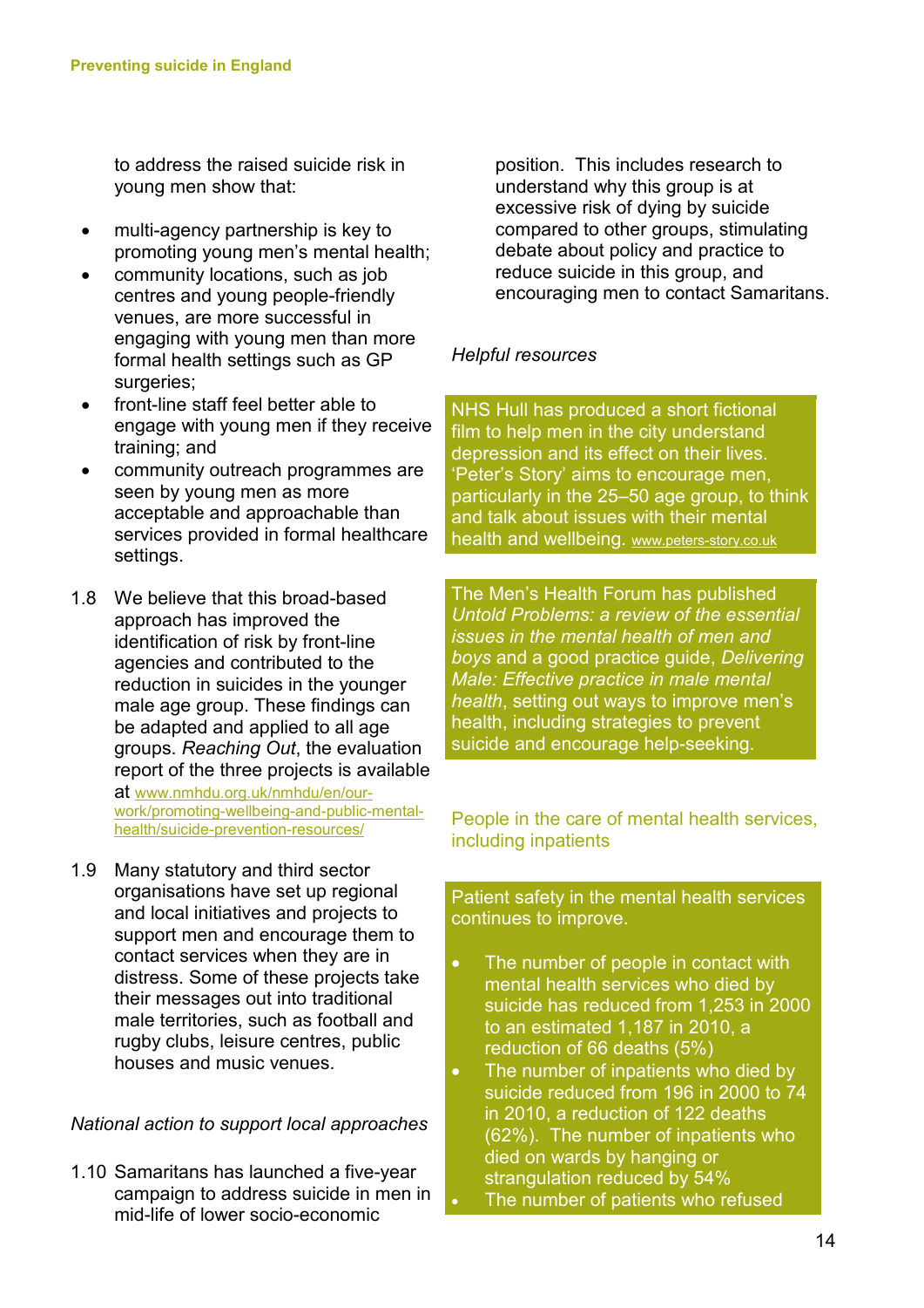to address the raised suicide risk in young men show that:

- multi-agency partnership is key to promoting young men's mental health;
- community locations, such as job centres and young people-friendly venues, are more successful in engaging with young men than more formal health settings such as GP surgeries;
- front-line staff feel better able to engage with young men if they receive training; and
- community outreach programmes are seen by young men as more acceptable and approachable than services provided in formal healthcare settings.

1.8 We believe that this broad-based approach has improved the identification of risk by front-line agencies and contributed to the reduction in suicides in the younger male age group. These findings can be adapted and applied to all age groups. *Reaching Out*, the evaluation report of the three projects is available at www.nmhdu.org.uk/nmhdu/en/our-work/promoting-wellbeing-and-public-mental-health/suicide-prevention-resources/

1.9 Many statutory and third sector organisations have set up regional and local initiatives and projects to support men and encourage them to contact services when they are in distress. Some of these projects take their messages out into traditional male territories, such as football and rugby clubs, leisure centres, public houses and music venues.

*National action to support local approaches*

1.10 Samaritans has launched a five-year campaign to address suicide in men in mid-life of lower socio-economic position. This includes research to understand why this group is at excessive risk of dying by suicide compared to other groups, stimulating debate about policy and practice to reduce suicide in this group, and encouraging men to contact Samaritans.

*Helpful resources*

NHS Hull has produced a short fictional film to help men in the city understand depression and its effect on their lives. 'Peter's Story' aims to encourage men, particularly in the 25–50 age group, to think and talk about issues with their mental health and wellbeing. www.peters-story.co.uk

The Men's Health Forum has published *Untold Problems: a review of the essential issues in the mental health of men and boys* and a good practice guide, *Delivering Male: Effective practice in male mental health*, setting out ways to improve men's health, including strategies to prevent suicide and encourage help-seeking.

## People in the care of mental health services, including inpatients

Patient safety in the mental health services continues to improve.

- The number of people in contact with mental health services who died by suicide has reduced from 1,253 in 2000 to an estimated 1,187 in 2010, a reduction of 66 deaths (5%)
- The number of inpatients who died by suicide reduced from 196 in 2000 to 74 in 2010, a reduction of 122 deaths (62%). The number of inpatients who died on wards by hanging or strangulation reduced by 54%
- The number of patients who refused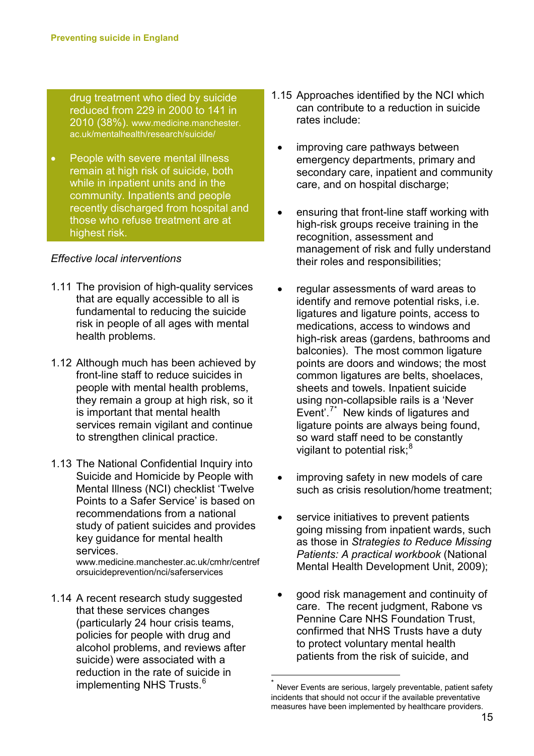drug treatment who died by suicide reduced from 229 in 2000 to 141 in 2010 (38%). www.medicine.manchester.ac.uk/mentalhealth/research/suicide/

- People with severe mental illness remain at high risk of suicide, both while in inpatient units and in the community. Inpatients and people recently discharged from hospital and those who refuse treatment are at highest risk.

*Effective local interventions*

1.11 The provision of high-quality services that are equally accessible to all is fundamental to reducing the suicide risk in people of all ages with mental health problems.

1.12 Although much has been achieved by front-line staff to reduce suicides in people with mental health problems, they remain a group at high risk, so it is important that mental health services remain vigilant and continue to strengthen clinical practice.

1.13 The National Confidential Inquiry into Suicide and Homicide by People with Mental Illness (NCI) checklist 'Twelve Points to a Safer Service' is based on recommendations from a national study of patient suicides and provides key guidance for mental health services.
www.medicine.manchester.ac.uk/cmhr/centreforsuicideprevention/nci/saferservices

1.14 A recent research study suggested that these services changes (particularly 24 hour crisis teams, policies for people with drug and alcohol problems, and reviews after suicide) were associated with a reduction in the rate of suicide in implementing NHS Trusts.[6]

1.15 Approaches identified by the NCI which can contribute to a reduction in suicide rates include:

- improving care pathways between emergency departments, primary and secondary care, inpatient and community care, and on hospital discharge;

- ensuring that front-line staff working with high-risk groups receive training in the recognition, assessment and management of risk and fully understand their roles and responsibilities;

- regular assessments of ward areas to identify and remove potential risks, i.e. ligatures and ligature points, access to medications, access to windows and high-risk areas (gardens, bathrooms and balconies). The most common ligature points are doors and windows; the most common ligatures are belts, shoelaces, sheets and towels. Inpatient suicide using non-collapsible rails is a 'Never Event'.[7*] New kinds of ligatures and ligature points are always being found, so ward staff need to be constantly vigilant to potential risk;[8]

- improving safety in new models of care such as crisis resolution/home treatment;

- service initiatives to prevent patients going missing from inpatient wards, such as those in *Strategies to Reduce Missing Patients: A practical workbook* (National Mental Health Development Unit, 2009);

- good risk management and continuity of care. The recent judgment, Rabone vs Pennine Care NHS Foundation Trust, confirmed that NHS Trusts have a duty to protect voluntary mental health patients from the risk of suicide, and

[*] Never Events are serious, largely preventable, patient safety incidents that should not occur if the available preventative measures have been implemented by healthcare providers.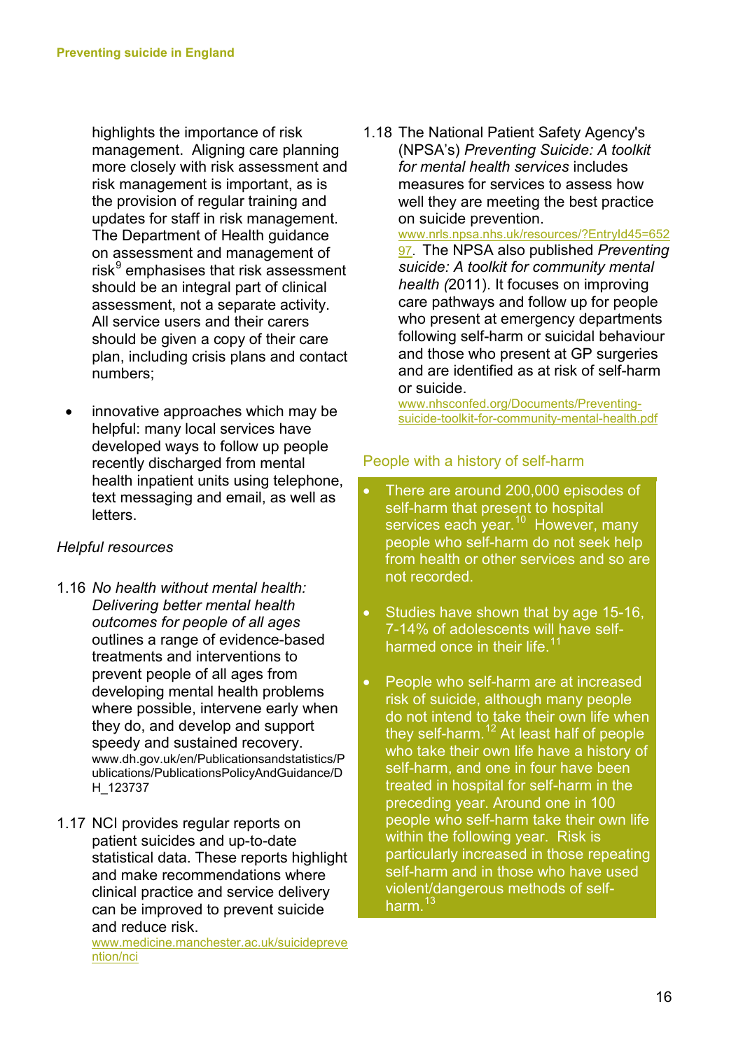highlights the importance of risk management. Aligning care planning more closely with risk assessment and risk management is important, as is the provision of regular training and updates for staff in risk management. The Department of Health guidance on assessment and management of risk[9] emphasises that risk assessment should be an integral part of clinical assessment, not a separate activity. All service users and their carers should be given a copy of their care plan, including crisis plans and contact numbers;

- innovative approaches which may be helpful: many local services have developed ways to follow up people recently discharged from mental health inpatient units using telephone, text messaging and email, as well as letters.

*Helpful resources*

1.16 *No health without mental health: Delivering better mental health outcomes for people of all ages* outlines a range of evidence-based treatments and interventions to prevent people of all ages from developing mental health problems where possible, intervene early when they do, and develop and support speedy and sustained recovery. www.dh.gov.uk/en/Publicationsandstatistics/Publications/PublicationsPolicyAndGuidance/DH_123737

1.17 NCI provides regular reports on patient suicides and up-to-date statistical data. These reports highlight and make recommendations where clinical practice and service delivery can be improved to prevent suicide and reduce risk. www.medicine.manchester.ac.uk/suicideprevention/nci

1.18 The National Patient Safety Agency's (NPSA's) *Preventing Suicide: A toolkit for mental health services* includes measures for services to assess how well they are meeting the best practice on suicide prevention. www.nrls.npsa.nhs.uk/resources/?EntryId45=65297. The NPSA also published *Preventing suicide: A toolkit for community mental health (*2011). It focuses on improving care pathways and follow up for people who present at emergency departments following self-harm or suicidal behaviour and those who present at GP surgeries and are identified as at risk of self-harm or suicide. www.nhsconfed.org/Documents/Preventing-suicide-toolkit-for-community-mental-health.pdf

## People with a history of self-harm

- There are around 200,000 episodes of self-harm that present to hospital services each year.[10] However, many people who self-harm do not seek help from health or other services and so are not recorded.

- Studies have shown that by age 15-16, 7-14% of adolescents will have self-harmed once in their life.[11]

- People who self-harm are at increased risk of suicide, although many people do not intend to take their own life when they self-harm.[12] At least half of people who take their own life have a history of self-harm, and one in four have been treated in hospital for self-harm in the preceding year. Around one in 100 people who self-harm take their own life within the following year. Risk is particularly increased in those repeating self-harm and in those who have used violent/dangerous methods of self-harm.[13]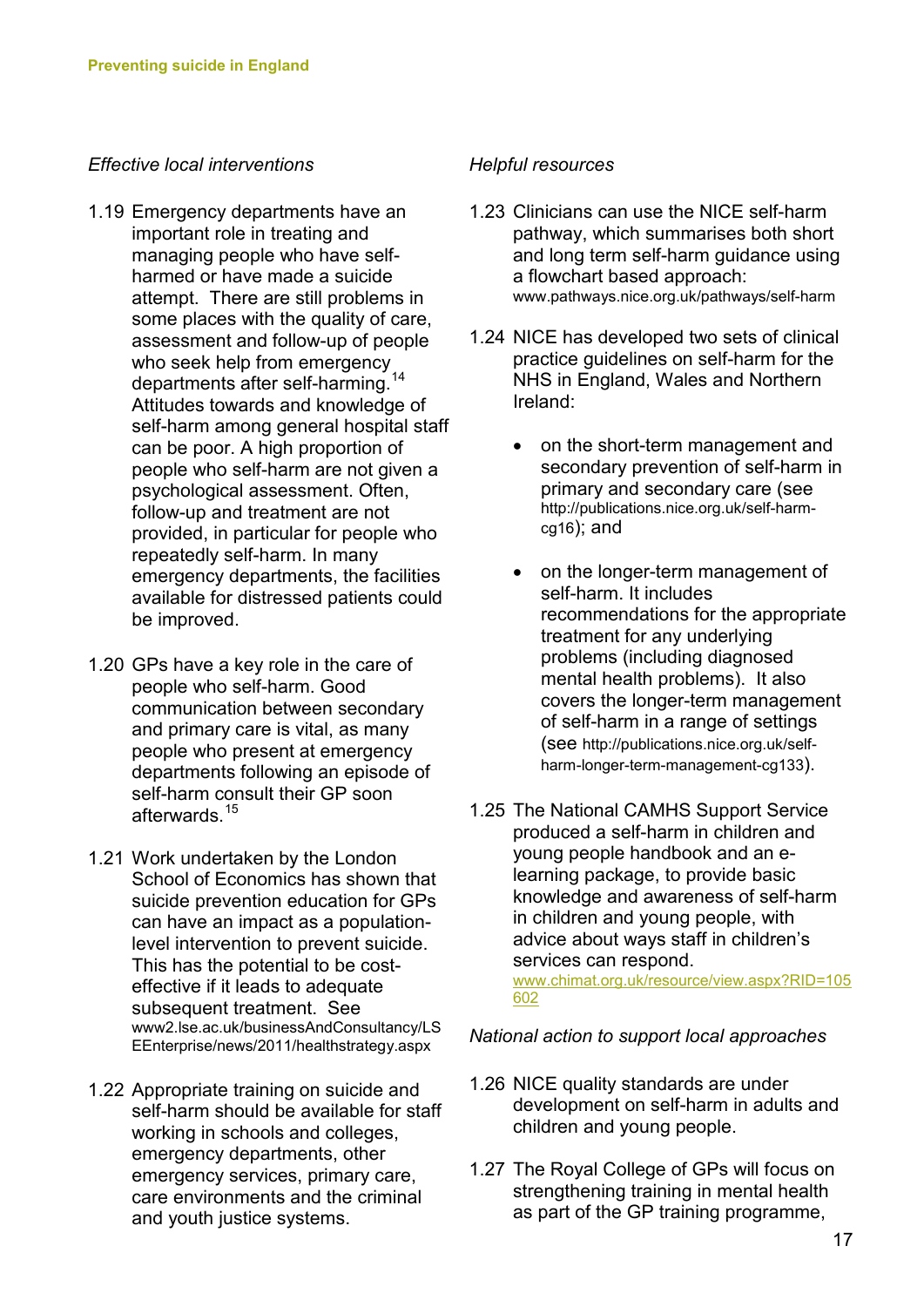*Effective local interventions*

1.19 Emergency departments have an important role in treating and managing people who have self-harmed or have made a suicide attempt. There are still problems in some places with the quality of care, assessment and follow-up of people who seek help from emergency departments after self-harming.[14] Attitudes towards and knowledge of self-harm among general hospital staff can be poor. A high proportion of people who self-harm are not given a psychological assessment. Often, follow-up and treatment are not provided, in particular for people who repeatedly self-harm. In many emergency departments, the facilities available for distressed patients could be improved.

1.20 GPs have a key role in the care of people who self-harm. Good communication between secondary and primary care is vital, as many people who present at emergency departments following an episode of self-harm consult their GP soon afterwards.[15]

1.21 Work undertaken by the London School of Economics has shown that suicide prevention education for GPs can have an impact as a population-level intervention to prevent suicide. This has the potential to be cost-effective if it leads to adequate subsequent treatment. See www2.lse.ac.uk/businessAndConsultancy/LSEEnterprise/news/2011/healthstrategy.aspx

1.22 Appropriate training on suicide and self-harm should be available for staff working in schools and colleges, emergency departments, other emergency services, primary care, care environments and the criminal and youth justice systems.

*Helpful resources*

1.23 Clinicians can use the NICE self-harm pathway, which summarises both short and long term self-harm guidance using a flowchart based approach: www.pathways.nice.org.uk/pathways/self-harm

1.24 NICE has developed two sets of clinical practice guidelines on self-harm for the NHS in England, Wales and Northern Ireland:

- on the short-term management and secondary prevention of self-harm in primary and secondary care (see http://publications.nice.org.uk/self-harm-cg16); and
- on the longer-term management of self-harm. It includes recommendations for the appropriate treatment for any underlying problems (including diagnosed mental health problems). It also covers the longer-term management of self-harm in a range of settings (see http://publications.nice.org.uk/self-harm-longer-term-management-cg133).

1.25 The National CAMHS Support Service produced a self-harm in children and young people handbook and an e-learning package, to provide basic knowledge and awareness of self-harm in children and young people, with advice about ways staff in children's services can respond. www.chimat.org.uk/resource/view.aspx?RID=105602

*National action to support local approaches*

1.26 NICE quality standards are under development on self-harm in adults and children and young people.

1.27 The Royal College of GPs will focus on strengthening training in mental health as part of the GP training programme,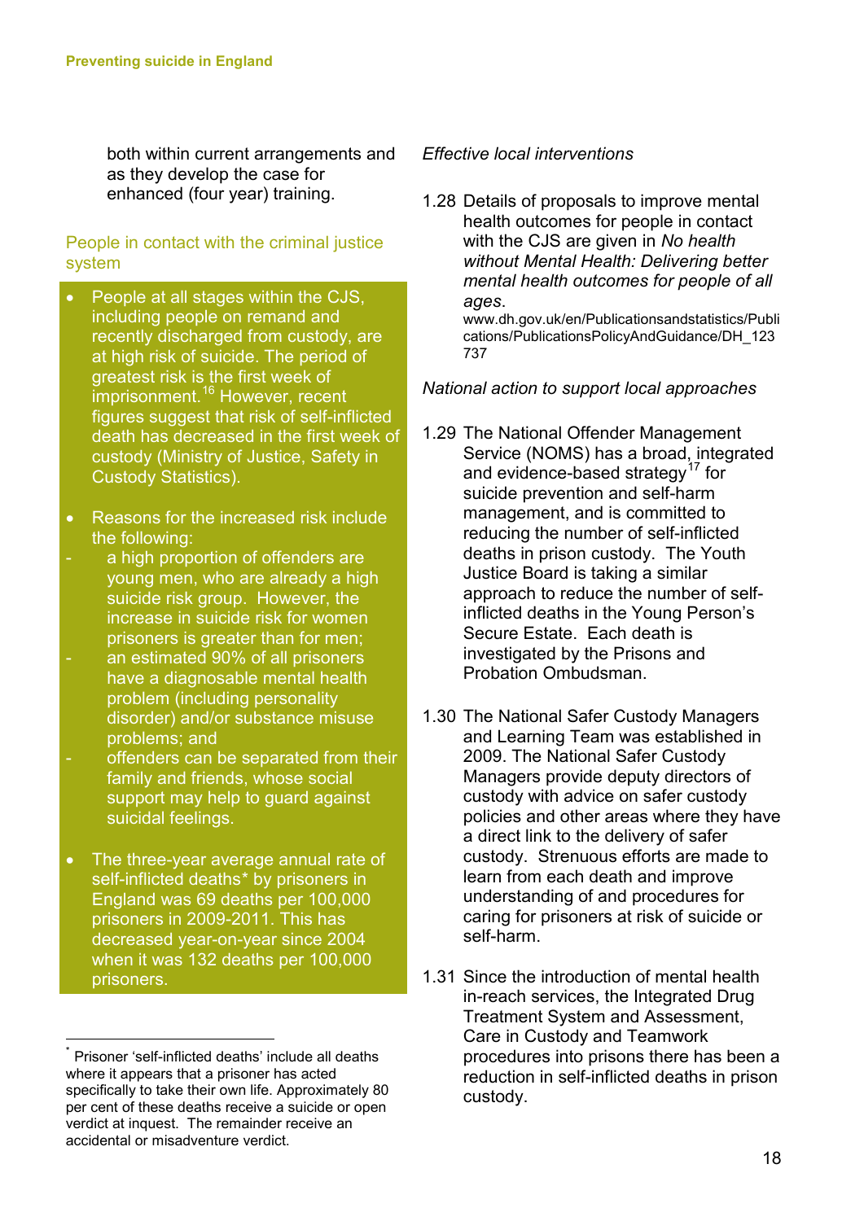both within current arrangements and as they develop the case for enhanced (four year) training.

### People in contact with the criminal justice system

- People at all stages within the CJS, including people on remand and recently discharged from custody, are at high risk of suicide. The period of greatest risk is the first week of imprisonment.[16] However, recent figures suggest that risk of self-inflicted death has decreased in the first week of custody (Ministry of Justice, Safety in Custody Statistics).

- Reasons for the increased risk include the following:
  - a high proportion of offenders are young men, who are already a high suicide risk group. However, the increase in suicide risk for women prisoners is greater than for men;
  - an estimated 90% of all prisoners have a diagnosable mental health problem (including personality disorder) and/or substance misuse problems; and
  - offenders can be separated from their family and friends, whose social support may help to guard against suicidal feelings.

- The three-year average annual rate of self-inflicted deaths* by prisoners in England was 69 deaths per 100,000 prisoners in 2009-2011. This has decreased year-on-year since 2004 when it was 132 deaths per 100,000 prisoners.

*Effective local interventions*

1.28 Details of proposals to improve mental health outcomes for people in contact with the CJS are given in *No health without Mental Health: Delivering better mental health outcomes for people of all ages*. www.dh.gov.uk/en/Publicationsandstatistics/Publications/PublicationsPolicyAndGuidance/DH_123737

*National action to support local approaches*

1.29 The National Offender Management Service (NOMS) has a broad, integrated and evidence-based strategy[17] for suicide prevention and self-harm management, and is committed to reducing the number of self-inflicted deaths in prison custody. The Youth Justice Board is taking a similar approach to reduce the number of self-inflicted deaths in the Young Person's Secure Estate. Each death is investigated by the Prisons and Probation Ombudsman.

1.30 The National Safer Custody Managers and Learning Team was established in 2009. The National Safer Custody Managers provide deputy directors of custody with advice on safer custody policies and other areas where they have a direct link to the delivery of safer custody. Strenuous efforts are made to learn from each death and improve understanding of and procedures for caring for prisoners at risk of suicide or self-harm.

1.31 Since the introduction of mental health in-reach services, the Integrated Drug Treatment System and Assessment, Care in Custody and Teamwork procedures into prisons there has been a reduction in self-inflicted deaths in prison custody.

---

* Prisoner 'self-inflicted deaths' include all deaths where it appears that a prisoner has acted specifically to take their own life. Approximately 80 per cent of these deaths receive a suicide or open verdict at inquest. The remainder receive an accidental or misadventure verdict.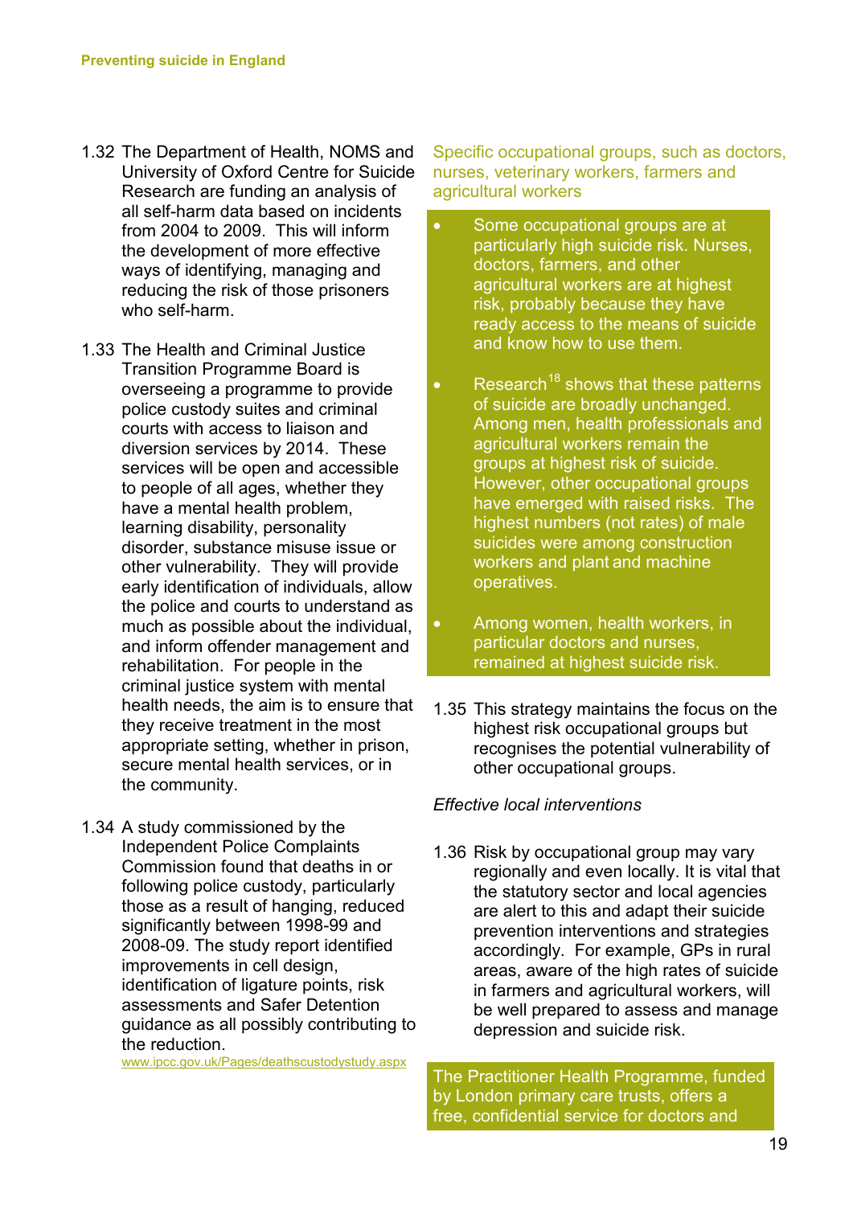1.32 The Department of Health, NOMS and University of Oxford Centre for Suicide Research are funding an analysis of all self-harm data based on incidents from 2004 to 2009. This will inform the development of more effective ways of identifying, managing and reducing the risk of those prisoners who self-harm.

1.33 The Health and Criminal Justice Transition Programme Board is overseeing a programme to provide police custody suites and criminal courts with access to liaison and diversion services by 2014. These services will be open and accessible to people of all ages, whether they have a mental health problem, learning disability, personality disorder, substance misuse issue or other vulnerability. They will provide early identification of individuals, allow the police and courts to understand as much as possible about the individual, and inform offender management and rehabilitation. For people in the criminal justice system with mental health needs, the aim is to ensure that they receive treatment in the most appropriate setting, whether in prison, secure mental health services, or in the community.

1.34 A study commissioned by the Independent Police Complaints Commission found that deaths in or following police custody, particularly those as a result of hanging, reduced significantly between 1998-99 and 2008-09. The study report identified improvements in cell design, identification of ligature points, risk assessments and Safer Detention guidance as all possibly contributing to the reduction.
www.ipcc.gov.uk/Pages/deathscustodystudy.aspx

### Specific occupational groups, such as doctors, nurses, veterinary workers, farmers and agricultural workers

- Some occupational groups are at particularly high suicide risk. Nurses, doctors, farmers, and other agricultural workers are at highest risk, probably because they have ready access to the means of suicide and know how to use them.
- Research[18] shows that these patterns of suicide are broadly unchanged. Among men, health professionals and agricultural workers remain the groups at highest risk of suicide. However, other occupational groups have emerged with raised risks. The highest numbers (not rates) of male suicides were among construction workers and plant and machine operatives.
- Among women, health workers, in particular doctors and nurses, remained at highest suicide risk.

1.35 This strategy maintains the focus on the highest risk occupational groups but recognises the potential vulnerability of other occupational groups.

*Effective local interventions*

1.36 Risk by occupational group may vary regionally and even locally. It is vital that the statutory sector and local agencies are alert to this and adapt their suicide prevention interventions and strategies accordingly. For example, GPs in rural areas, aware of the high rates of suicide in farmers and agricultural workers, will be well prepared to assess and manage depression and suicide risk.

The Practitioner Health Programme, funded by London primary care trusts, offers a free, confidential service for doctors and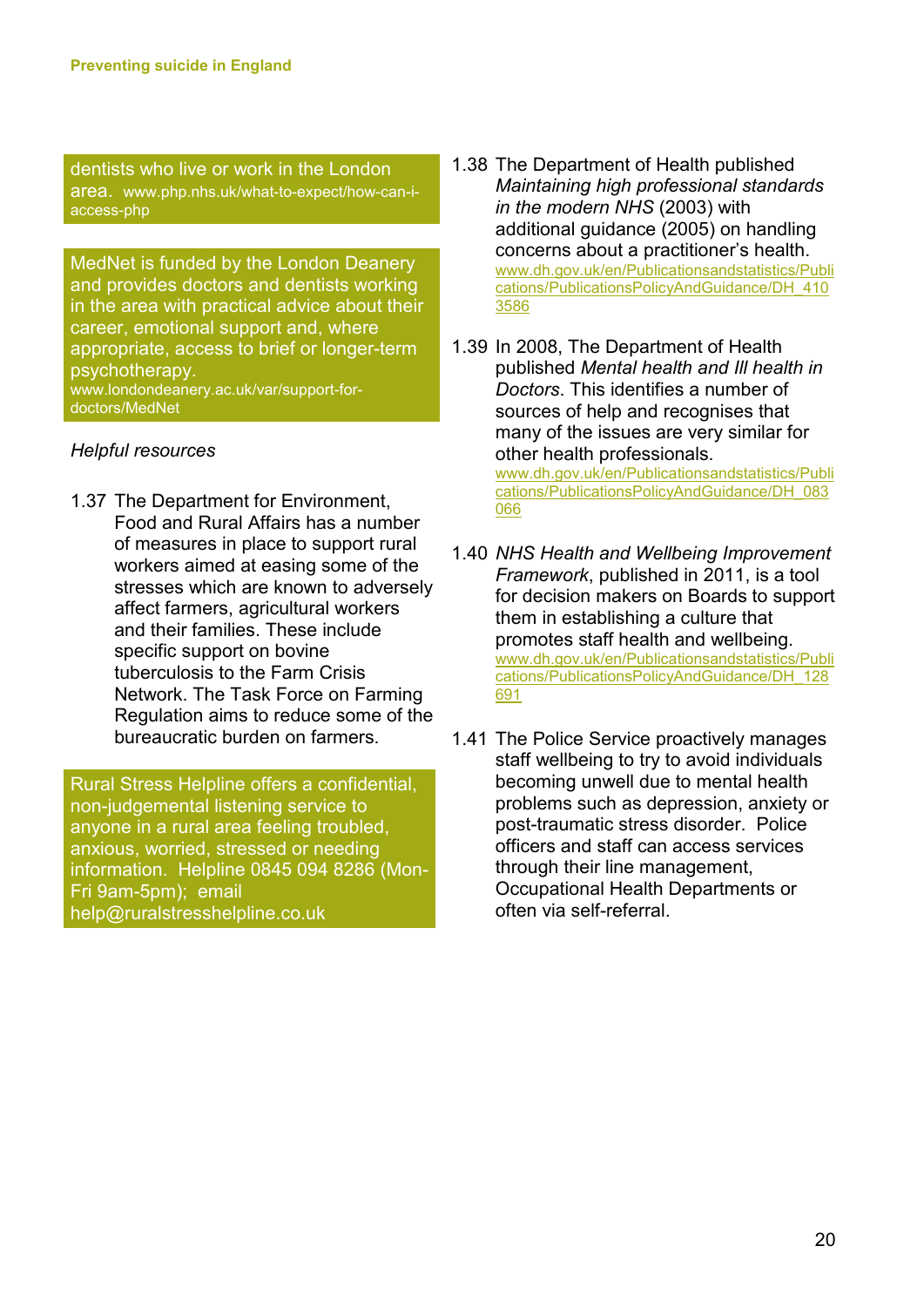dentists who live or work in the London area. www.php.nhs.uk/what-to-expect/how-can-i-access-php

MedNet is funded by the London Deanery and provides doctors and dentists working in the area with practical advice about their career, emotional support and, where appropriate, access to brief or longer-term psychotherapy. www.londondeanery.ac.uk/var/support-for-doctors/MedNet

*Helpful resources*

1.37 The Department for Environment, Food and Rural Affairs has a number of measures in place to support rural workers aimed at easing some of the stresses which are known to adversely affect farmers, agricultural workers and their families. These include specific support on bovine tuberculosis to the Farm Crisis Network. The Task Force on Farming Regulation aims to reduce some of the bureaucratic burden on farmers.

Rural Stress Helpline offers a confidential, non-judgemental listening service to anyone in a rural area feeling troubled, anxious, worried, stressed or needing information. Helpline 0845 094 8286 (Mon-Fri 9am-5pm); email help@ruralstresshelpline.co.uk

1.38 The Department of Health published *Maintaining high professional standards in the modern NHS* (2003) with additional guidance (2005) on handling concerns about a practitioner's health. www.dh.gov.uk/en/Publicationsandstatistics/Publications/PublicationsPolicyAndGuidance/DH_4103586

1.39 In 2008, The Department of Health published *Mental health and Ill health in Doctors*. This identifies a number of sources of help and recognises that many of the issues are very similar for other health professionals. www.dh.gov.uk/en/Publicationsandstatistics/Publications/PublicationsPolicyAndGuidance/DH_083066

1.40 *NHS Health and Wellbeing Improvement Framework*, published in 2011, is a tool for decision makers on Boards to support them in establishing a culture that promotes staff health and wellbeing. www.dh.gov.uk/en/Publicationsandstatistics/Publications/PublicationsPolicyAndGuidance/DH_128691

1.41 The Police Service proactively manages staff wellbeing to try to avoid individuals becoming unwell due to mental health problems such as depression, anxiety or post-traumatic stress disorder. Police officers and staff can access services through their line management, Occupational Health Departments or often via self-referral.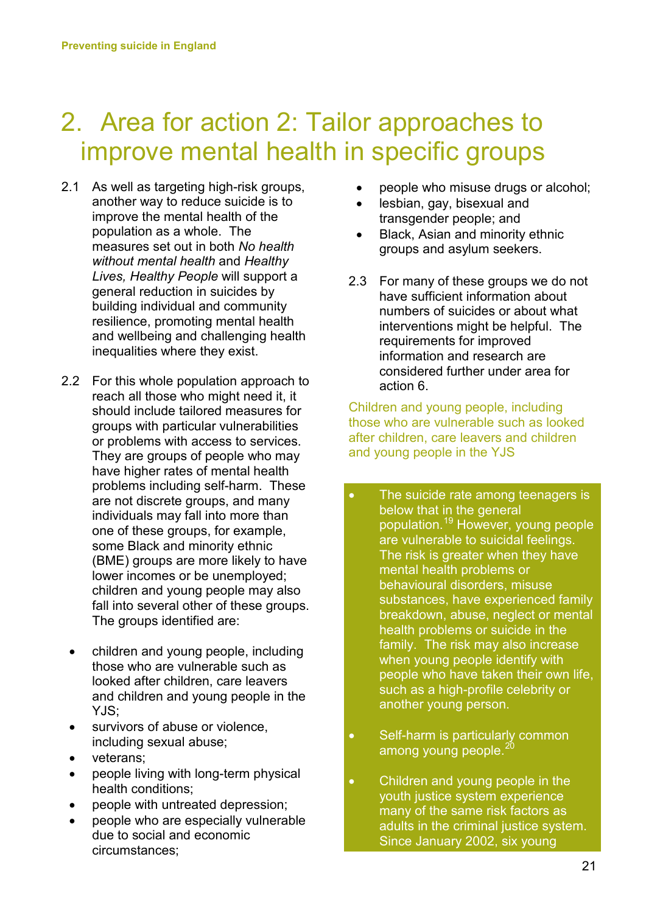# 2. Area for action 2: Tailor approaches to improve mental health in specific groups

2.1 As well as targeting high-risk groups, another way to reduce suicide is to improve the mental health of the population as a whole. The measures set out in both *No health without mental health* and *Healthy Lives, Healthy People* will support a general reduction in suicides by building individual and community resilience, promoting mental health and wellbeing and challenging health inequalities where they exist.

2.2 For this whole population approach to reach all those who might need it, it should include tailored measures for groups with particular vulnerabilities or problems with access to services. They are groups of people who may have higher rates of mental health problems including self-harm. These are not discrete groups, and many individuals may fall into more than one of these groups, for example, some Black and minority ethnic (BME) groups are more likely to have lower incomes or be unemployed; children and young people may also fall into several other of these groups. The groups identified are:

- children and young people, including those who are vulnerable such as looked after children, care leavers and children and young people in the YJS;
- survivors of abuse or violence, including sexual abuse;
- veterans;
- people living with long-term physical health conditions;
- people with untreated depression;
- people who are especially vulnerable due to social and economic circumstances;
- people who misuse drugs or alcohol;
- lesbian, gay, bisexual and transgender people; and
- Black, Asian and minority ethnic groups and asylum seekers.

2.3 For many of these groups we do not have sufficient information about numbers of suicides or about what interventions might be helpful. The requirements for improved information and research are considered further under area for action 6.

### Children and young people, including those who are vulnerable such as looked after children, care leavers and children and young people in the YJS

- The suicide rate among teenagers is below that in the general population.[19] However, young people are vulnerable to suicidal feelings. The risk is greater when they have mental health problems or behavioural disorders, misuse substances, have experienced family breakdown, abuse, neglect or mental health problems or suicide in the family. The risk may also increase when young people identify with people who have taken their own life, such as a high-profile celebrity or another young person.
- Self-harm is particularly common among young people.[20]
- Children and young people in the youth justice system experience many of the same risk factors as adults in the criminal justice system. Since January 2002, six young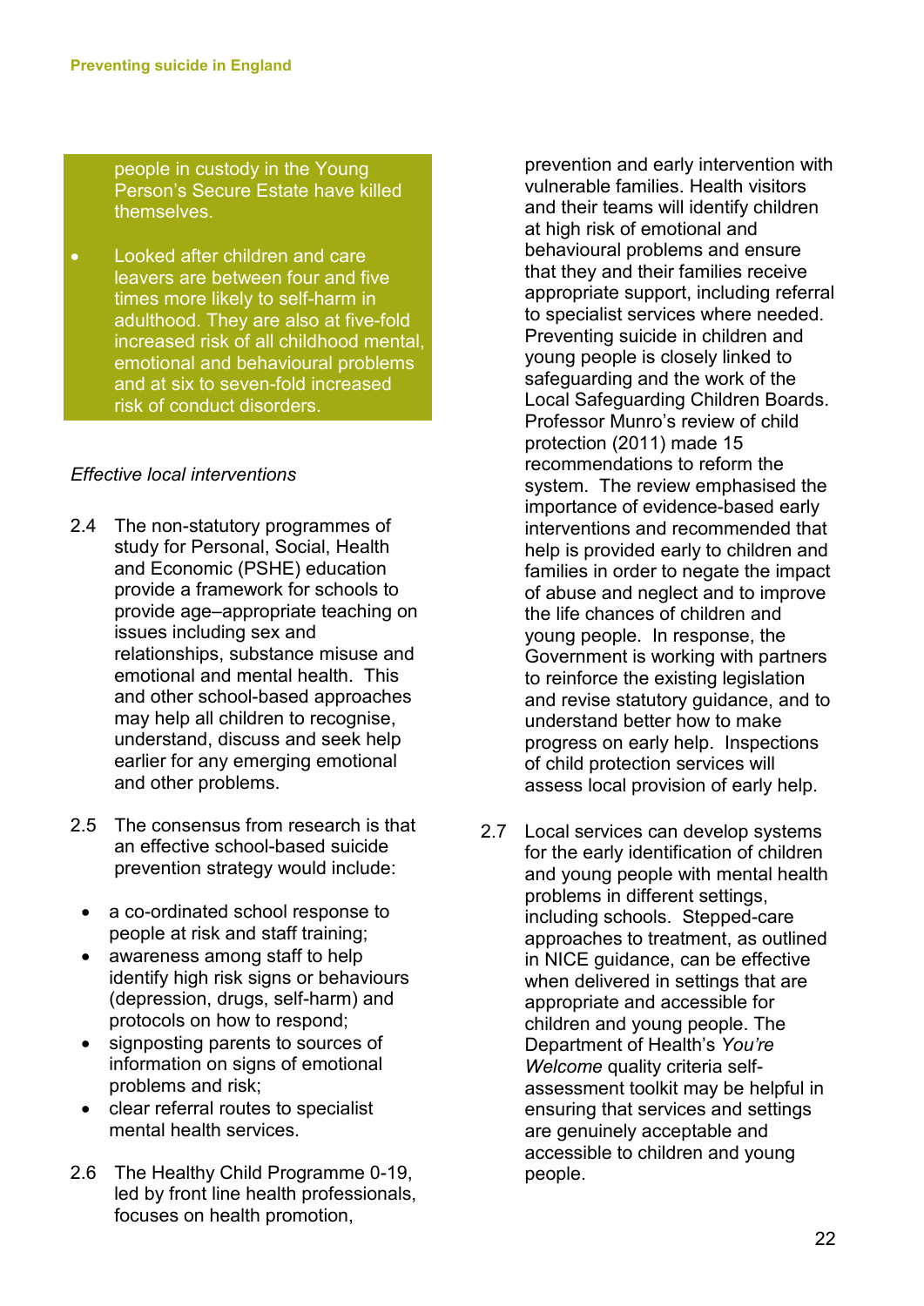people in custody in the Young Person's Secure Estate have killed themselves.

- Looked after children and care leavers are between four and five times more likely to self-harm in adulthood. They are also at five-fold increased risk of all childhood mental, emotional and behavioural problems and at six to seven-fold increased risk of conduct disorders.

*Effective local interventions*

2.4 The non-statutory programmes of study for Personal, Social, Health and Economic (PSHE) education provide a framework for schools to provide age–appropriate teaching on issues including sex and relationships, substance misuse and emotional and mental health. This and other school-based approaches may help all children to recognise, understand, discuss and seek help earlier for any emerging emotional and other problems.

2.5 The consensus from research is that an effective school-based suicide prevention strategy would include:

- a co-ordinated school response to people at risk and staff training;
- awareness among staff to help identify high risk signs or behaviours (depression, drugs, self-harm) and protocols on how to respond;
- signposting parents to sources of information on signs of emotional problems and risk;
- clear referral routes to specialist mental health services.

2.6 The Healthy Child Programme 0-19, led by front line health professionals, focuses on health promotion, prevention and early intervention with vulnerable families. Health visitors and their teams will identify children at high risk of emotional and behavioural problems and ensure that they and their families receive appropriate support, including referral to specialist services where needed. Preventing suicide in children and young people is closely linked to safeguarding and the work of the Local Safeguarding Children Boards. Professor Munro's review of child protection (2011) made 15 recommendations to reform the system. The review emphasised the importance of evidence-based early interventions and recommended that help is provided early to children and families in order to negate the impact of abuse and neglect and to improve the life chances of children and young people. In response, the Government is working with partners to reinforce the existing legislation and revise statutory guidance, and to understand better how to make progress on early help. Inspections of child protection services will assess local provision of early help.

2.7 Local services can develop systems for the early identification of children and young people with mental health problems in different settings, including schools. Stepped-care approaches to treatment, as outlined in NICE guidance, can be effective when delivered in settings that are appropriate and accessible for children and young people. The Department of Health's *You're Welcome* quality criteria self-assessment toolkit may be helpful in ensuring that services and settings are genuinely acceptable and accessible to children and young people.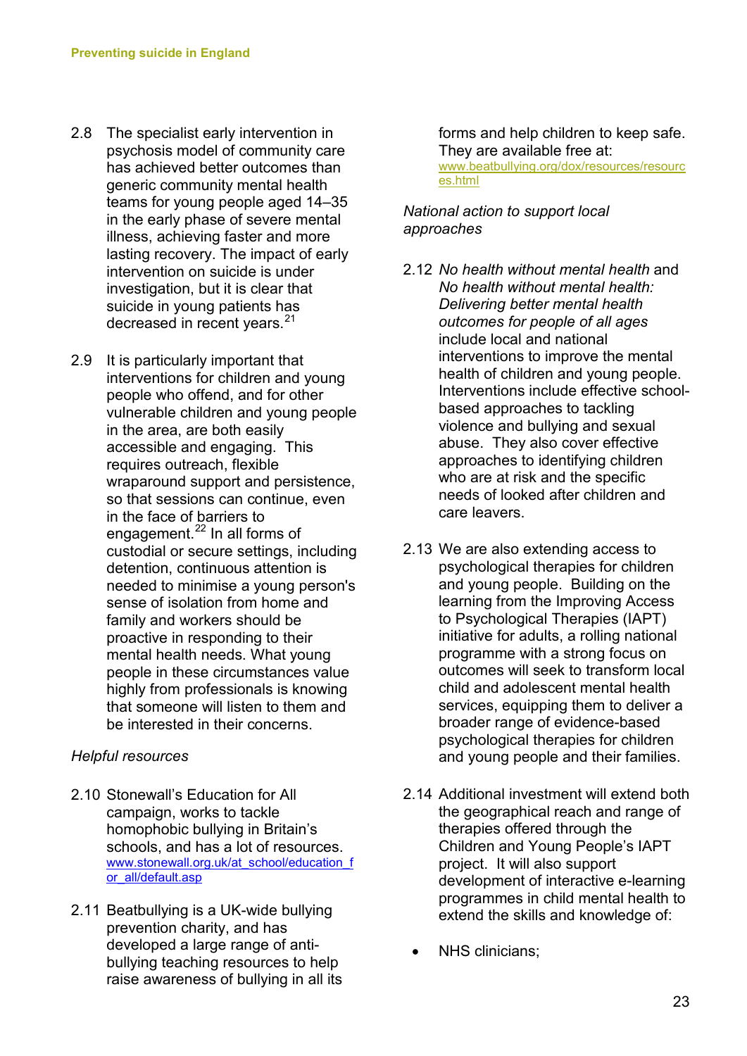2.8 The specialist early intervention in psychosis model of community care has achieved better outcomes than generic community mental health teams for young people aged 14–35 in the early phase of severe mental illness, achieving faster and more lasting recovery. The impact of early intervention on suicide is under investigation, but it is clear that suicide in young patients has decreased in recent years.[21]

2.9 It is particularly important that interventions for children and young people who offend, and for other vulnerable children and young people in the area, are both easily accessible and engaging. This requires outreach, flexible wraparound support and persistence, so that sessions can continue, even in the face of barriers to engagement.[22] In all forms of custodial or secure settings, including detention, continuous attention is needed to minimise a young person's sense of isolation from home and family and workers should be proactive in responding to their mental health needs. What young people in these circumstances value highly from professionals is knowing that someone will listen to them and be interested in their concerns.

*Helpful resources*

2.10 Stonewall's Education for All campaign, works to tackle homophobic bullying in Britain's schools, and has a lot of resources. www.stonewall.org.uk/at_school/education_for_all/default.asp

2.11 Beatbullying is a UK-wide bullying prevention charity, and has developed a large range of anti-bullying teaching resources to help raise awareness of bullying in all its forms and help children to keep safe. They are available free at: www.beatbullying.org/dox/resources/resources.html

*National action to support local approaches*

2.12 *No health without mental health* and *No health without mental health: Delivering better mental health outcomes for people of all ages* include local and national interventions to improve the mental health of children and young people. Interventions include effective school-based approaches to tackling violence and bullying and sexual abuse. They also cover effective approaches to identifying children who are at risk and the specific needs of looked after children and care leavers.

2.13 We are also extending access to psychological therapies for children and young people. Building on the learning from the Improving Access to Psychological Therapies (IAPT) initiative for adults, a rolling national programme with a strong focus on outcomes will seek to transform local child and adolescent mental health services, equipping them to deliver a broader range of evidence-based psychological therapies for children and young people and their families.

2.14 Additional investment will extend both the geographical reach and range of therapies offered through the Children and Young People's IAPT project. It will also support development of interactive e-learning programmes in child mental health to extend the skills and knowledge of:

- NHS clinicians;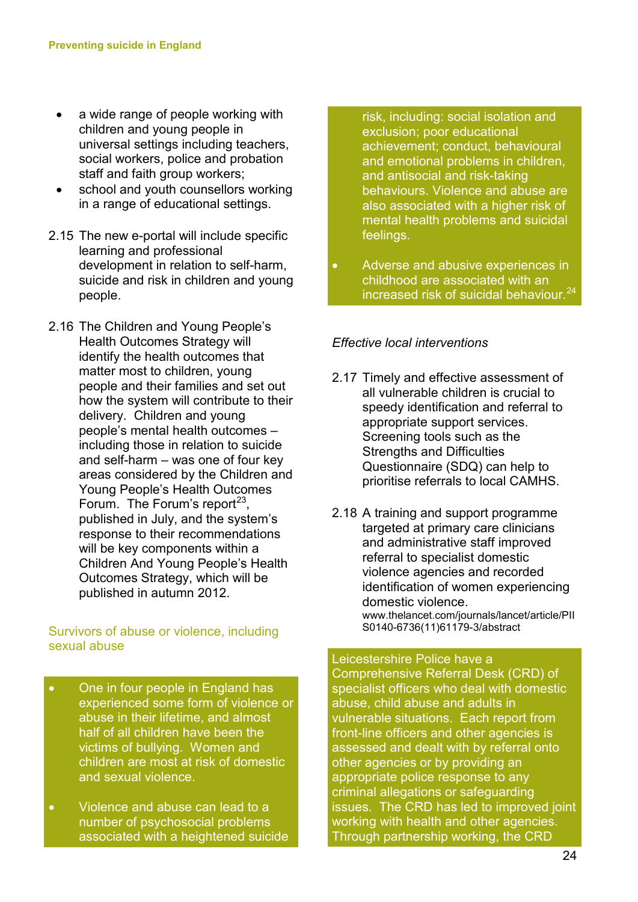- a wide range of people working with children and young people in universal settings including teachers, social workers, police and probation staff and faith group workers;
- school and youth counsellors working in a range of educational settings.

2.15 The new e-portal will include specific learning and professional development in relation to self-harm, suicide and risk in children and young people.

2.16 The Children and Young People's Health Outcomes Strategy will identify the health outcomes that matter most to children, young people and their families and set out how the system will contribute to their delivery. Children and young people's mental health outcomes – including those in relation to suicide and self-harm – was one of four key areas considered by the Children and Young People's Health Outcomes Forum. The Forum's report[23], published in July, and the system's response to their recommendations will be key components within a Children And Young People's Health Outcomes Strategy, which will be published in autumn 2012.

### Survivors of abuse or violence, including sexual abuse

- One in four people in England has experienced some form of violence or abuse in their lifetime, and almost half of all children have been the victims of bullying. Women and children are most at risk of domestic and sexual violence.
- Violence and abuse can lead to a number of psychosocial problems associated with a heightened suicide risk, including: social isolation and exclusion; poor educational achievement; conduct, behavioural and emotional problems in children, and antisocial and risk-taking behaviours. Violence and abuse are also associated with a higher risk of mental health problems and suicidal feelings.
- Adverse and abusive experiences in childhood are associated with an increased risk of suicidal behaviour.[24]

*Effective local interventions*

2.17 Timely and effective assessment of all vulnerable children is crucial to speedy identification and referral to appropriate support services. Screening tools such as the Strengths and Difficulties Questionnaire (SDQ) can help to prioritise referrals to local CAMHS.

2.18 A training and support programme targeted at primary care clinicians and administrative staff improved referral to specialist domestic violence agencies and recorded identification of women experiencing domestic violence.
www.thelancet.com/journals/lancet/article/PIIS0140-6736(11)61179-3/abstract

Leicestershire Police have a Comprehensive Referral Desk (CRD) of specialist officers who deal with domestic abuse, child abuse and adults in vulnerable situations. Each report from front-line officers and other agencies is assessed and dealt with by referral onto other agencies or by providing an appropriate police response to any criminal allegations or safeguarding issues. The CRD has led to improved joint working with health and other agencies. Through partnership working, the CRD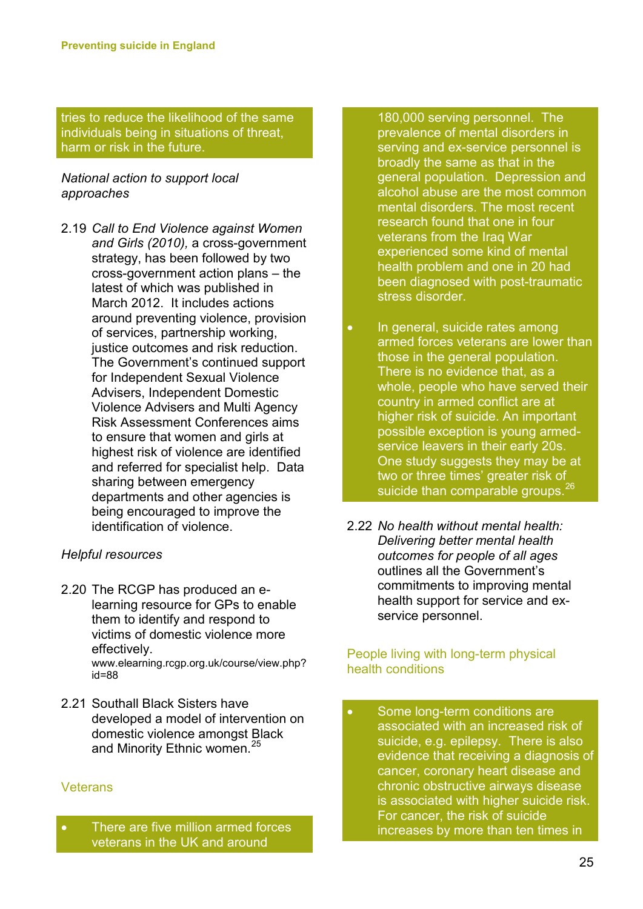tries to reduce the likelihood of the same individuals being in situations of threat, harm or risk in the future.

*National action to support local approaches*

2.19 *Call to End Violence against Women and Girls (2010),* a cross-government strategy, has been followed by two cross-government action plans – the latest of which was published in March 2012. It includes actions around preventing violence, provision of services, partnership working, justice outcomes and risk reduction. The Government's continued support for Independent Sexual Violence Advisers, Independent Domestic Violence Advisers and Multi Agency Risk Assessment Conferences aims to ensure that women and girls at highest risk of violence are identified and referred for specialist help. Data sharing between emergency departments and other agencies is being encouraged to improve the identification of violence.

*Helpful resources*

2.20 The RCGP has produced an e-learning resource for GPs to enable them to identify and respond to victims of domestic violence more effectively.
www.elearning.rcgp.org.uk/course/view.php?id=88

2.21 Southall Black Sisters have developed a model of intervention on domestic violence amongst Black and Minority Ethnic women.[25]

## Veterans

- There are five million armed forces veterans in the UK and around 180,000 serving personnel. The prevalence of mental disorders in serving and ex-service personnel is broadly the same as that in the general population. Depression and alcohol abuse are the most common mental disorders. The most recent research found that one in four veterans from the Iraq War experienced some kind of mental health problem and one in 20 had been diagnosed with post-traumatic stress disorder.
- In general, suicide rates among armed forces veterans are lower than those in the general population. There is no evidence that, as a whole, people who have served their country in armed conflict are at higher risk of suicide. An important possible exception is young armed-service leavers in their early 20s. One study suggests they may be at two or three times' greater risk of suicide than comparable groups.[26]

2.22 *No health without mental health: Delivering better mental health outcomes for people of all ages* outlines all the Government's commitments to improving mental health support for service and ex-service personnel.

## People living with long-term physical health conditions

- Some long-term conditions are associated with an increased risk of suicide, e.g. epilepsy. There is also evidence that receiving a diagnosis of cancer, coronary heart disease and chronic obstructive airways disease is associated with higher suicide risk. For cancer, the risk of suicide increases by more than ten times in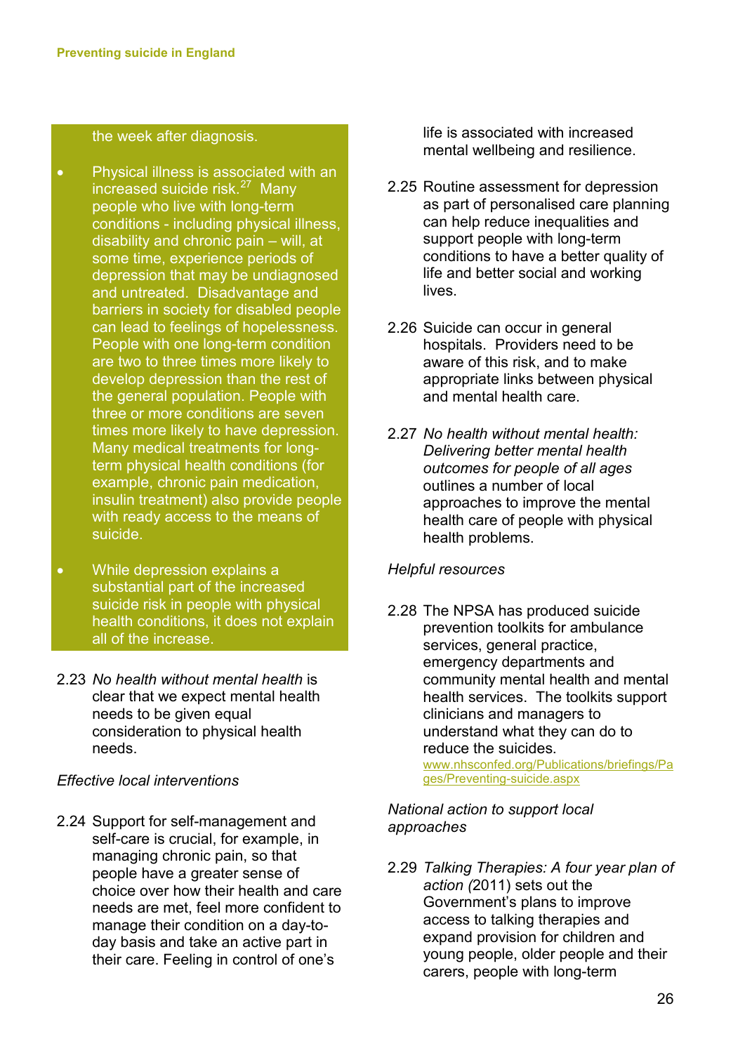the week after diagnosis.

- Physical illness is associated with an increased suicide risk.[27] Many people who live with long-term conditions - including physical illness, disability and chronic pain – will, at some time, experience periods of depression that may be undiagnosed and untreated. Disadvantage and barriers in society for disabled people can lead to feelings of hopelessness. People with one long-term condition are two to three times more likely to develop depression than the rest of the general population. People with three or more conditions are seven times more likely to have depression. Many medical treatments for long-term physical health conditions (for example, chronic pain medication, insulin treatment) also provide people with ready access to the means of suicide.
- While depression explains a substantial part of the increased suicide risk in people with physical health conditions, it does not explain all of the increase.

2.23 *No health without mental health* is clear that we expect mental health needs to be given equal consideration to physical health needs.

*Effective local interventions*

2.24 Support for self-management and self-care is crucial, for example, in managing chronic pain, so that people have a greater sense of choice over how their health and care needs are met, feel more confident to manage their condition on a day-to-day basis and take an active part in their care. Feeling in control of one's life is associated with increased mental wellbeing and resilience.

2.25 Routine assessment for depression as part of personalised care planning can help reduce inequalities and support people with long-term conditions to have a better quality of life and better social and working lives.

2.26 Suicide can occur in general hospitals. Providers need to be aware of this risk, and to make appropriate links between physical and mental health care.

2.27 *No health without mental health: Delivering better mental health outcomes for people of all ages* outlines a number of local approaches to improve the mental health care of people with physical health problems.

*Helpful resources*

2.28 The NPSA has produced suicide prevention toolkits for ambulance services, general practice, emergency departments and community mental health and mental health services. The toolkits support clinicians and managers to understand what they can do to reduce the suicides. www.nhsconfed.org/Publications/briefings/Pages/Preventing-suicide.aspx

*National action to support local approaches*

2.29 *Talking Therapies: A four year plan of action (*2011) sets out the Government's plans to improve access to talking therapies and expand provision for children and young people, older people and their carers, people with long-term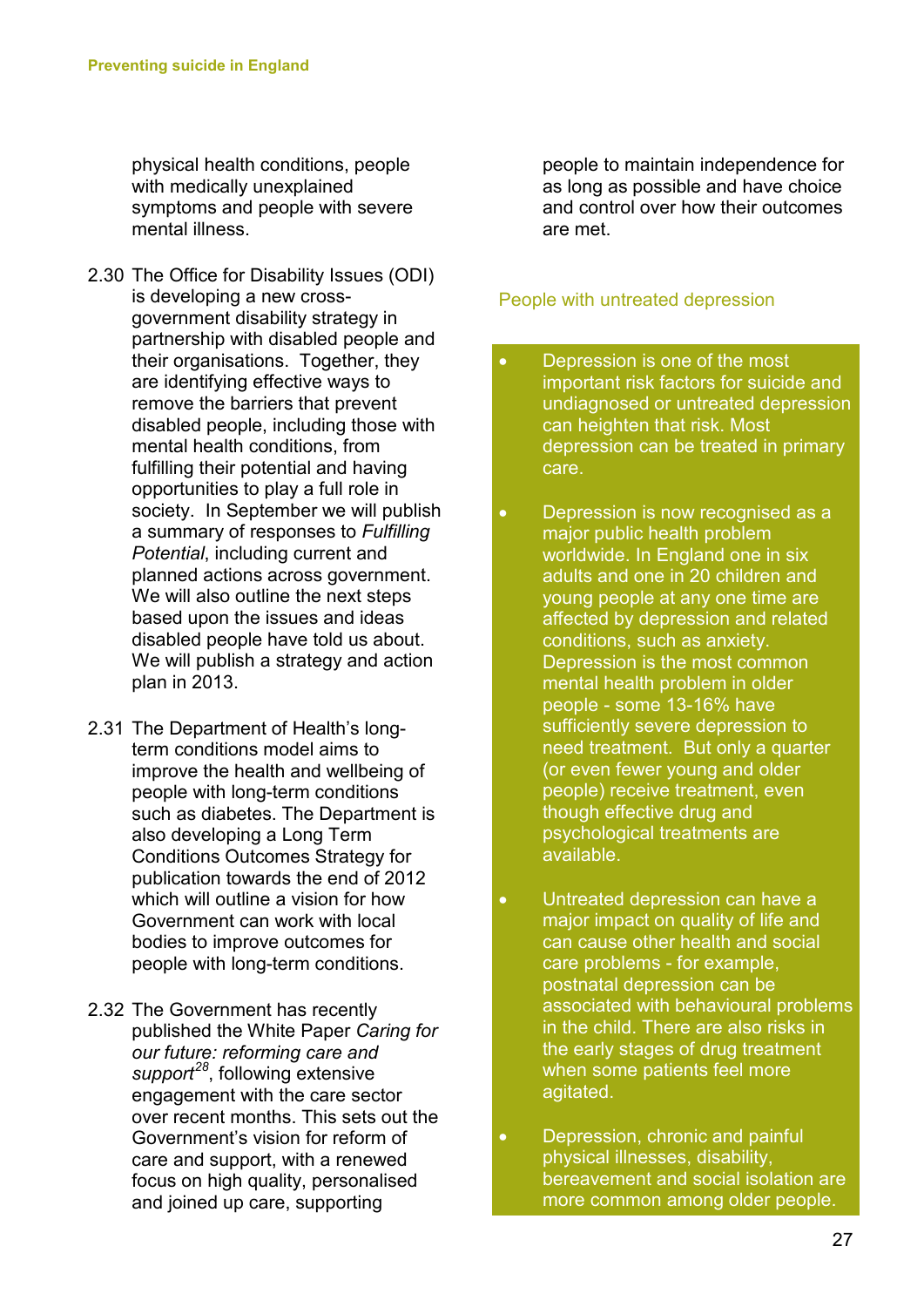physical health conditions, people with medically unexplained symptoms and people with severe mental illness.

2.30 The Office for Disability Issues (ODI) is developing a new cross-government disability strategy in partnership with disabled people and their organisations. Together, they are identifying effective ways to remove the barriers that prevent disabled people, including those with mental health conditions, from fulfilling their potential and having opportunities to play a full role in society. In September we will publish a summary of responses to *Fulfilling Potential*, including current and planned actions across government. We will also outline the next steps based upon the issues and ideas disabled people have told us about. We will publish a strategy and action plan in 2013.

2.31 The Department of Health's long-term conditions model aims to improve the health and wellbeing of people with long-term conditions such as diabetes. The Department is also developing a Long Term Conditions Outcomes Strategy for publication towards the end of 2012 which will outline a vision for how Government can work with local bodies to improve outcomes for people with long-term conditions.

2.32 The Government has recently published the White Paper *Caring for our future: reforming care and support*[28], following extensive engagement with the care sector over recent months. This sets out the Government's vision for reform of care and support, with a renewed focus on high quality, personalised and joined up care, supporting people to maintain independence for as long as possible and have choice and control over how their outcomes are met.

### People with untreated depression

- Depression is one of the most important risk factors for suicide and undiagnosed or untreated depression can heighten that risk. Most depression can be treated in primary care.
- Depression is now recognised as a major public health problem worldwide. In England one in six adults and one in 20 children and young people at any one time are affected by depression and related conditions, such as anxiety. Depression is the most common mental health problem in older people - some 13-16% have sufficiently severe depression to need treatment. But only a quarter (or even fewer young and older people) receive treatment, even though effective drug and psychological treatments are available.
- Untreated depression can have a major impact on quality of life and can cause other health and social care problems - for example, postnatal depression can be associated with behavioural problems in the child. There are also risks in the early stages of drug treatment when some patients feel more agitated.
- Depression, chronic and painful physical illnesses, disability, bereavement and social isolation are more common among older people.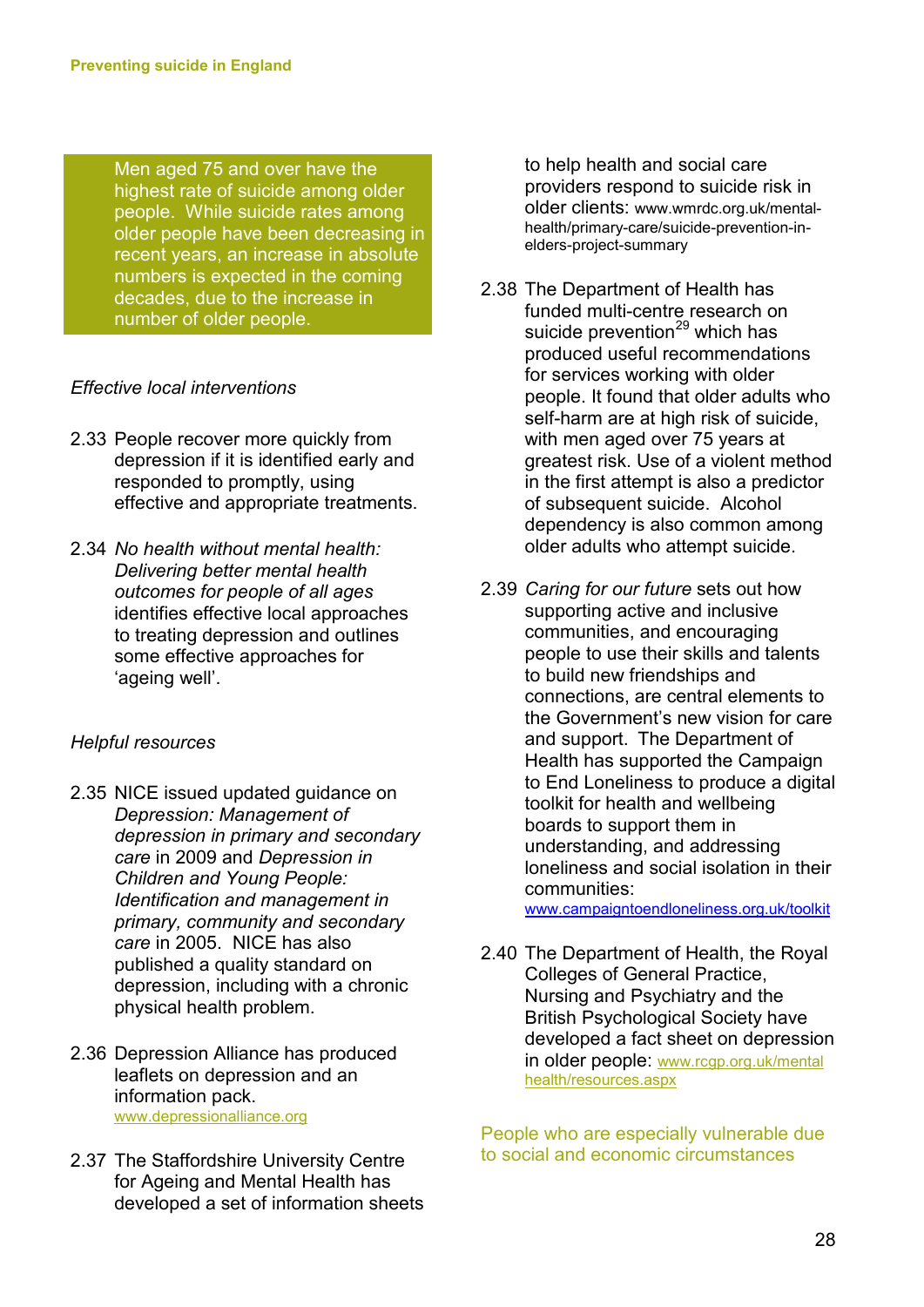Men aged 75 and over have the highest rate of suicide among older people. While suicide rates among older people have been decreasing in recent years, an increase in absolute numbers is expected in the coming decades, due to the increase in number of older people.

*Effective local interventions*

2.33 People recover more quickly from depression if it is identified early and responded to promptly, using effective and appropriate treatments.

2.34 *No health without mental health: Delivering better mental health outcomes for people of all ages* identifies effective local approaches to treating depression and outlines some effective approaches for 'ageing well'.

*Helpful resources*

2.35 NICE issued updated guidance on *Depression: Management of depression in primary and secondary care* in 2009 and *Depression in Children and Young People: Identification and management in primary, community and secondary care* in 2005. NICE has also published a quality standard on depression, including with a chronic physical health problem.

2.36 Depression Alliance has produced leaflets on depression and an information pack. www.depressionalliance.org

2.37 The Staffordshire University Centre for Ageing and Mental Health has developed a set of information sheets to help health and social care providers respond to suicide risk in older clients: www.wmrdc.org.uk/mental-health/primary-care/suicide-prevention-in-elders-project-summary

2.38 The Department of Health has funded multi-centre research on suicide prevention[29] which has produced useful recommendations for services working with older people. It found that older adults who self-harm are at high risk of suicide, with men aged over 75 years at greatest risk. Use of a violent method in the first attempt is also a predictor of subsequent suicide. Alcohol dependency is also common among older adults who attempt suicide.

2.39 *Caring for our future* sets out how supporting active and inclusive communities, and encouraging people to use their skills and talents to build new friendships and connections, are central elements to the Government's new vision for care and support. The Department of Health has supported the Campaign to End Loneliness to produce a digital toolkit for health and wellbeing boards to support them in understanding, and addressing loneliness and social isolation in their communities: www.campaigntoendloneliness.org.uk/toolkit

2.40 The Department of Health, the Royal Colleges of General Practice, Nursing and Psychiatry and the British Psychological Society have developed a fact sheet on depression in older people: www.rcgp.org.uk/mental health/resources.aspx

## People who are especially vulnerable due to social and economic circumstances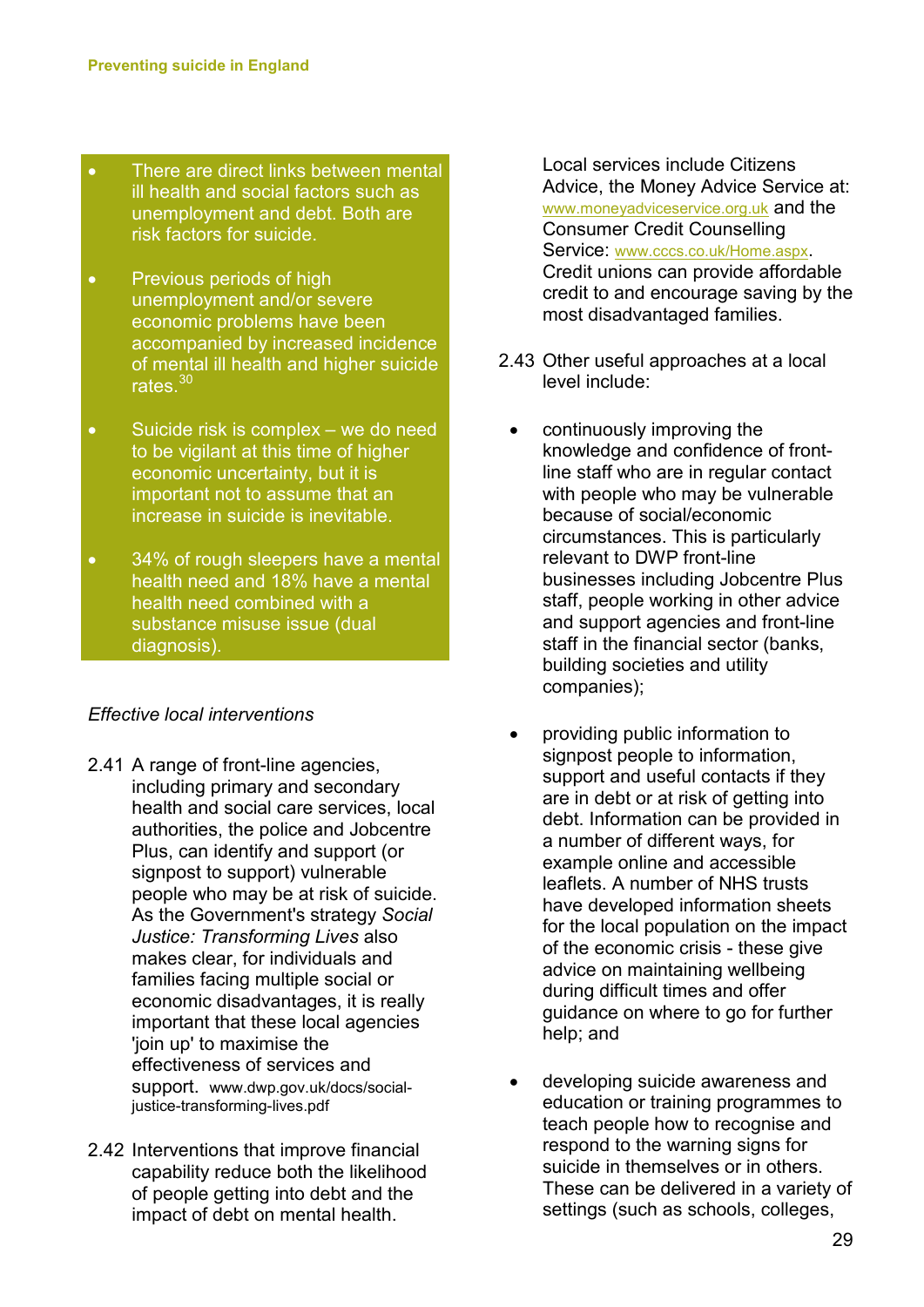- There are direct links between mental ill health and social factors such as unemployment and debt. Both are risk factors for suicide.
- Previous periods of high unemployment and/or severe economic problems have been accompanied by increased incidence of mental ill health and higher suicide rates.[30]
- Suicide risk is complex – we do need to be vigilant at this time of higher economic uncertainty, but it is important not to assume that an increase in suicide is inevitable.
- 34% of rough sleepers have a mental health need and 18% have a mental health need combined with a substance misuse issue (dual diagnosis).

*Effective local interventions*

2.41 A range of front-line agencies, including primary and secondary health and social care services, local authorities, the police and Jobcentre Plus, can identify and support (or signpost to support) vulnerable people who may be at risk of suicide. As the Government's strategy *Social Justice: Transforming Lives* also makes clear, for individuals and families facing multiple social or economic disadvantages, it is really important that these local agencies 'join up' to maximise the effectiveness of services and support. www.dwp.gov.uk/docs/social-justice-transforming-lives.pdf

2.42 Interventions that improve financial capability reduce both the likelihood of people getting into debt and the impact of debt on mental health. Local services include Citizens Advice, the Money Advice Service at: www.moneyadviceservice.org.uk and the Consumer Credit Counselling Service: www.cccs.co.uk/Home.aspx. Credit unions can provide affordable credit to and encourage saving by the most disadvantaged families.

2.43 Other useful approaches at a local level include:

- continuously improving the knowledge and confidence of front-line staff who are in regular contact with people who may be vulnerable because of social/economic circumstances. This is particularly relevant to DWP front-line businesses including Jobcentre Plus staff, people working in other advice and support agencies and front-line staff in the financial sector (banks, building societies and utility companies);
- providing public information to signpost people to information, support and useful contacts if they are in debt or at risk of getting into debt. Information can be provided in a number of different ways, for example online and accessible leaflets. A number of NHS trusts have developed information sheets for the local population on the impact of the economic crisis - these give advice on maintaining wellbeing during difficult times and offer guidance on where to go for further help; and
- developing suicide awareness and education or training programmes to teach people how to recognise and respond to the warning signs for suicide in themselves or in others. These can be delivered in a variety of settings (such as schools, colleges,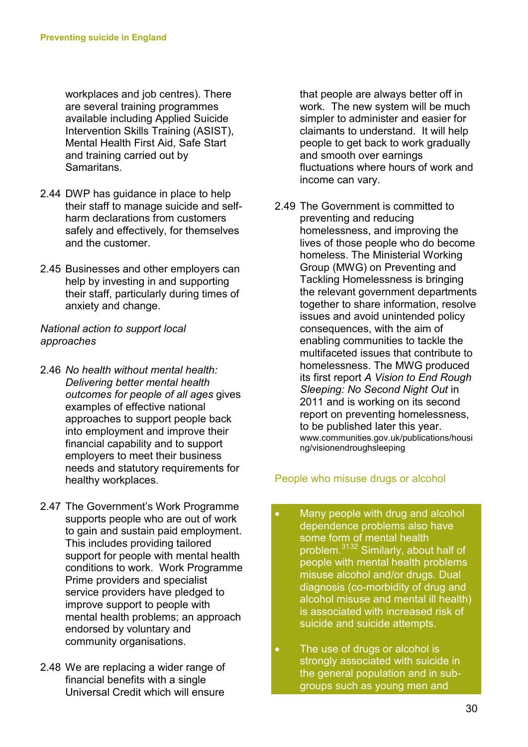workplaces and job centres). There are several training programmes available including Applied Suicide Intervention Skills Training (ASIST), Mental Health First Aid, Safe Start and training carried out by Samaritans.

2.44 DWP has guidance in place to help their staff to manage suicide and self-harm declarations from customers safely and effectively, for themselves and the customer.

2.45 Businesses and other employers can help by investing in and supporting their staff, particularly during times of anxiety and change.

*National action to support local approaches*

2.46 *No health without mental health: Delivering better mental health outcomes for people of all ages* gives examples of effective national approaches to support people back into employment and improve their financial capability and to support employers to meet their business needs and statutory requirements for healthy workplaces.

2.47 The Government's Work Programme supports people who are out of work to gain and sustain paid employment. This includes providing tailored support for people with mental health conditions to work. Work Programme Prime providers and specialist service providers have pledged to improve support to people with mental health problems; an approach endorsed by voluntary and community organisations.

2.48 We are replacing a wider range of financial benefits with a single Universal Credit which will ensure that people are always better off in work. The new system will be much simpler to administer and easier for claimants to understand. It will help people to get back to work gradually and smooth over earnings fluctuations where hours of work and income can vary.

2.49 The Government is committed to preventing and reducing homelessness, and improving the lives of those people who do become homeless. The Ministerial Working Group (MWG) on Preventing and Tackling Homelessness is bringing the relevant government departments together to share information, resolve issues and avoid unintended policy consequences, with the aim of enabling communities to tackle the multifaceted issues that contribute to homelessness. The MWG produced its first report *A Vision to End Rough Sleeping: No Second Night Out* in 2011 and is working on its second report on preventing homelessness, to be published later this year. www.communities.gov.uk/publications/housing/visionendroughsleeping

## People who misuse drugs or alcohol

- Many people with drug and alcohol dependence problems also have some form of mental health problem.[31][32] Similarly, about half of people with mental health problems misuse alcohol and/or drugs. Dual diagnosis (co-morbidity of drug and alcohol misuse and mental ill health) is associated with increased risk of suicide and suicide attempts.
- The use of drugs or alcohol is strongly associated with suicide in the general population and in sub-groups such as young men and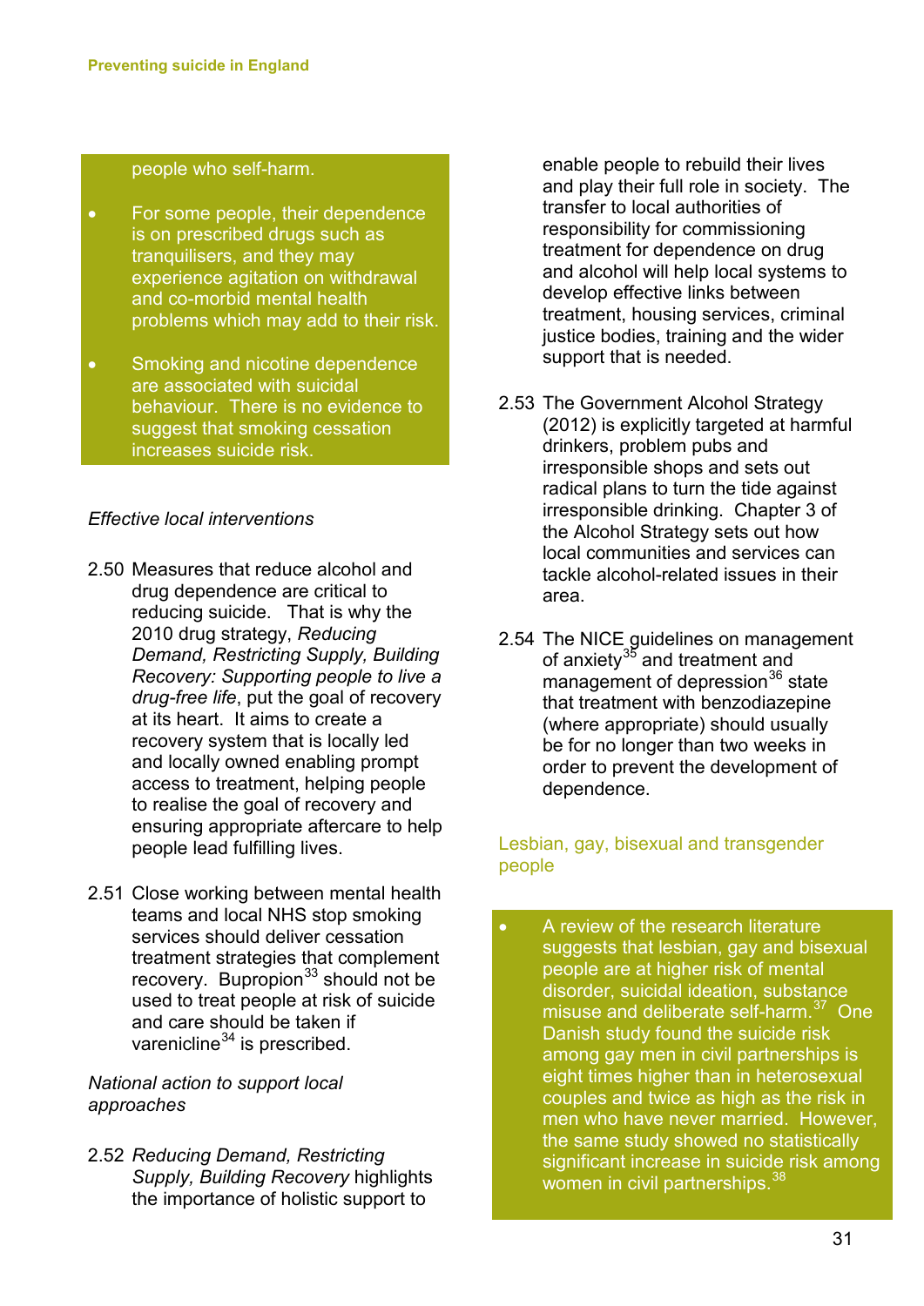people who self-harm.

- For some people, their dependence is on prescribed drugs such as tranquilisers, and they may experience agitation on withdrawal and co-morbid mental health problems which may add to their risk.
- Smoking and nicotine dependence are associated with suicidal behaviour. There is no evidence to suggest that smoking cessation increases suicide risk.

*Effective local interventions*

2.50 Measures that reduce alcohol and drug dependence are critical to reducing suicide. That is why the 2010 drug strategy, *Reducing Demand, Restricting Supply, Building Recovery: Supporting people to live a drug-free life*, put the goal of recovery at its heart. It aims to create a recovery system that is locally led and locally owned enabling prompt access to treatment, helping people to realise the goal of recovery and ensuring appropriate aftercare to help people lead fulfilling lives.

2.51 Close working between mental health teams and local NHS stop smoking services should deliver cessation treatment strategies that complement recovery. Bupropion[33] should not be used to treat people at risk of suicide and care should be taken if varenicline[34] is prescribed.

*National action to support local approaches*

2.52 *Reducing Demand, Restricting Supply, Building Recovery* highlights the importance of holistic support to enable people to rebuild their lives and play their full role in society. The transfer to local authorities of responsibility for commissioning treatment for dependence on drug and alcohol will help local systems to develop effective links between treatment, housing services, criminal justice bodies, training and the wider support that is needed.

2.53 The Government Alcohol Strategy (2012) is explicitly targeted at harmful drinkers, problem pubs and irresponsible shops and sets out radical plans to turn the tide against irresponsible drinking. Chapter 3 of the Alcohol Strategy sets out how local communities and services can tackle alcohol-related issues in their area.

2.54 The NICE guidelines on management of anxiety[35] and treatment and management of depression[36] state that treatment with benzodiazepine (where appropriate) should usually be for no longer than two weeks in order to prevent the development of dependence.

### Lesbian, gay, bisexual and transgender people

- A review of the research literature suggests that lesbian, gay and bisexual people are at higher risk of mental disorder, suicidal ideation, substance misuse and deliberate self-harm.[37] One Danish study found the suicide risk among gay men in civil partnerships is eight times higher than in heterosexual couples and twice as high as the risk in men who have never married. However, the same study showed no statistically significant increase in suicide risk among women in civil partnerships.[38]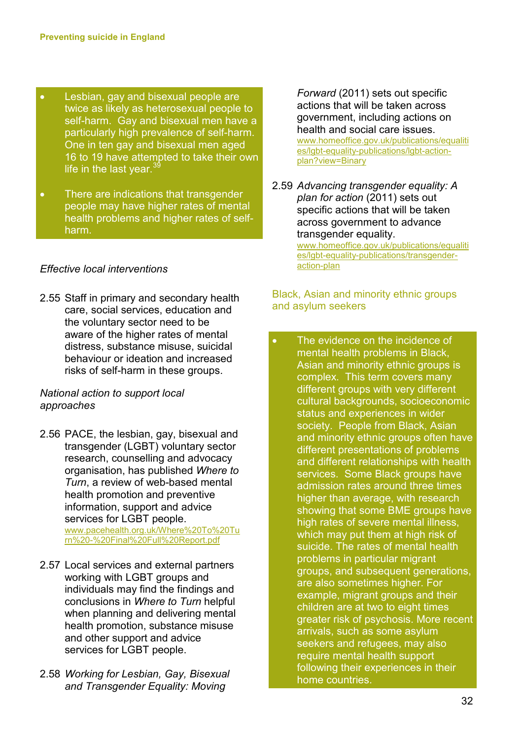- Lesbian, gay and bisexual people are twice as likely as heterosexual people to self-harm. Gay and bisexual men have a particularly high prevalence of self-harm. One in ten gay and bisexual men aged 16 to 19 have attempted to take their own life in the last year.[39]

- There are indications that transgender people may have higher rates of mental health problems and higher rates of self-harm.

*Effective local interventions*

2.55 Staff in primary and secondary health care, social services, education and the voluntary sector need to be aware of the higher rates of mental distress, substance misuse, suicidal behaviour or ideation and increased risks of self-harm in these groups.

*National action to support local approaches*

2.56 PACE, the lesbian, gay, bisexual and transgender (LGBT) voluntary sector research, counselling and advocacy organisation, has published *Where to Turn*, a review of web-based mental health promotion and preventive information, support and advice services for LGBT people.
www.pacehealth.org.uk/Where%20To%20Turn%20-%20Final%20Full%20Report.pdf

2.57 Local services and external partners working with LGBT groups and individuals may find the findings and conclusions in *Where to Turn* helpful when planning and delivering mental health promotion, substance misuse and other support and advice services for LGBT people.

2.58 *Working for Lesbian, Gay, Bisexual and Transgender Equality: Moving Forward* (2011) sets out specific actions that will be taken across government, including actions on health and social care issues.
www.homeoffice.gov.uk/publications/equalities/lgbt-equality-publications/lgbt-action-plan?view=Binary

2.59 *Advancing transgender equality: A plan for action* (2011) sets out specific actions that will be taken across government to advance transgender equality.
www.homeoffice.gov.uk/publications/equalities/lgbt-equality-publications/transgender-action-plan

## Black, Asian and minority ethnic groups and asylum seekers

- The evidence on the incidence of mental health problems in Black, Asian and minority ethnic groups is complex. This term covers many different groups with very different cultural backgrounds, socioeconomic status and experiences in wider society. People from Black, Asian and minority ethnic groups often have different presentations of problems and different relationships with health services. Some Black groups have admission rates around three times higher than average, with research showing that some BME groups have high rates of severe mental illness, which may put them at high risk of suicide. The rates of mental health problems in particular migrant groups, and subsequent generations, are also sometimes higher. For example, migrant groups and their children are at two to eight times greater risk of psychosis. More recent arrivals, such as some asylum seekers and refugees, may also require mental health support following their experiences in their home countries.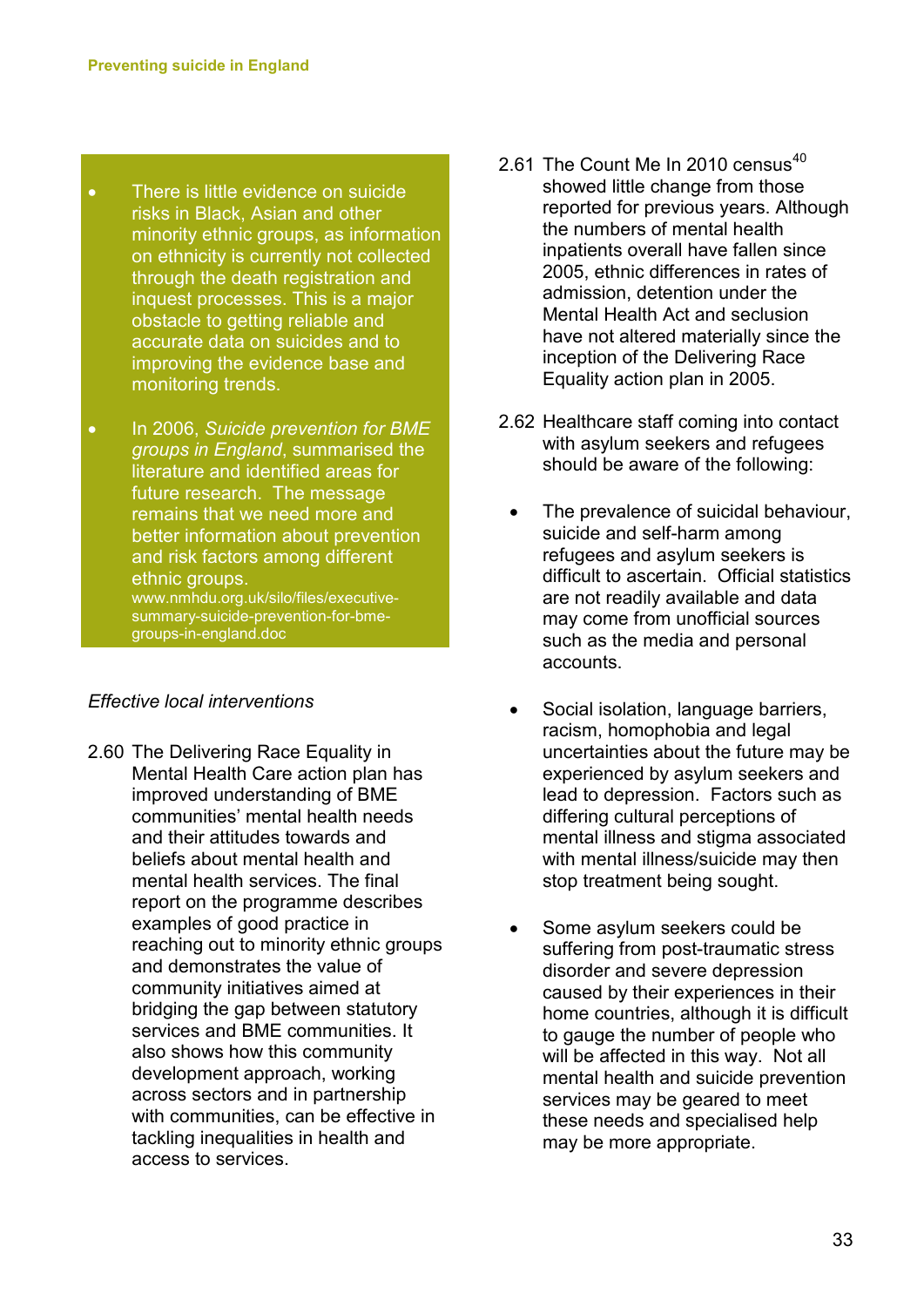- There is little evidence on suicide risks in Black, Asian and other minority ethnic groups, as information on ethnicity is currently not collected through the death registration and inquest processes. This is a major obstacle to getting reliable and accurate data on suicides and to improving the evidence base and monitoring trends.

- In 2006, *Suicide prevention for BME groups in England*, summarised the literature and identified areas for future research. The message remains that we need more and better information about prevention and risk factors among different ethnic groups.
  www.nmhdu.org.uk/silo/files/executive-summary-suicide-prevention-for-bme-groups-in-england.doc

*Effective local interventions*

2.60 The Delivering Race Equality in Mental Health Care action plan has improved understanding of BME communities' mental health needs and their attitudes towards and beliefs about mental health and mental health services. The final report on the programme describes examples of good practice in reaching out to minority ethnic groups and demonstrates the value of community initiatives aimed at bridging the gap between statutory services and BME communities. It also shows how this community development approach, working across sectors and in partnership with communities, can be effective in tackling inequalities in health and access to services.

2.61 The Count Me In 2010 census[40] showed little change from those reported for previous years. Although the numbers of mental health inpatients overall have fallen since 2005, ethnic differences in rates of admission, detention under the Mental Health Act and seclusion have not altered materially since the inception of the Delivering Race Equality action plan in 2005.

2.62 Healthcare staff coming into contact with asylum seekers and refugees should be aware of the following:

- The prevalence of suicidal behaviour, suicide and self-harm among refugees and asylum seekers is difficult to ascertain. Official statistics are not readily available and data may come from unofficial sources such as the media and personal accounts.

- Social isolation, language barriers, racism, homophobia and legal uncertainties about the future may be experienced by asylum seekers and lead to depression. Factors such as differing cultural perceptions of mental illness and stigma associated with mental illness/suicide may then stop treatment being sought.

- Some asylum seekers could be suffering from post-traumatic stress disorder and severe depression caused by their experiences in their home countries, although it is difficult to gauge the number of people who will be affected in this way. Not all mental health and suicide prevention services may be geared to meet these needs and specialised help may be more appropriate.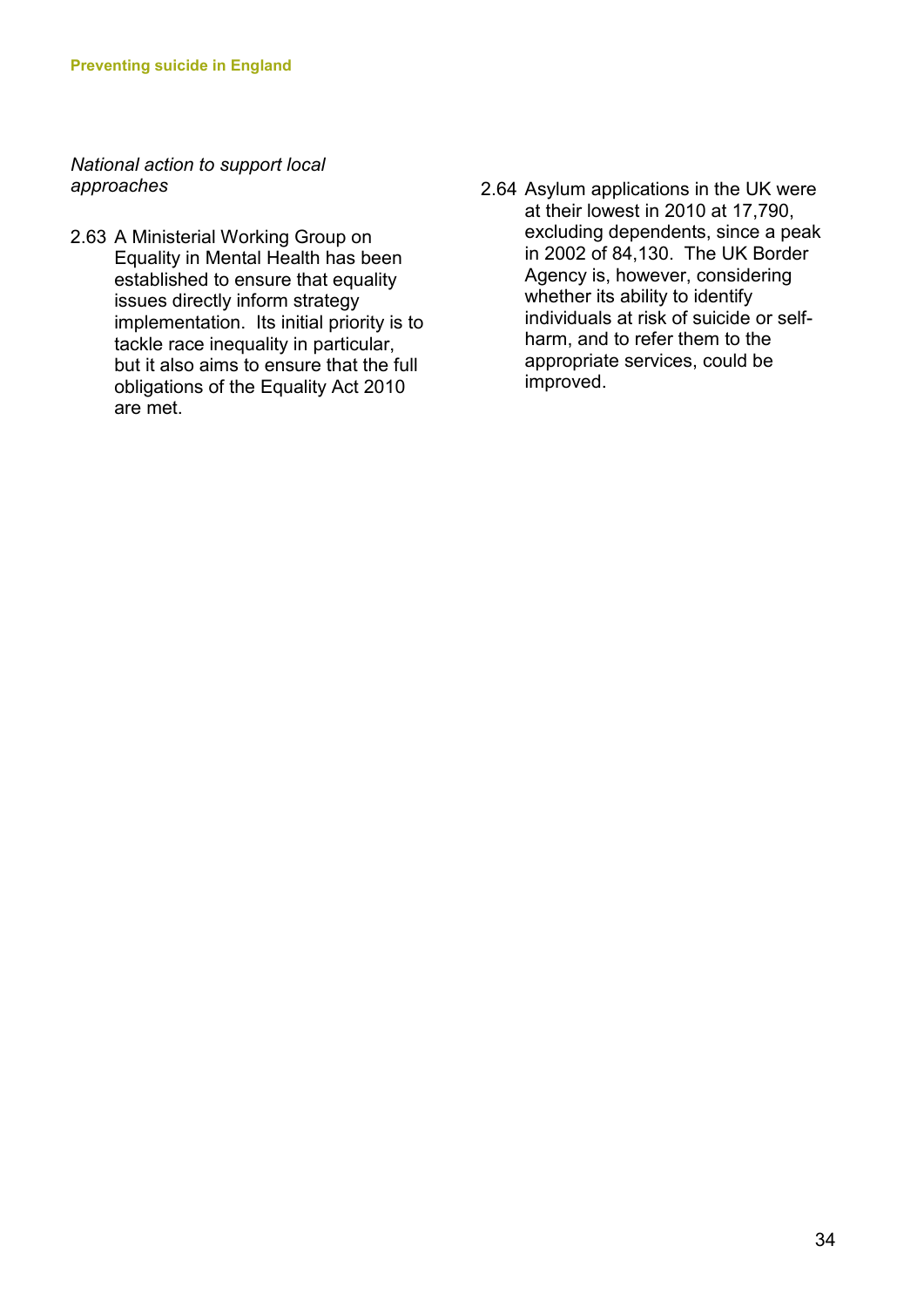*National action to support local approaches*

2.63 A Ministerial Working Group on Equality in Mental Health has been established to ensure that equality issues directly inform strategy implementation. Its initial priority is to tackle race inequality in particular, but it also aims to ensure that the full obligations of the Equality Act 2010 are met.

2.64 Asylum applications in the UK were at their lowest in 2010 at 17,790, excluding dependents, since a peak in 2002 of 84,130. The UK Border Agency is, however, considering whether its ability to identify individuals at risk of suicide or self-harm, and to refer them to the appropriate services, could be improved.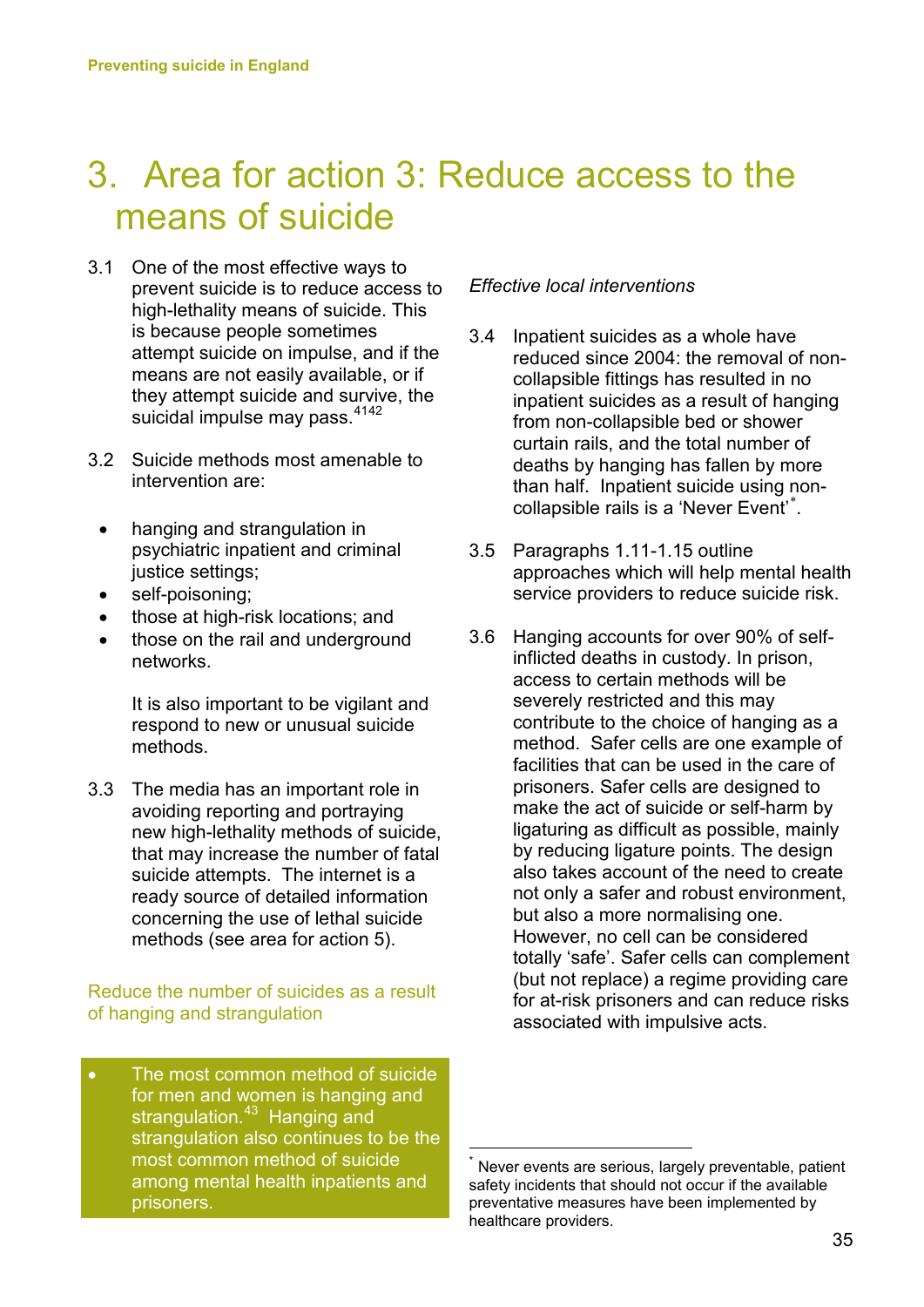# 3. Area for action 3: Reduce access to the means of suicide

3.1 One of the most effective ways to prevent suicide is to reduce access to high-lethality means of suicide. This is because people sometimes attempt suicide on impulse, and if the means are not easily available, or if they attempt suicide and survive, the suicidal impulse may pass.[41][42]

3.2 Suicide methods most amenable to intervention are:

- hanging and strangulation in psychiatric inpatient and criminal justice settings;
- self-poisoning;
- those at high-risk locations; and
- those on the rail and underground networks.

It is also important to be vigilant and respond to new or unusual suicide methods.

3.3 The media has an important role in avoiding reporting and portraying new high-lethality methods of suicide, that may increase the number of fatal suicide attempts. The internet is a ready source of detailed information concerning the use of lethal suicide methods (see area for action 5).

## Reduce the number of suicides as a result of hanging and strangulation

- The most common method of suicide for men and women is hanging and strangulation.[43] Hanging and strangulation also continues to be the most common method of suicide among mental health inpatients and prisoners.

*Effective local interventions*

3.4 Inpatient suicides as a whole have reduced since 2004: the removal of non-collapsible fittings has resulted in no inpatient suicides as a result of hanging from non-collapsible bed or shower curtain rails, and the total number of deaths by hanging has fallen by more than half. Inpatient suicide using non-collapsible rails is a 'Never Event'*.

3.5 Paragraphs 1.11-1.15 outline approaches which will help mental health service providers to reduce suicide risk.

3.6 Hanging accounts for over 90% of self-inflicted deaths in custody. In prison, access to certain methods will be severely restricted and this may contribute to the choice of hanging as a method. Safer cells are one example of facilities that can be used in the care of prisoners. Safer cells are designed to make the act of suicide or self-harm by ligaturing as difficult as possible, mainly by reducing ligature points. The design also takes account of the need to create not only a safer and robust environment, but also a more normalising one. However, no cell can be considered totally 'safe'. Safer cells can complement (but not replace) a regime providing care for at-risk prisoners and can reduce risks associated with impulsive acts.

---

\* Never events are serious, largely preventable, patient safety incidents that should not occur if the available preventative measures have been implemented by healthcare providers.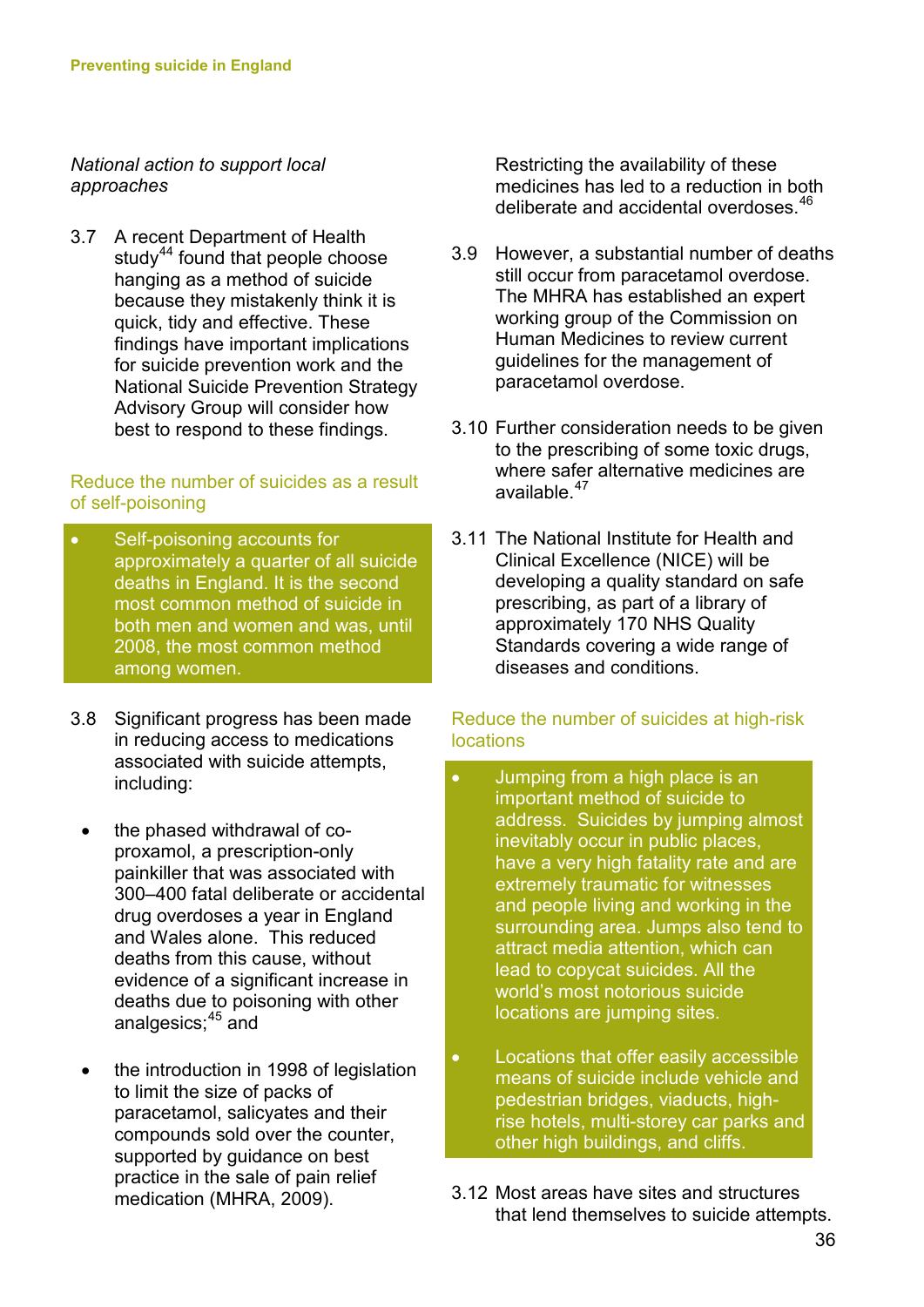*National action to support local approaches*

3.7 A recent Department of Health study[44] found that people choose hanging as a method of suicide because they mistakenly think it is quick, tidy and effective. These findings have important implications for suicide prevention work and the National Suicide Prevention Strategy Advisory Group will consider how best to respond to these findings.

### Reduce the number of suicides as a result of self-poisoning

- Self-poisoning accounts for approximately a quarter of all suicide deaths in England. It is the second most common method of suicide in both men and women and was, until 2008, the most common method among women.

3.8 Significant progress has been made in reducing access to medications associated with suicide attempts, including:

- the phased withdrawal of co-proxamol, a prescription-only painkiller that was associated with 300–400 fatal deliberate or accidental drug overdoses a year in England and Wales alone. This reduced deaths from this cause, without evidence of a significant increase in deaths due to poisoning with other analgesics;[45] and

- the introduction in 1998 of legislation to limit the size of packs of paracetamol, salicyates and their compounds sold over the counter, supported by guidance on best practice in the sale of pain relief medication (MHRA, 2009). Restricting the availability of these medicines has led to a reduction in both deliberate and accidental overdoses.[46]

3.9 However, a substantial number of deaths still occur from paracetamol overdose. The MHRA has established an expert working group of the Commission on Human Medicines to review current guidelines for the management of paracetamol overdose.

3.10 Further consideration needs to be given to the prescribing of some toxic drugs, where safer alternative medicines are available.[47]

3.11 The National Institute for Health and Clinical Excellence (NICE) will be developing a quality standard on safe prescribing, as part of a library of approximately 170 NHS Quality Standards covering a wide range of diseases and conditions.

### Reduce the number of suicides at high-risk locations

- Jumping from a high place is an important method of suicide to address. Suicides by jumping almost inevitably occur in public places, have a very high fatality rate and are extremely traumatic for witnesses and people living and working in the surrounding area. Jumps also tend to attract media attention, which can lead to copycat suicides. All the world's most notorious suicide locations are jumping sites.

- Locations that offer easily accessible means of suicide include vehicle and pedestrian bridges, viaducts, high-rise hotels, multi-storey car parks and other high buildings, and cliffs.

3.12 Most areas have sites and structures that lend themselves to suicide attempts.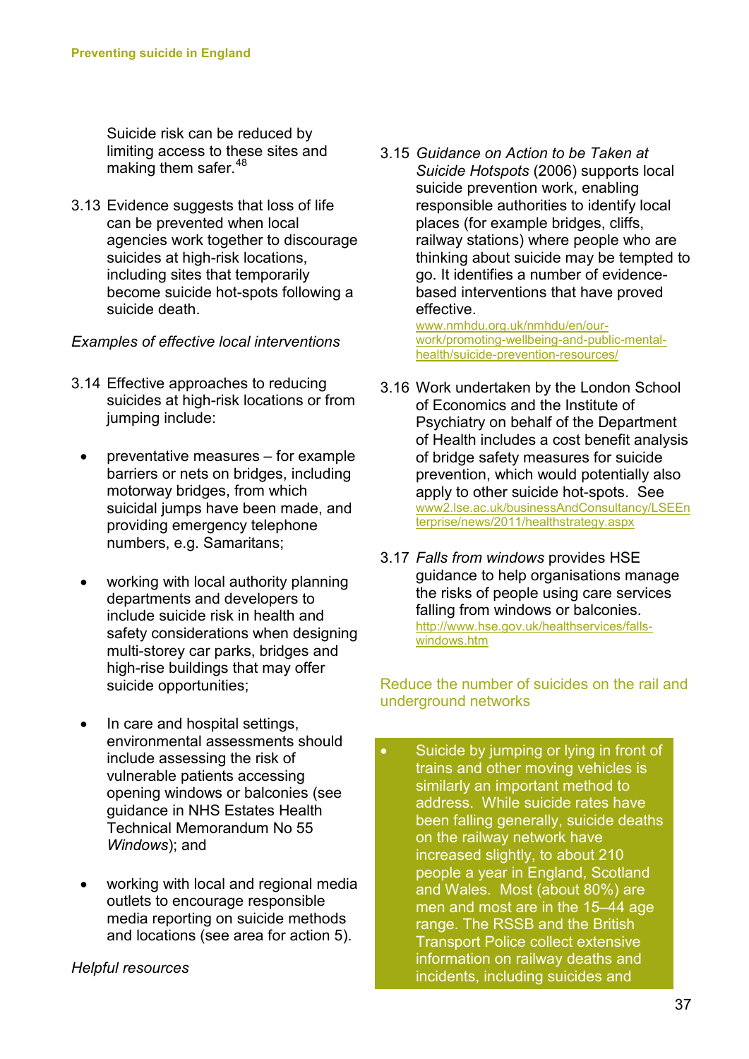Suicide risk can be reduced by limiting access to these sites and making them safer.[48]

3.13 Evidence suggests that loss of life can be prevented when local agencies work together to discourage suicides at high-risk locations, including sites that temporarily become suicide hot-spots following a suicide death.

*Examples of effective local interventions*

3.14 Effective approaches to reducing suicides at high-risk locations or from jumping include:

- preventative measures – for example barriers or nets on bridges, including motorway bridges, from which suicidal jumps have been made, and providing emergency telephone numbers, e.g. Samaritans;
- working with local authority planning departments and developers to include suicide risk in health and safety considerations when designing multi-storey car parks, bridges and high-rise buildings that may offer suicide opportunities;
- In care and hospital settings, environmental assessments should include assessing the risk of vulnerable patients accessing opening windows or balconies (see guidance in NHS Estates Health Technical Memorandum No 55 *Windows*); and
- working with local and regional media outlets to encourage responsible media reporting on suicide methods and locations (see area for action 5).

*Helpful resources*

3.15 *Guidance on Action to be Taken at Suicide Hotspots* (2006) supports local suicide prevention work, enabling responsible authorities to identify local places (for example bridges, cliffs, railway stations) where people who are thinking about suicide may be tempted to go. It identifies a number of evidence-based interventions that have proved effective. www.nmhdu.org.uk/nmhdu/en/our-work/promoting-wellbeing-and-public-mental-health/suicide-prevention-resources/

3.16 Work undertaken by the London School of Economics and the Institute of Psychiatry on behalf of the Department of Health includes a cost benefit analysis of bridge safety measures for suicide prevention, which would potentially also apply to other suicide hot-spots. See www2.lse.ac.uk/businessAndConsultancy/LSEEnterprise/news/2011/healthstrategy.aspx

3.17 *Falls from windows* provides HSE guidance to help organisations manage the risks of people using care services falling from windows or balconies. http://www.hse.gov.uk/healthservices/falls-windows.htm

## Reduce the number of suicides on the rail and underground networks

- Suicide by jumping or lying in front of trains and other moving vehicles is similarly an important method to address. While suicide rates have been falling generally, suicide deaths on the railway network have increased slightly, to about 210 people a year in England, Scotland and Wales. Most (about 80%) are men and most are in the 15–44 age range. The RSSB and the British Transport Police collect extensive information on railway deaths and incidents, including suicides and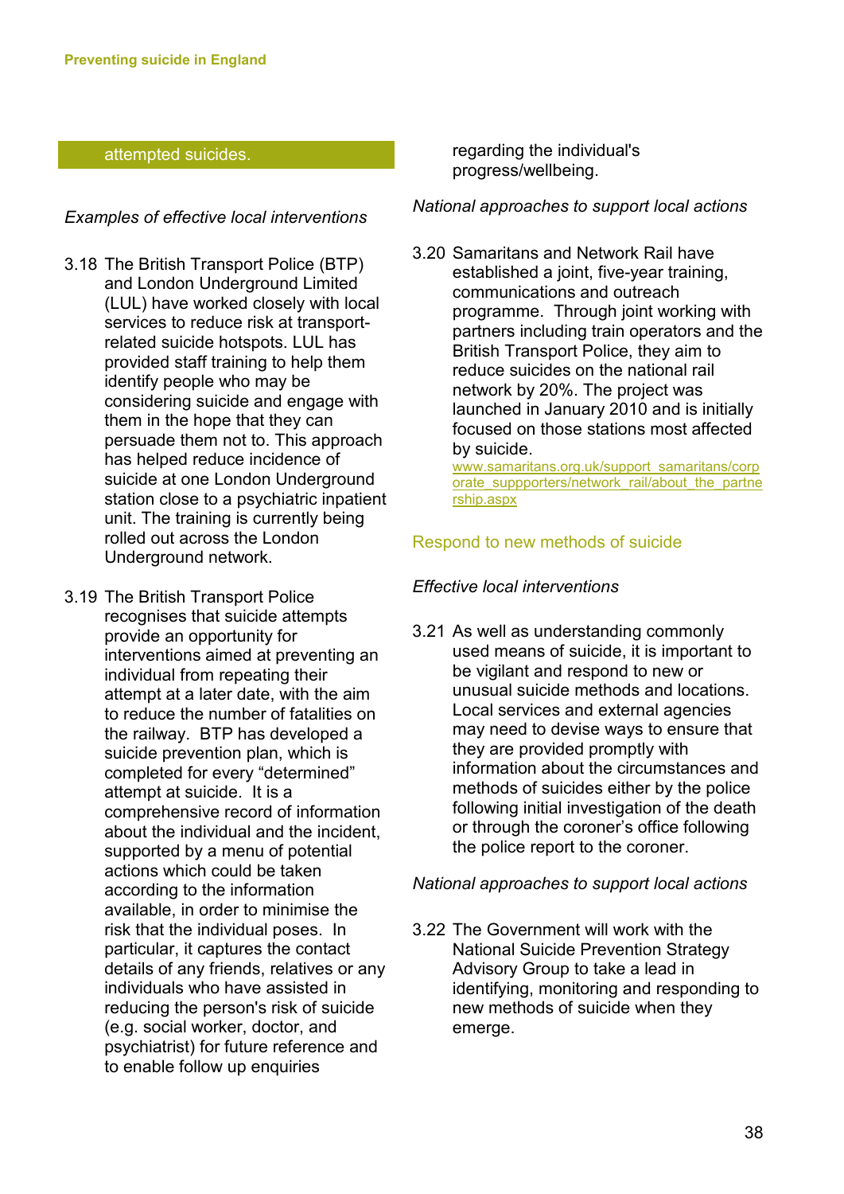attempted suicides.

*Examples of effective local interventions*

3.18 The British Transport Police (BTP) and London Underground Limited (LUL) have worked closely with local services to reduce risk at transport-related suicide hotspots. LUL has provided staff training to help them identify people who may be considering suicide and engage with them in the hope that they can persuade them not to. This approach has helped reduce incidence of suicide at one London Underground station close to a psychiatric inpatient unit. The training is currently being rolled out across the London Underground network.

3.19 The British Transport Police recognises that suicide attempts provide an opportunity for interventions aimed at preventing an individual from repeating their attempt at a later date, with the aim to reduce the number of fatalities on the railway. BTP has developed a suicide prevention plan, which is completed for every "determined" attempt at suicide. It is a comprehensive record of information about the individual and the incident, supported by a menu of potential actions which could be taken according to the information available, in order to minimise the risk that the individual poses. In particular, it captures the contact details of any friends, relatives or any individuals who have assisted in reducing the person's risk of suicide (e.g. social worker, doctor, and psychiatrist) for future reference and to enable follow up enquiries regarding the individual's progress/wellbeing.

*National approaches to support local actions*

3.20 Samaritans and Network Rail have established a joint, five-year training, communications and outreach programme. Through joint working with partners including train operators and the British Transport Police, they aim to reduce suicides on the national rail network by 20%. The project was launched in January 2010 and is initially focused on those stations most affected by suicide.
www.samaritans.org.uk/support_samaritans/corporate_suppporters/network_rail/about_the_partnership.aspx

## Respond to new methods of suicide

*Effective local interventions*

3.21 As well as understanding commonly used means of suicide, it is important to be vigilant and respond to new or unusual suicide methods and locations. Local services and external agencies may need to devise ways to ensure that they are provided promptly with information about the circumstances and methods of suicides either by the police following initial investigation of the death or through the coroner's office following the police report to the coroner.

*National approaches to support local actions*

3.22 The Government will work with the National Suicide Prevention Strategy Advisory Group to take a lead in identifying, monitoring and responding to new methods of suicide when they emerge.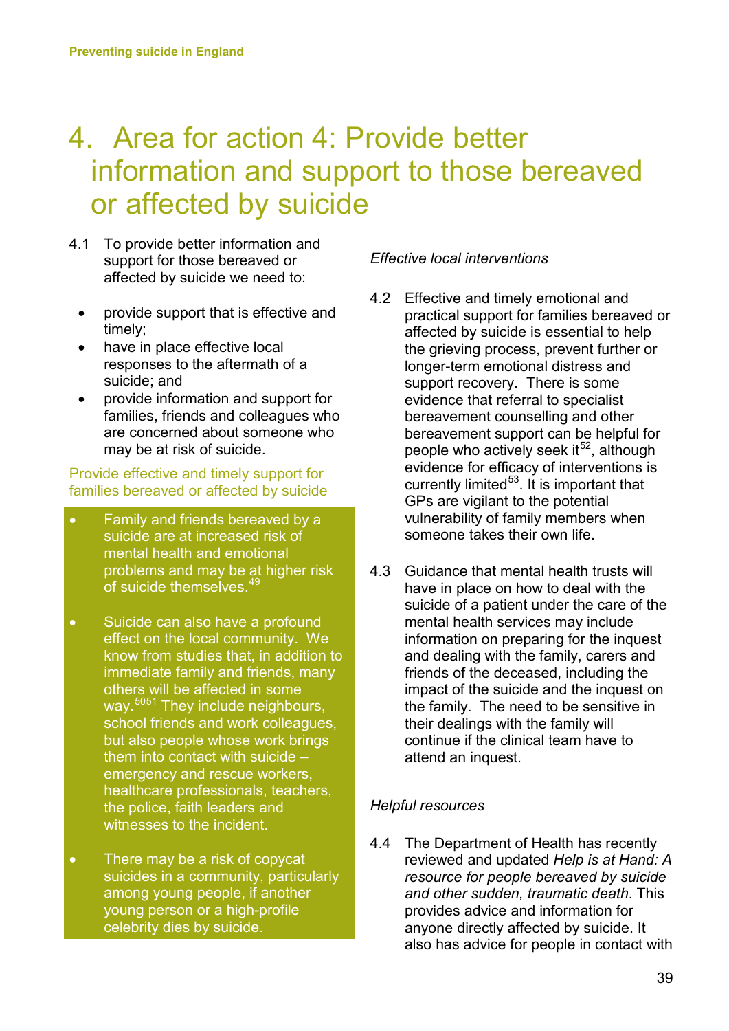// Page 41 of 59: running header and page number omitted; two columns merged into reading order.
# 4. Area for action 4: Provide better information and support to those bereaved or affected by suicide

4.1 To provide better information and support for those bereaved or affected by suicide we need to:

- provide support that is effective and timely;
- have in place effective local responses to the aftermath of a suicide; and
- provide information and support for families, friends and colleagues who are concerned about someone who may be at risk of suicide.

## Provide effective and timely support for families bereaved or affected by suicide

- Family and friends bereaved by a suicide are at increased risk of mental health and emotional problems and may be at higher risk of suicide themselves.[49]
- Suicide can also have a profound effect on the local community. We know from studies that, in addition to immediate family and friends, many others will be affected in some way.[50][51] They include neighbours, school friends and work colleagues, but also people whose work brings them into contact with suicide – emergency and rescue workers, healthcare professionals, teachers, the police, faith leaders and witnesses to the incident.
- There may be a risk of copycat suicides in a community, particularly among young people, if another young person or a high-profile celebrity dies by suicide.

*Effective local interventions*

4.2 Effective and timely emotional and practical support for families bereaved or affected by suicide is essential to help the grieving process, prevent further or longer-term emotional distress and support recovery. There is some evidence that referral to specialist bereavement counselling and other bereavement support can be helpful for people who actively seek it[52], although evidence for efficacy of interventions is currently limited[53]. It is important that GPs are vigilant to the potential vulnerability of family members when someone takes their own life.

4.3 Guidance that mental health trusts will have in place on how to deal with the suicide of a patient under the care of the mental health services may include information on preparing for the inquest and dealing with the family, carers and friends of the deceased, including the impact of the suicide and the inquest on the family. The need to be sensitive in their dealings with the family will continue if the clinical team have to attend an inquest.

*Helpful resources*

4.4 The Department of Health has recently reviewed and updated *Help is at Hand: A resource for people bereaved by suicide and other sudden, traumatic death*. This provides advice and information for anyone directly affected by suicide. It also has advice for people in contact with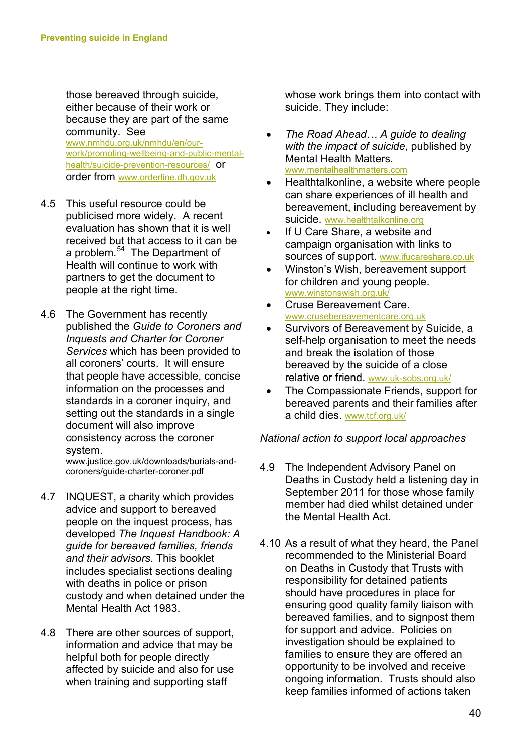those bereaved through suicide, either because of their work or because they are part of the same community. See www.nmhdu.org.uk/nmhdu/en/our-work/promoting-wellbeing-and-public-mental-health/suicide-prevention-resources/ or order from www.orderline.dh.gov.uk

4.5 This useful resource could be publicised more widely. A recent evaluation has shown that it is well received but that access to it can be a problem.[54] The Department of Health will continue to work with partners to get the document to people at the right time.

4.6 The Government has recently published the *Guide to Coroners and Inquests and Charter for Coroner Services* which has been provided to all coroners' courts. It will ensure that people have accessible, concise information on the processes and standards in a coroner inquiry, and setting out the standards in a single document will also improve consistency across the coroner system. www.justice.gov.uk/downloads/burials-and-coroners/guide-charter-coroner.pdf

4.7 INQUEST, a charity which provides advice and support to bereaved people on the inquest process, has developed *The Inquest Handbook: A guide for bereaved families, friends and their advisors*. This booklet includes specialist sections dealing with deaths in police or prison custody and when detained under the Mental Health Act 1983.

4.8 There are other sources of support, information and advice that may be helpful both for people directly affected by suicide and also for use when training and supporting staff whose work brings them into contact with suicide. They include:

- *The Road Ahead… A guide to dealing with the impact of suicide*, published by Mental Health Matters. www.mentalhealthmatters.com
- Healthtalkonline, a website where people can share experiences of ill health and bereavement, including bereavement by suicide. www.healthtalkonline.org
- If U Care Share, a website and campaign organisation with links to sources of support. www.ifucareshare.co.uk
- Winston's Wish, bereavement support for children and young people. www.winstonswish.org.uk/
- Cruse Bereavement Care. www.crusebereavementcare.org.uk
- Survivors of Bereavement by Suicide, a self-help organisation to meet the needs and break the isolation of those bereaved by the suicide of a close relative or friend. www.uk-sobs.org.uk/
- The Compassionate Friends, support for bereaved parents and their families after a child dies. www.tcf.org.uk/

*National action to support local approaches*

4.9 The Independent Advisory Panel on Deaths in Custody held a listening day in September 2011 for those whose family member had died whilst detained under the Mental Health Act.

4.10 As a result of what they heard, the Panel recommended to the Ministerial Board on Deaths in Custody that Trusts with responsibility for detained patients should have procedures in place for ensuring good quality family liaison with bereaved families, and to signpost them for support and advice. Policies on investigation should be explained to families to ensure they are offered an opportunity to be involved and receive ongoing information. Trusts should also keep families informed of actions taken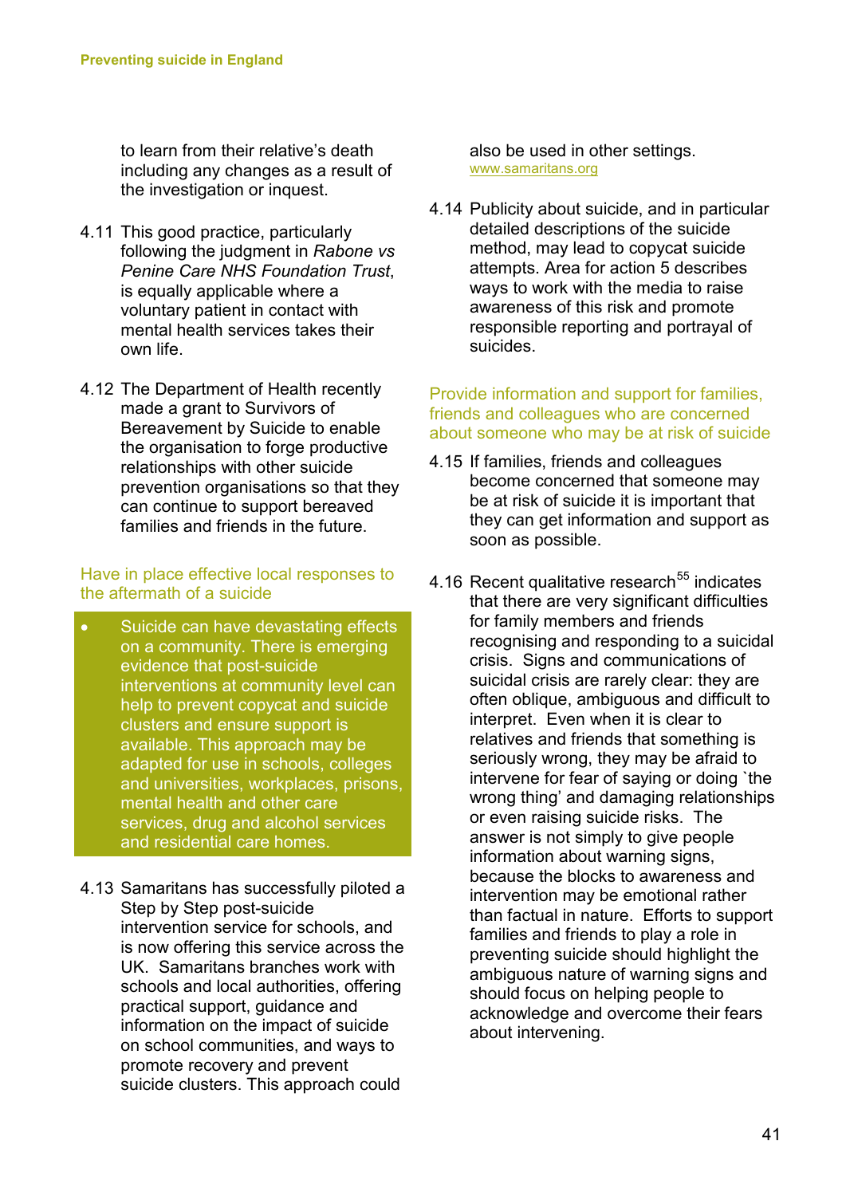to learn from their relative's death including any changes as a result of the investigation or inquest.

4.11 This good practice, particularly following the judgment in *Rabone vs Penine Care NHS Foundation Trust*, is equally applicable where a voluntary patient in contact with mental health services takes their own life.

4.12 The Department of Health recently made a grant to Survivors of Bereavement by Suicide to enable the organisation to forge productive relationships with other suicide prevention organisations so that they can continue to support bereaved families and friends in the future.

### Have in place effective local responses to the aftermath of a suicide

- Suicide can have devastating effects on a community. There is emerging evidence that post-suicide interventions at community level can help to prevent copycat and suicide clusters and ensure support is available. This approach may be adapted for use in schools, colleges and universities, workplaces, prisons, mental health and other care services, drug and alcohol services and residential care homes.

4.13 Samaritans has successfully piloted a Step by Step post-suicide intervention service for schools, and is now offering this service across the UK. Samaritans branches work with schools and local authorities, offering practical support, guidance and information on the impact of suicide on school communities, and ways to promote recovery and prevent suicide clusters. This approach could also be used in other settings. www.samaritans.org

4.14 Publicity about suicide, and in particular detailed descriptions of the suicide method, may lead to copycat suicide attempts. Area for action 5 describes ways to work with the media to raise awareness of this risk and promote responsible reporting and portrayal of suicides.

### Provide information and support for families, friends and colleagues who are concerned about someone who may be at risk of suicide

4.15 If families, friends and colleagues become concerned that someone may be at risk of suicide it is important that they can get information and support as soon as possible.

4.16 Recent qualitative research[55] indicates that there are very significant difficulties for family members and friends recognising and responding to a suicidal crisis. Signs and communications of suicidal crisis are rarely clear: they are often oblique, ambiguous and difficult to interpret. Even when it is clear to relatives and friends that something is seriously wrong, they may be afraid to intervene for fear of saying or doing `the wrong thing' and damaging relationships or even raising suicide risks. The answer is not simply to give people information about warning signs, because the blocks to awareness and intervention may be emotional rather than factual in nature. Efforts to support families and friends to play a role in preventing suicide should highlight the ambiguous nature of warning signs and should focus on helping people to acknowledge and overcome their fears about intervening.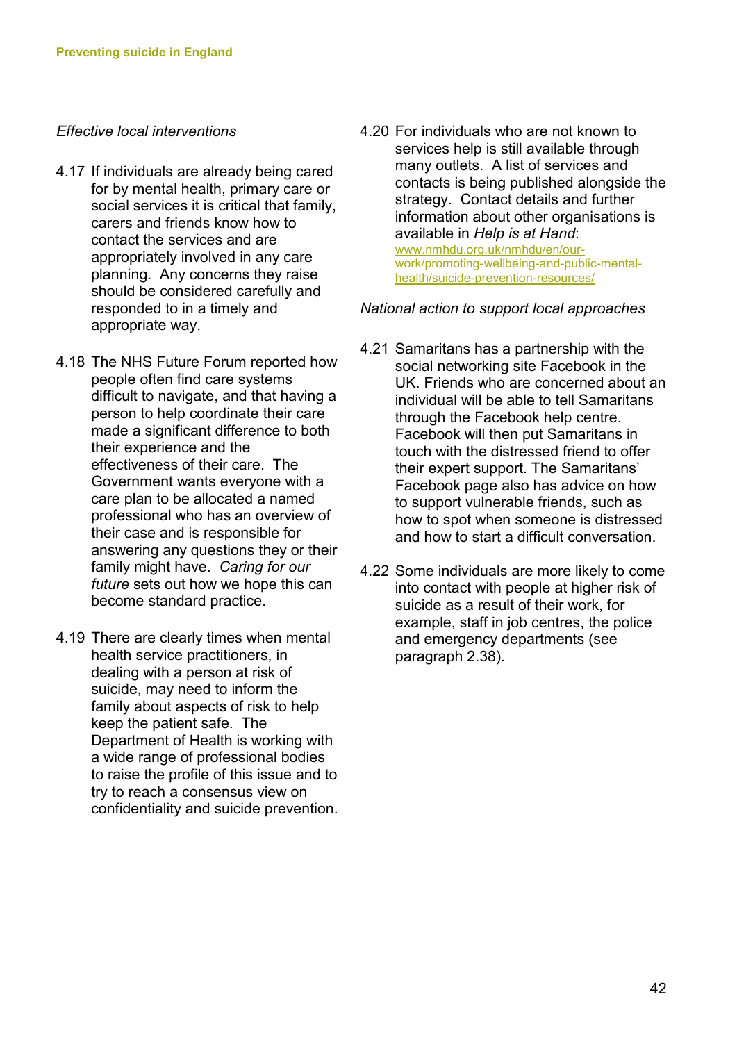*Effective local interventions*

4.17 If individuals are already being cared for by mental health, primary care or social services it is critical that family, carers and friends know how to contact the services and are appropriately involved in any care planning. Any concerns they raise should be considered carefully and responded to in a timely and appropriate way.

4.18 The NHS Future Forum reported how people often find care systems difficult to navigate, and that having a person to help coordinate their care made a significant difference to both their experience and the effectiveness of their care. The Government wants everyone with a care plan to be allocated a named professional who has an overview of their case and is responsible for answering any questions they or their family might have. *Caring for our future* sets out how we hope this can become standard practice.

4.19 There are clearly times when mental health service practitioners, in dealing with a person at risk of suicide, may need to inform the family about aspects of risk to help keep the patient safe. The Department of Health is working with a wide range of professional bodies to raise the profile of this issue and to try to reach a consensus view on confidentiality and suicide prevention.

4.20 For individuals who are not known to services help is still available through many outlets. A list of services and contacts is being published alongside the strategy. Contact details and further information about other organisations is available in *Help is at Hand*: [www.nmhdu.org.uk/nmhdu/en/our-work/promoting-wellbeing-and-public-mental-health/suicide-prevention-resources/](www.nmhdu.org.uk/nmhdu/en/our-work/promoting-wellbeing-and-public-mental-health/suicide-prevention-resources/)

*National action to support local approaches*

4.21 Samaritans has a partnership with the social networking site Facebook in the UK. Friends who are concerned about an individual will be able to tell Samaritans through the Facebook help centre. Facebook will then put Samaritans in touch with the distressed friend to offer their expert support. The Samaritans' Facebook page also has advice on how to support vulnerable friends, such as how to spot when someone is distressed and how to start a difficult conversation.

4.22 Some individuals are more likely to come into contact with people at higher risk of suicide as a result of their work, for example, staff in job centres, the police and emergency departments (see paragraph 2.38).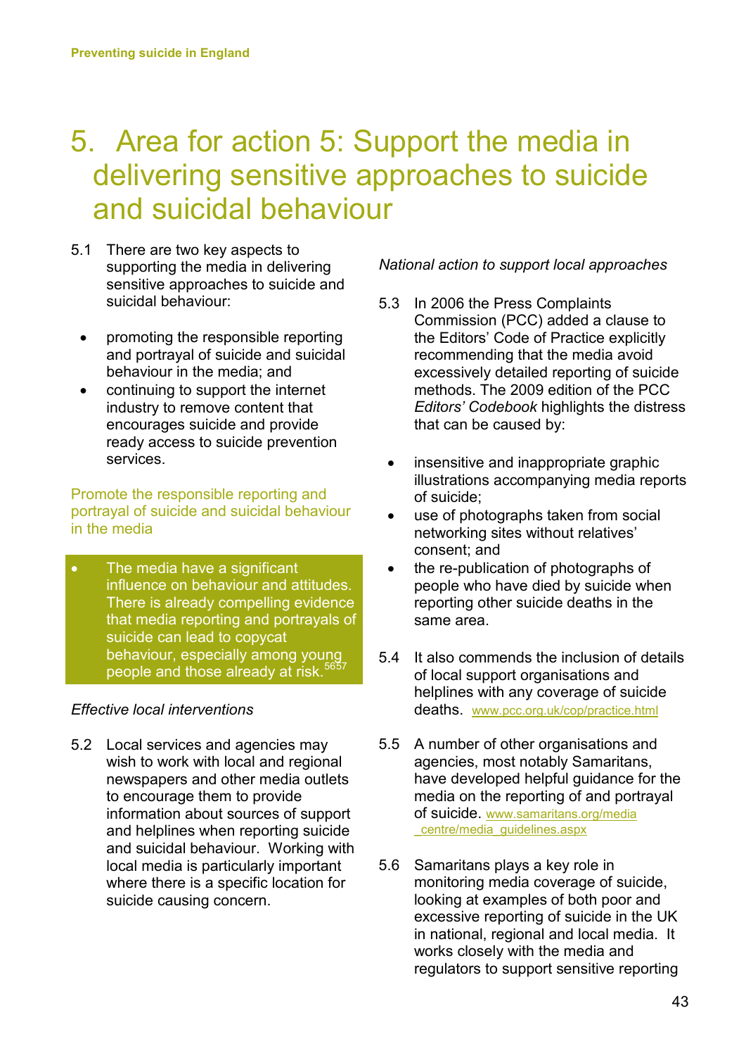# 5. Area for action 5: Support the media in delivering sensitive approaches to suicide and suicidal behaviour

5.1 There are two key aspects to supporting the media in delivering sensitive approaches to suicide and suicidal behaviour:

- promoting the responsible reporting and portrayal of suicide and suicidal behaviour in the media; and
- continuing to support the internet industry to remove content that encourages suicide and provide ready access to suicide prevention services.

## Promote the responsible reporting and portrayal of suicide and suicidal behaviour in the media

- The media have a significant influence on behaviour and attitudes. There is already compelling evidence that media reporting and portrayals of suicide can lead to copycat behaviour, especially among young people and those already at risk.[56][57]

*Effective local interventions*

5.2 Local services and agencies may wish to work with local and regional newspapers and other media outlets to encourage them to provide information about sources of support and helplines when reporting suicide and suicidal behaviour. Working with local media is particularly important where there is a specific location for suicide causing concern.

*National action to support local approaches*

5.3 In 2006 the Press Complaints Commission (PCC) added a clause to the Editors' Code of Practice explicitly recommending that the media avoid excessively detailed reporting of suicide methods. The 2009 edition of the PCC *Editors' Codebook* highlights the distress that can be caused by:

- insensitive and inappropriate graphic illustrations accompanying media reports of suicide;
- use of photographs taken from social networking sites without relatives' consent; and
- the re-publication of photographs of people who have died by suicide when reporting other suicide deaths in the same area.

5.4 It also commends the inclusion of details of local support organisations and helplines with any coverage of suicide deaths. www.pcc.org.uk/cop/practice.html

5.5 A number of other organisations and agencies, most notably Samaritans, have developed helpful guidance for the media on the reporting of and portrayal of suicide. www.samaritans.org/media_centre/media_guidelines.aspx

5.6 Samaritans plays a key role in monitoring media coverage of suicide, looking at examples of both poor and excessive reporting of suicide in the UK in national, regional and local media. It works closely with the media and regulators to support sensitive reporting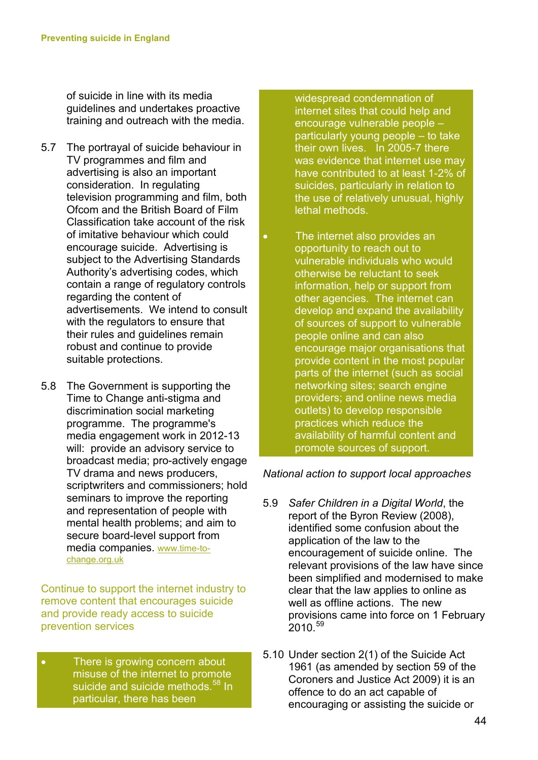of suicide in line with its media guidelines and undertakes proactive training and outreach with the media.

5.7 The portrayal of suicide behaviour in TV programmes and film and advertising is also an important consideration. In regulating television programming and film, both Ofcom and the British Board of Film Classification take account of the risk of imitative behaviour which could encourage suicide. Advertising is subject to the Advertising Standards Authority's advertising codes, which contain a range of regulatory controls regarding the content of advertisements. We intend to consult with the regulators to ensure that their rules and guidelines remain robust and continue to provide suitable protections.

5.8 The Government is supporting the Time to Change anti-stigma and discrimination social marketing programme. The programme's media engagement work in 2012-13 will: provide an advisory service to broadcast media; pro-actively engage TV drama and news producers, scriptwriters and commissioners; hold seminars to improve the reporting and representation of people with mental health problems; and aim to secure board-level support from media companies. www.time-to-change.org.uk

### Continue to support the internet industry to remove content that encourages suicide and provide ready access to suicide prevention services

- There is growing concern about misuse of the internet to promote suicide and suicide methods.[58] In particular, there has been widespread condemnation of internet sites that could help and encourage vulnerable people – particularly young people – to take their own lives. In 2005-7 there was evidence that internet use may have contributed to at least 1-2% of suicides, particularly in relation to the use of relatively unusual, highly lethal methods.
- The internet also provides an opportunity to reach out to vulnerable individuals who would otherwise be reluctant to seek information, help or support from other agencies. The internet can develop and expand the availability of sources of support to vulnerable people online and can also encourage major organisations that provide content in the most popular parts of the internet (such as social networking sites; search engine providers; and online news media outlets) to develop responsible practices which reduce the availability of harmful content and promote sources of support.

*National action to support local approaches*

5.9 *Safer Children in a Digital World*, the report of the Byron Review (2008), identified some confusion about the application of the law to the encouragement of suicide online. The relevant provisions of the law have since been simplified and modernised to make clear that the law applies to online as well as offline actions. The new provisions came into force on 1 February 2010.[59]

5.10 Under section 2(1) of the Suicide Act 1961 (as amended by section 59 of the Coroners and Justice Act 2009) it is an offence to do an act capable of encouraging or assisting the suicide or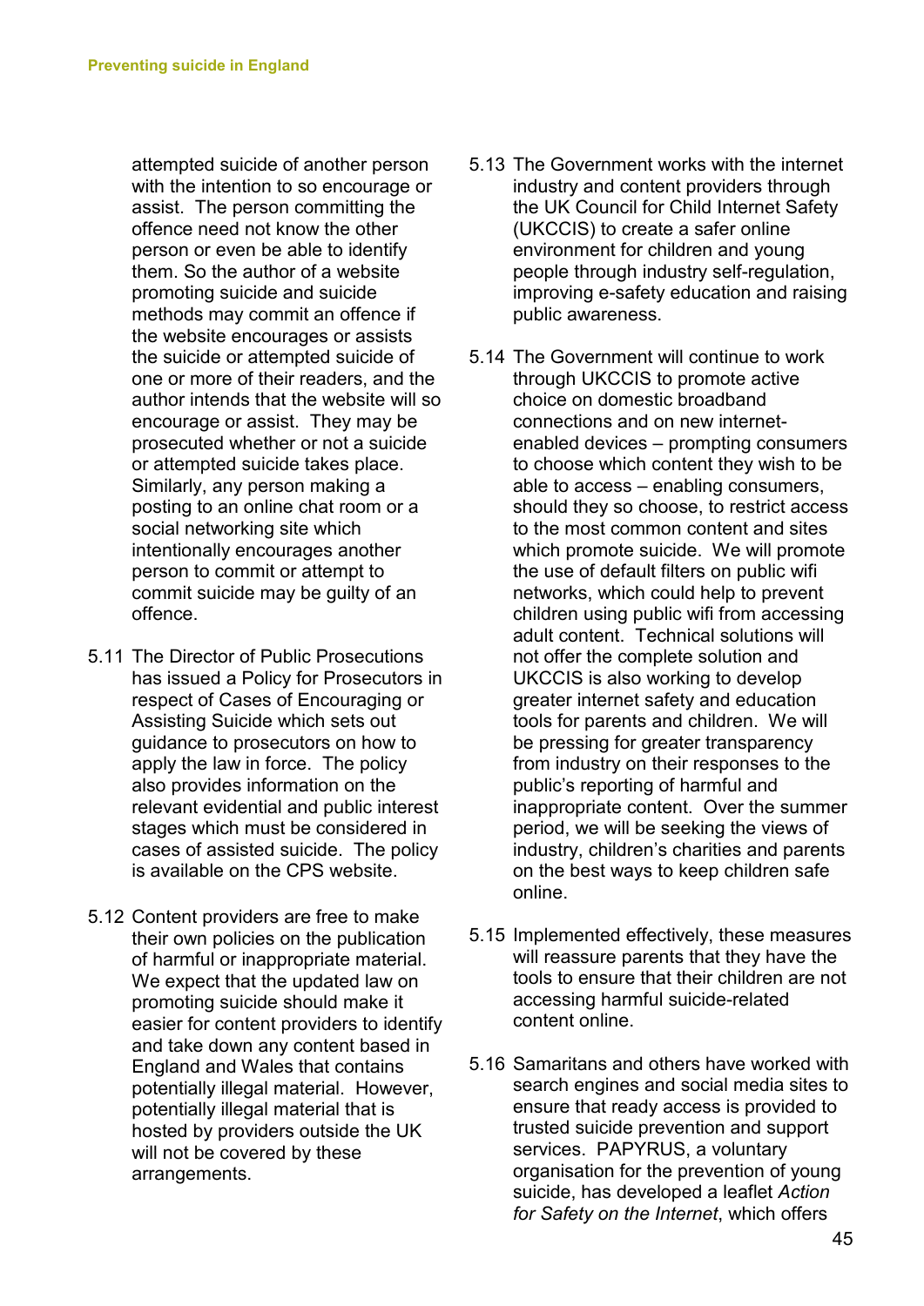attempted suicide of another person with the intention to so encourage or assist. The person committing the offence need not know the other person or even be able to identify them. So the author of a website promoting suicide and suicide methods may commit an offence if the website encourages or assists the suicide or attempted suicide of one or more of their readers, and the author intends that the website will so encourage or assist. They may be prosecuted whether or not a suicide or attempted suicide takes place. Similarly, any person making a posting to an online chat room or a social networking site which intentionally encourages another person to commit or attempt to commit suicide may be guilty of an offence.

5.11 The Director of Public Prosecutions has issued a Policy for Prosecutors in respect of Cases of Encouraging or Assisting Suicide which sets out guidance to prosecutors on how to apply the law in force. The policy also provides information on the relevant evidential and public interest stages which must be considered in cases of assisted suicide. The policy is available on the CPS website.

5.12 Content providers are free to make their own policies on the publication of harmful or inappropriate material. We expect that the updated law on promoting suicide should make it easier for content providers to identify and take down any content based in England and Wales that contains potentially illegal material. However, potentially illegal material that is hosted by providers outside the UK will not be covered by these arrangements.

5.13 The Government works with the internet industry and content providers through the UK Council for Child Internet Safety (UKCCIS) to create a safer online environment for children and young people through industry self-regulation, improving e-safety education and raising public awareness.

5.14 The Government will continue to work through UKCCIS to promote active choice on domestic broadband connections and on new internet-enabled devices – prompting consumers to choose which content they wish to be able to access – enabling consumers, should they so choose, to restrict access to the most common content and sites which promote suicide. We will promote the use of default filters on public wifi networks, which could help to prevent children using public wifi from accessing adult content. Technical solutions will not offer the complete solution and UKCCIS is also working to develop greater internet safety and education tools for parents and children. We will be pressing for greater transparency from industry on their responses to the public's reporting of harmful and inappropriate content. Over the summer period, we will be seeking the views of industry, children's charities and parents on the best ways to keep children safe online.

5.15 Implemented effectively, these measures will reassure parents that they have the tools to ensure that their children are not accessing harmful suicide-related content online.

5.16 Samaritans and others have worked with search engines and social media sites to ensure that ready access is provided to trusted suicide prevention and support services. PAPYRUS, a voluntary organisation for the prevention of young suicide, has developed a leaflet *Action for Safety on the Internet*, which offers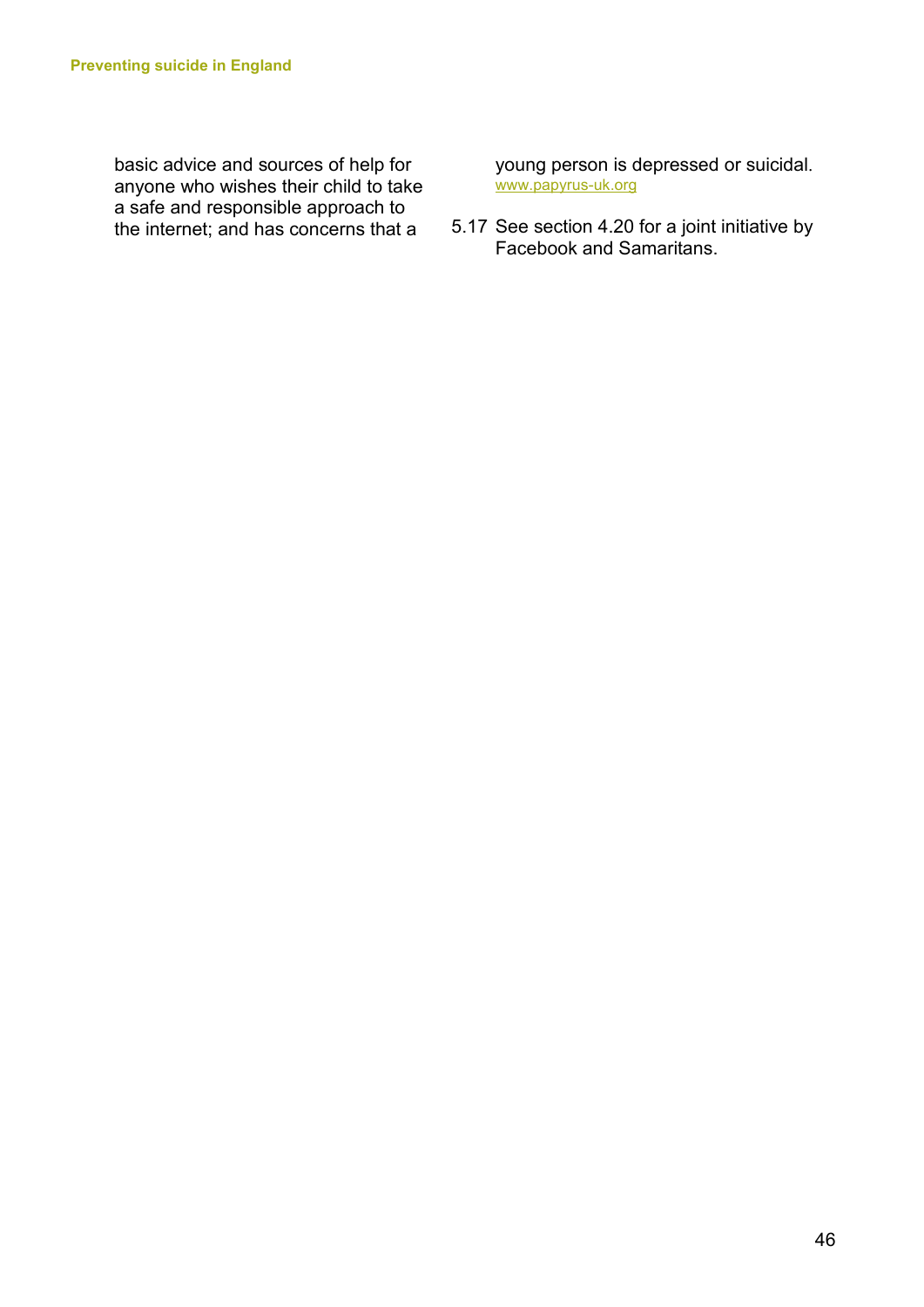basic advice and sources of help for anyone who wishes their child to take a safe and responsible approach to the internet; and has concerns that a young person is depressed or suicidal. www.papyrus-uk.org

5.17 See section 4.20 for a joint initiative by Facebook and Samaritans.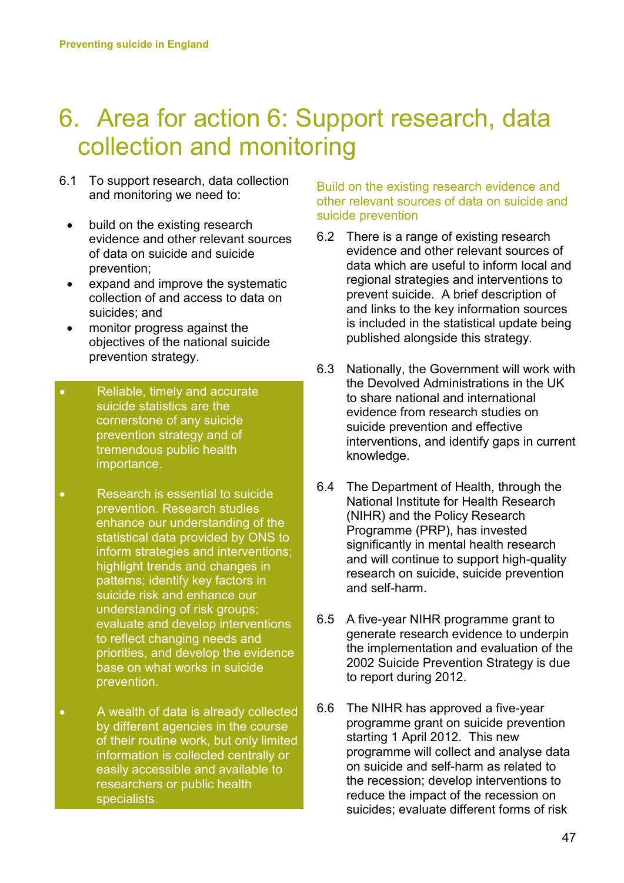# 6. Area for action 6: Support research, data collection and monitoring

6.1 To support research, data collection and monitoring we need to:

- build on the existing research evidence and other relevant sources of data on suicide and suicide prevention;
- expand and improve the systematic collection of and access to data on suicides; and
- monitor progress against the objectives of the national suicide prevention strategy.

> - Reliable, timely and accurate suicide statistics are the cornerstone of any suicide prevention strategy and of tremendous public health importance.
> - Research is essential to suicide prevention. Research studies enhance our understanding of the statistical data provided by ONS to inform strategies and interventions; highlight trends and changes in patterns; identify key factors in suicide risk and enhance our understanding of risk groups; evaluate and develop interventions to reflect changing needs and priorities, and develop the evidence base on what works in suicide prevention.
> - A wealth of data is already collected by different agencies in the course of their routine work, but only limited information is collected centrally or easily accessible and available to researchers or public health specialists.

## Build on the existing research evidence and other relevant sources of data on suicide and suicide prevention

6.2 There is a range of existing research evidence and other relevant sources of data which are useful to inform local and regional strategies and interventions to prevent suicide. A brief description of and links to the key information sources is included in the statistical update being published alongside this strategy.

6.3 Nationally, the Government will work with the Devolved Administrations in the UK to share national and international evidence from research studies on suicide prevention and effective interventions, and identify gaps in current knowledge.

6.4 The Department of Health, through the National Institute for Health Research (NIHR) and the Policy Research Programme (PRP), has invested significantly in mental health research and will continue to support high-quality research on suicide, suicide prevention and self-harm.

6.5 A five-year NIHR programme grant to generate research evidence to underpin the implementation and evaluation of the 2002 Suicide Prevention Strategy is due to report during 2012.

6.6 The NIHR has approved a five-year programme grant on suicide prevention starting 1 April 2012. This new programme will collect and analyse data on suicide and self-harm as related to the recession; develop interventions to reduce the impact of the recession on suicides; evaluate different forms of risk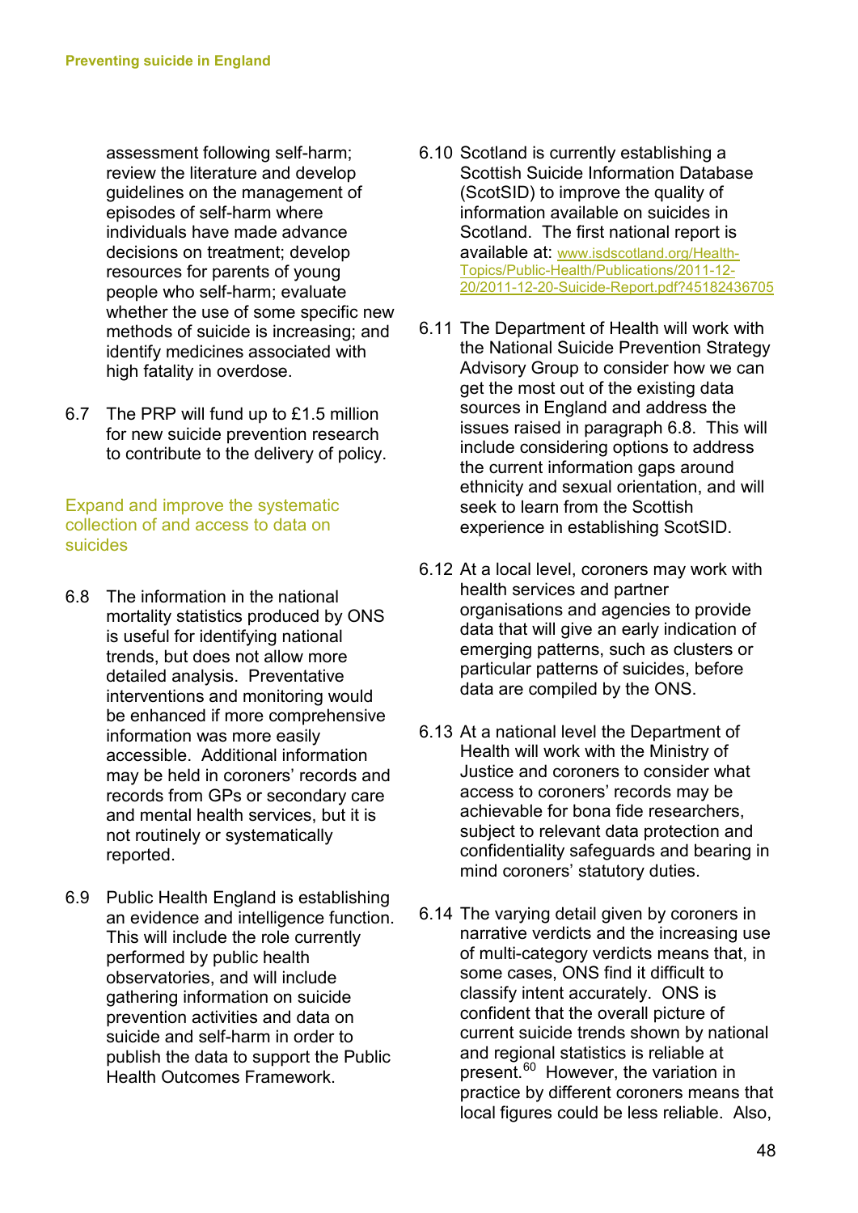assessment following self-harm; review the literature and develop guidelines on the management of episodes of self-harm where individuals have made advance decisions on treatment; develop resources for parents of young people who self-harm; evaluate whether the use of some specific new methods of suicide is increasing; and identify medicines associated with high fatality in overdose.

6.7 The PRP will fund up to £1.5 million for new suicide prevention research to contribute to the delivery of policy.

### Expand and improve the systematic collection of and access to data on suicides

6.8 The information in the national mortality statistics produced by ONS is useful for identifying national trends, but does not allow more detailed analysis. Preventative interventions and monitoring would be enhanced if more comprehensive information was more easily accessible. Additional information may be held in coroners' records and records from GPs or secondary care and mental health services, but it is not routinely or systematically reported.

6.9 Public Health England is establishing an evidence and intelligence function. This will include the role currently performed by public health observatories, and will include gathering information on suicide prevention activities and data on suicide and self-harm in order to publish the data to support the Public Health Outcomes Framework.

6.10 Scotland is currently establishing a Scottish Suicide Information Database (ScotSID) to improve the quality of information available on suicides in Scotland. The first national report is available at: www.isdscotland.org/Health-Topics/Public-Health/Publications/2011-12-20/2011-12-20-Suicide-Report.pdf?45182436705

6.11 The Department of Health will work with the National Suicide Prevention Strategy Advisory Group to consider how we can get the most out of the existing data sources in England and address the issues raised in paragraph 6.8. This will include considering options to address the current information gaps around ethnicity and sexual orientation, and will seek to learn from the Scottish experience in establishing ScotSID.

6.12 At a local level, coroners may work with health services and partner organisations and agencies to provide data that will give an early indication of emerging patterns, such as clusters or particular patterns of suicides, before data are compiled by the ONS.

6.13 At a national level the Department of Health will work with the Ministry of Justice and coroners to consider what access to coroners' records may be achievable for bona fide researchers, subject to relevant data protection and confidentiality safeguards and bearing in mind coroners' statutory duties.

6.14 The varying detail given by coroners in narrative verdicts and the increasing use of multi-category verdicts means that, in some cases, ONS find it difficult to classify intent accurately. ONS is confident that the overall picture of current suicide trends shown by national and regional statistics is reliable at present.[60] However, the variation in practice by different coroners means that local figures could be less reliable. Also,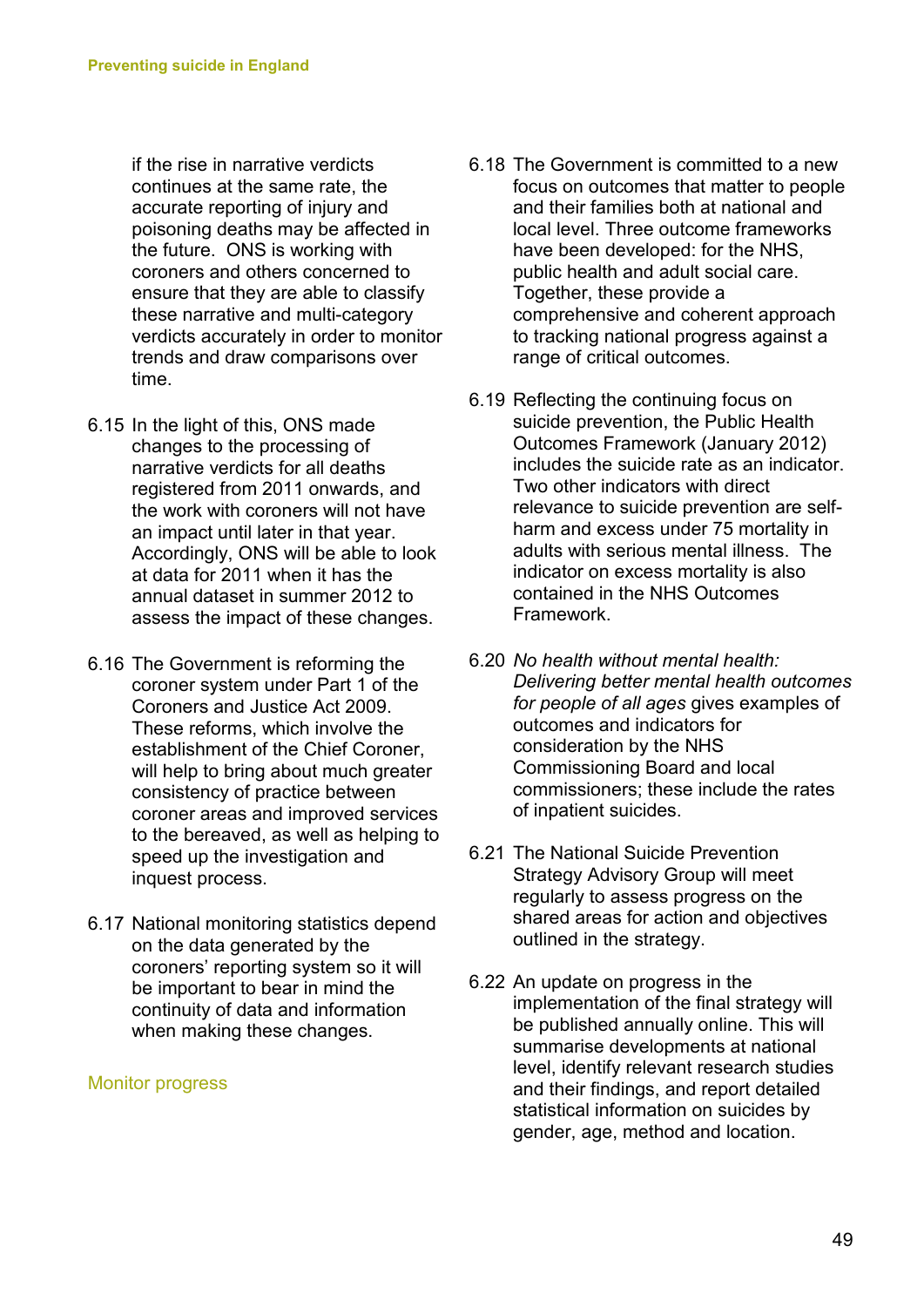if the rise in narrative verdicts continues at the same rate, the accurate reporting of injury and poisoning deaths may be affected in the future. ONS is working with coroners and others concerned to ensure that they are able to classify these narrative and multi-category verdicts accurately in order to monitor trends and draw comparisons over time.

6.15 In the light of this, ONS made changes to the processing of narrative verdicts for all deaths registered from 2011 onwards, and the work with coroners will not have an impact until later in that year. Accordingly, ONS will be able to look at data for 2011 when it has the annual dataset in summer 2012 to assess the impact of these changes.

6.16 The Government is reforming the coroner system under Part 1 of the Coroners and Justice Act 2009. These reforms, which involve the establishment of the Chief Coroner, will help to bring about much greater consistency of practice between coroner areas and improved services to the bereaved, as well as helping to speed up the investigation and inquest process.

6.17 National monitoring statistics depend on the data generated by the coroners' reporting system so it will be important to bear in mind the continuity of data and information when making these changes.

## Monitor progress

6.18 The Government is committed to a new focus on outcomes that matter to people and their families both at national and local level. Three outcome frameworks have been developed: for the NHS, public health and adult social care. Together, these provide a comprehensive and coherent approach to tracking national progress against a range of critical outcomes.

6.19 Reflecting the continuing focus on suicide prevention, the Public Health Outcomes Framework (January 2012) includes the suicide rate as an indicator. Two other indicators with direct relevance to suicide prevention are self-harm and excess under 75 mortality in adults with serious mental illness. The indicator on excess mortality is also contained in the NHS Outcomes Framework.

6.20 *No health without mental health: Delivering better mental health outcomes for people of all ages* gives examples of outcomes and indicators for consideration by the NHS Commissioning Board and local commissioners; these include the rates of inpatient suicides.

6.21 The National Suicide Prevention Strategy Advisory Group will meet regularly to assess progress on the shared areas for action and objectives outlined in the strategy.

6.22 An update on progress in the implementation of the final strategy will be published annually online. This will summarise developments at national level, identify relevant research studies and their findings, and report detailed statistical information on suicides by gender, age, method and location.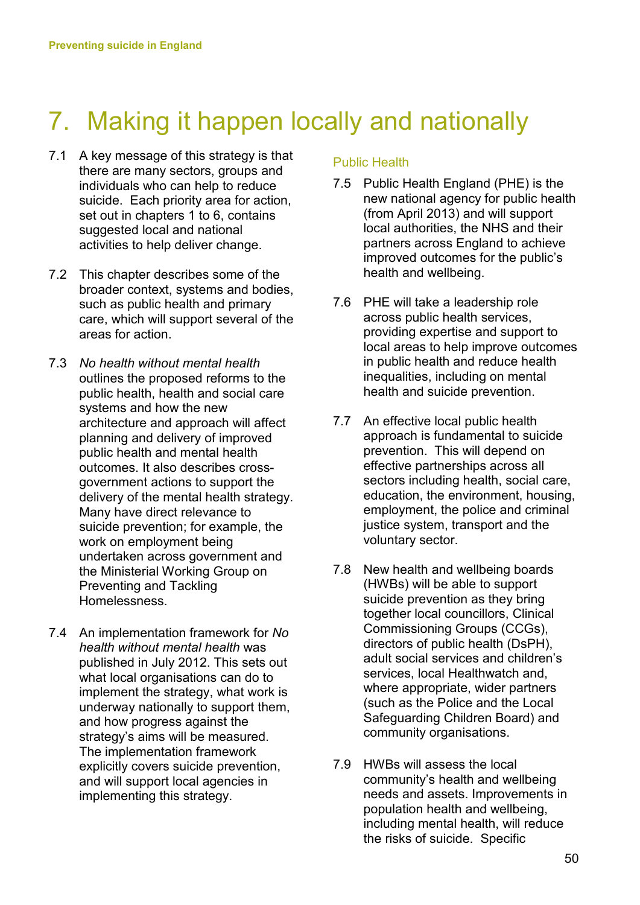# 7. Making it happen locally and nationally

7.1 A key message of this strategy is that there are many sectors, groups and individuals who can help to reduce suicide. Each priority area for action, set out in chapters 1 to 6, contains suggested local and national activities to help deliver change.

7.2 This chapter describes some of the broader context, systems and bodies, such as public health and primary care, which will support several of the areas for action.

7.3 *No health without mental health* outlines the proposed reforms to the public health, health and social care systems and how the new architecture and approach will affect planning and delivery of improved public health and mental health outcomes. It also describes cross-government actions to support the delivery of the mental health strategy. Many have direct relevance to suicide prevention; for example, the work on employment being undertaken across government and the Ministerial Working Group on Preventing and Tackling Homelessness.

7.4 An implementation framework for *No health without mental health* was published in July 2012. This sets out what local organisations can do to implement the strategy, what work is underway nationally to support them, and how progress against the strategy's aims will be measured. The implementation framework explicitly covers suicide prevention, and will support local agencies in implementing this strategy.

## Public Health

7.5 Public Health England (PHE) is the new national agency for public health (from April 2013) and will support local authorities, the NHS and their partners across England to achieve improved outcomes for the public's health and wellbeing.

7.6 PHE will take a leadership role across public health services, providing expertise and support to local areas to help improve outcomes in public health and reduce health inequalities, including on mental health and suicide prevention.

7.7 An effective local public health approach is fundamental to suicide prevention. This will depend on effective partnerships across all sectors including health, social care, education, the environment, housing, employment, the police and criminal justice system, transport and the voluntary sector.

7.8 New health and wellbeing boards (HWBs) will be able to support suicide prevention as they bring together local councillors, Clinical Commissioning Groups (CCGs), directors of public health (DsPH), adult social services and children's services, local Healthwatch and, where appropriate, wider partners (such as the Police and the Local Safeguarding Children Board) and community organisations.

7.9 HWBs will assess the local community's health and wellbeing needs and assets. Improvements in population health and wellbeing, including mental health, will reduce the risks of suicide. Specific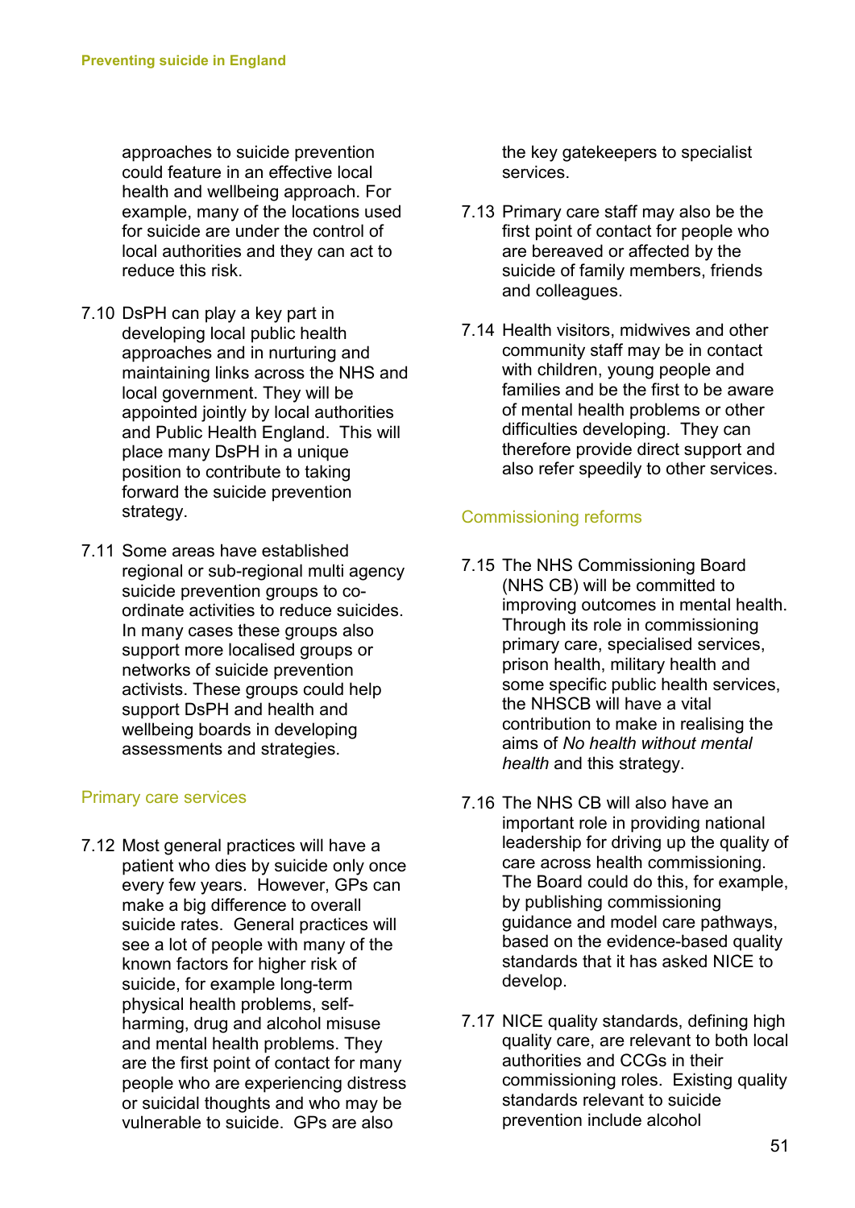approaches to suicide prevention could feature in an effective local health and wellbeing approach. For example, many of the locations used for suicide are under the control of local authorities and they can act to reduce this risk.

7.10 DsPH can play a key part in developing local public health approaches and in nurturing and maintaining links across the NHS and local government. They will be appointed jointly by local authorities and Public Health England. This will place many DsPH in a unique position to contribute to taking forward the suicide prevention strategy.

7.11 Some areas have established regional or sub-regional multi agency suicide prevention groups to co-ordinate activities to reduce suicides. In many cases these groups also support more localised groups or networks of suicide prevention activists. These groups could help support DsPH and health and wellbeing boards in developing assessments and strategies.

## Primary care services

7.12 Most general practices will have a patient who dies by suicide only once every few years. However, GPs can make a big difference to overall suicide rates. General practices will see a lot of people with many of the known factors for higher risk of suicide, for example long-term physical health problems, self-harming, drug and alcohol misuse and mental health problems. They are the first point of contact for many people who are experiencing distress or suicidal thoughts and who may be vulnerable to suicide. GPs are also the key gatekeepers to specialist services.

7.13 Primary care staff may also be the first point of contact for people who are bereaved or affected by the suicide of family members, friends and colleagues.

7.14 Health visitors, midwives and other community staff may be in contact with children, young people and families and be the first to be aware of mental health problems or other difficulties developing. They can therefore provide direct support and also refer speedily to other services.

## Commissioning reforms

7.15 The NHS Commissioning Board (NHS CB) will be committed to improving outcomes in mental health. Through its role in commissioning primary care, specialised services, prison health, military health and some specific public health services, the NHSCB will have a vital contribution to make in realising the aims of *No health without mental health* and this strategy.

7.16 The NHS CB will also have an important role in providing national leadership for driving up the quality of care across health commissioning. The Board could do this, for example, by publishing commissioning guidance and model care pathways, based on the evidence-based quality standards that it has asked NICE to develop.

7.17 NICE quality standards, defining high quality care, are relevant to both local authorities and CCGs in their commissioning roles. Existing quality standards relevant to suicide prevention include alcohol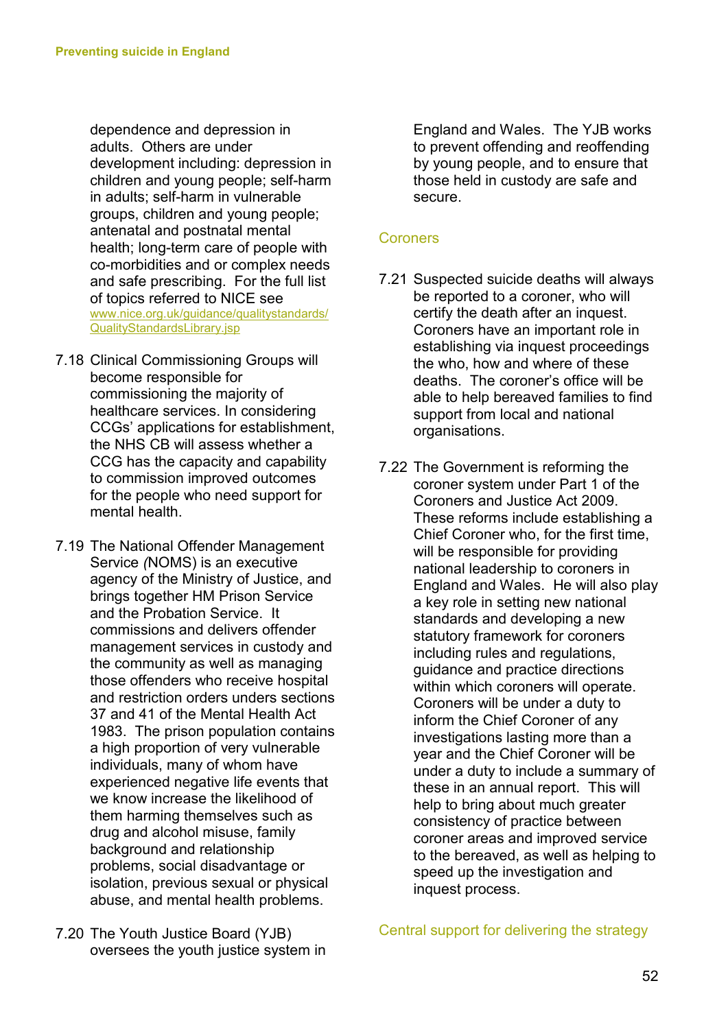dependence and depression in adults. Others are under development including: depression in children and young people; self-harm in adults; self-harm in vulnerable groups, children and young people; antenatal and postnatal mental health; long-term care of people with co-morbidities and or complex needs and safe prescribing. For the full list of topics referred to NICE see www.nice.org.uk/guidance/qualitystandards/QualityStandardsLibrary.jsp

7.18 Clinical Commissioning Groups will become responsible for commissioning the majority of healthcare services. In considering CCGs' applications for establishment, the NHS CB will assess whether a CCG has the capacity and capability to commission improved outcomes for the people who need support for mental health.

7.19 The National Offender Management Service *(*NOMS) is an executive agency of the Ministry of Justice, and brings together HM Prison Service and the Probation Service. It commissions and delivers offender management services in custody and the community as well as managing those offenders who receive hospital and restriction orders unders sections 37 and 41 of the Mental Health Act 1983. The prison population contains a high proportion of very vulnerable individuals, many of whom have experienced negative life events that we know increase the likelihood of them harming themselves such as drug and alcohol misuse, family background and relationship problems, social disadvantage or isolation, previous sexual or physical abuse, and mental health problems.

7.20 The Youth Justice Board (YJB) oversees the youth justice system in England and Wales. The YJB works to prevent offending and reoffending by young people, and to ensure that those held in custody are safe and secure.

## Coroners

7.21 Suspected suicide deaths will always be reported to a coroner, who will certify the death after an inquest. Coroners have an important role in establishing via inquest proceedings the who, how and where of these deaths. The coroner's office will be able to help bereaved families to find support from local and national organisations.

7.22 The Government is reforming the coroner system under Part 1 of the Coroners and Justice Act 2009. These reforms include establishing a Chief Coroner who, for the first time, will be responsible for providing national leadership to coroners in England and Wales. He will also play a key role in setting new national standards and developing a new statutory framework for coroners including rules and regulations, guidance and practice directions within which coroners will operate. Coroners will be under a duty to inform the Chief Coroner of any investigations lasting more than a year and the Chief Coroner will be under a duty to include a summary of these in an annual report. This will help to bring about much greater consistency of practice between coroner areas and improved service to the bereaved, as well as helping to speed up the investigation and inquest process.

## Central support for delivering the strategy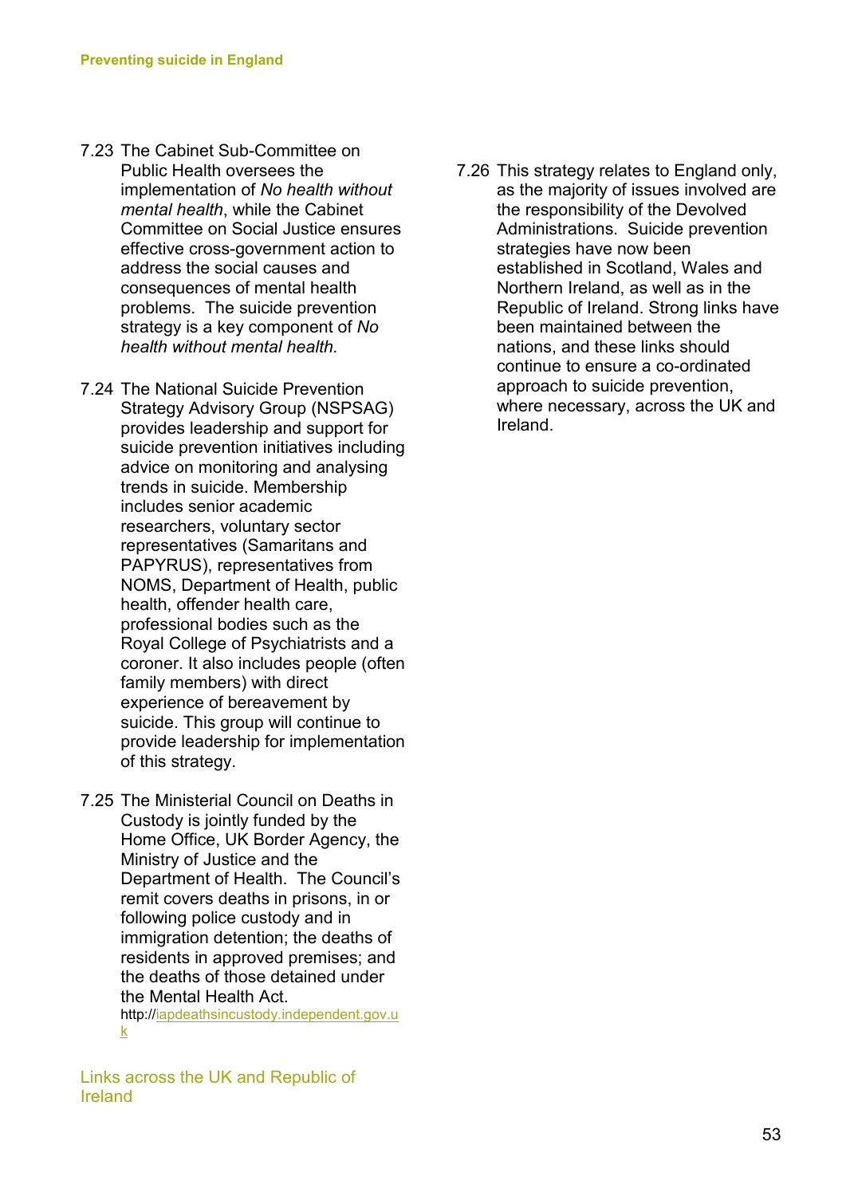7.23 The Cabinet Sub-Committee on Public Health oversees the implementation of *No health without mental health*, while the Cabinet Committee on Social Justice ensures effective cross-government action to address the social causes and consequences of mental health problems. The suicide prevention strategy is a key component of *No health without mental health.*

7.24 The National Suicide Prevention Strategy Advisory Group (NSPSAG) provides leadership and support for suicide prevention initiatives including advice on monitoring and analysing trends in suicide. Membership includes senior academic researchers, voluntary sector representatives (Samaritans and PAPYRUS), representatives from NOMS, Department of Health, public health, offender health care, professional bodies such as the Royal College of Psychiatrists and a coroner. It also includes people (often family members) with direct experience of bereavement by suicide. This group will continue to provide leadership for implementation of this strategy.

7.25 The Ministerial Council on Deaths in Custody is jointly funded by the Home Office, UK Border Agency, the Ministry of Justice and the Department of Health. The Council's remit covers deaths in prisons, in or following police custody and in immigration detention; the deaths of residents in approved premises; and the deaths of those detained under the Mental Health Act. http://iapdeathsincustody.independent.gov.uk

## Links across the UK and Republic of Ireland

7.26 This strategy relates to England only, as the majority of issues involved are the responsibility of the Devolved Administrations. Suicide prevention strategies have now been established in Scotland, Wales and Northern Ireland, as well as in the Republic of Ireland. Strong links have been maintained between the nations, and these links should continue to ensure a co-ordinated approach to suicide prevention, where necessary, across the UK and Ireland.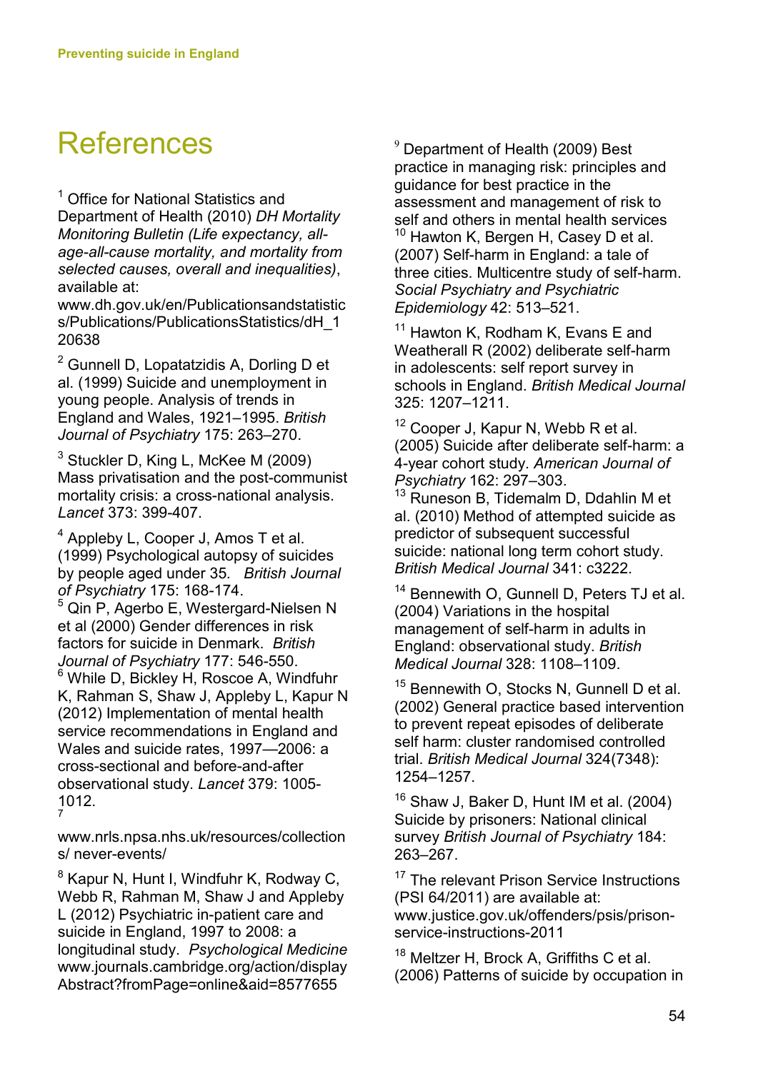# References

[1] Office for National Statistics and Department of Health (2010) *DH Mortality Monitoring Bulletin (Life expectancy, all-age-all-cause mortality, and mortality from selected causes, overall and inequalities)*, available at: www.dh.gov.uk/en/Publicationsandstatistics/Publications/PublicationsStatistics/dH_120638

[2] Gunnell D, Lopatatzidis A, Dorling D et al. (1999) Suicide and unemployment in young people. Analysis of trends in England and Wales, 1921–1995. *British Journal of Psychiatry* 175: 263–270.

[3] Stuckler D, King L, McKee M (2009) Mass privatisation and the post-communist mortality crisis: a cross-national analysis. *Lancet* 373: 399-407.

[4] Appleby L, Cooper J, Amos T et al. (1999) Psychological autopsy of suicides by people aged under 35. *British Journal of Psychiatry* 175: 168-174.

[5] Qin P, Agerbo E, Westergard-Nielsen N et al (2000) Gender differences in risk factors for suicide in Denmark. *British Journal of Psychiatry* 177: 546-550.

[6] While D, Bickley H, Roscoe A, Windfuhr K, Rahman S, Shaw J, Appleby L, Kapur N (2012) Implementation of mental health service recommendations in England and Wales and suicide rates, 1997—2006: a cross-sectional and before-and-after observational study. *Lancet* 379: 1005-1012.

[7] www.nrls.npsa.nhs.uk/resources/collections/ never-events/

[8] Kapur N, Hunt I, Windfuhr K, Rodway C, Webb R, Rahman M, Shaw J and Appleby L (2012) Psychiatric in-patient care and suicide in England, 1997 to 2008: a longitudinal study. *Psychological Medicine* www.journals.cambridge.org/action/displayAbstract?fromPage=online&aid=8577655

[9] Department of Health (2009) Best practice in managing risk: principles and guidance for best practice in the assessment and management of risk to self and others in mental health services

[10] Hawton K, Bergen H, Casey D et al. (2007) Self-harm in England: a tale of three cities. Multicentre study of self-harm. *Social Psychiatry and Psychiatric Epidemiology* 42: 513–521.

[11] Hawton K, Rodham K, Evans E and Weatherall R (2002) deliberate self-harm in adolescents: self report survey in schools in England. *British Medical Journal* 325: 1207–1211.

[12] Cooper J, Kapur N, Webb R et al. (2005) Suicide after deliberate self-harm: a 4-year cohort study. *American Journal of Psychiatry* 162: 297–303.

[13] Runeson B, Tidemalm D, Ddahlin M et al. (2010) Method of attempted suicide as predictor of subsequent successful suicide: national long term cohort study. *British Medical Journal* 341: c3222.

[14] Bennewith O, Gunnell D, Peters TJ et al. (2004) Variations in the hospital management of self-harm in adults in England: observational study. *British Medical Journal* 328: 1108–1109.

[15] Bennewith O, Stocks N, Gunnell D et al. (2002) General practice based intervention to prevent repeat episodes of deliberate self harm: cluster randomised controlled trial. *British Medical Journal* 324(7348): 1254–1257.

[16] Shaw J, Baker D, Hunt IM et al. (2004) Suicide by prisoners: National clinical survey *British Journal of Psychiatry* 184: 263–267.

[17] The relevant Prison Service Instructions (PSI 64/2011) are available at: www.justice.gov.uk/offenders/psis/prison-service-instructions-2011

[18] Meltzer H, Brock A, Griffiths C et al. (2006) Patterns of suicide by occupation in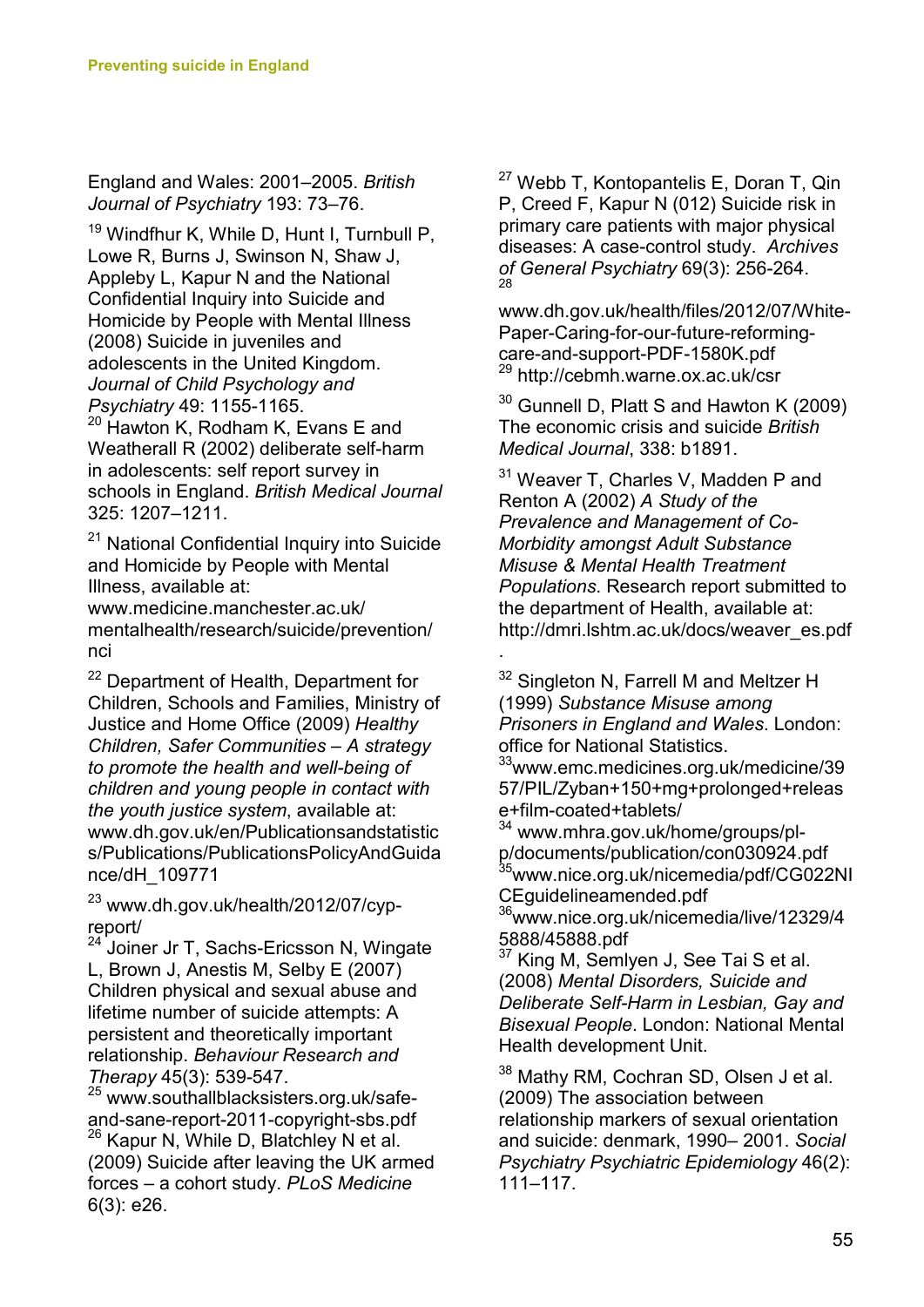England and Wales: 2001–2005. *British Journal of Psychiatry* 193: 73–76.

[19] Windfhur K, While D, Hunt I, Turnbull P, Lowe R, Burns J, Swinson N, Shaw J, Appleby L, Kapur N and the National Confidential Inquiry into Suicide and Homicide by People with Mental Illness (2008) Suicide in juveniles and adolescents in the United Kingdom. *Journal of Child Psychology and Psychiatry* 49: 1155-1165.

[20] Hawton K, Rodham K, Evans E and Weatherall R (2002) deliberate self-harm in adolescents: self report survey in schools in England. *British Medical Journal* 325: 1207–1211.

[21] National Confidential Inquiry into Suicide and Homicide by People with Mental Illness, available at: www.medicine.manchester.ac.uk/mentalhealth/research/suicide/prevention/nci

[22] Department of Health, Department for Children, Schools and Families, Ministry of Justice and Home Office (2009) *Healthy Children, Safer Communities – A strategy to promote the health and well-being of children and young people in contact with the youth justice system*, available at: www.dh.gov.uk/en/Publicationsandstatistics/Publications/PublicationsPolicyAndGuidance/dH_109771

[23] www.dh.gov.uk/health/2012/07/cyp-report/

[24] Joiner Jr T, Sachs-Ericsson N, Wingate L, Brown J, Anestis M, Selby E (2007) Children physical and sexual abuse and lifetime number of suicide attempts: A persistent and theoretically important relationship. *Behaviour Research and Therapy* 45(3): 539-547.

[25] www.southallblacksisters.org.uk/safe-and-sane-report-2011-copyright-sbs.pdf

[26] Kapur N, While D, Blatchley N et al. (2009) Suicide after leaving the UK armed forces – a cohort study. *PLoS Medicine* 6(3): e26.

[27] Webb T, Kontopantelis E, Doran T, Qin P, Creed F, Kapur N (012) Suicide risk in primary care patients with major physical diseases: A case-control study. *Archives of General Psychiatry* 69(3): 256-264.

[28] www.dh.gov.uk/health/files/2012/07/White-Paper-Caring-for-our-future-reforming-care-and-support-PDF-1580K.pdf

[29] http://cebmh.warne.ox.ac.uk/csr

[30] Gunnell D, Platt S and Hawton K (2009) The economic crisis and suicide *British Medical Journal*, 338: b1891.

[31] Weaver T, Charles V, Madden P and Renton A (2002) *A Study of the Prevalence and Management of Co-Morbidity amongst Adult Substance Misuse & Mental Health Treatment Populations*. Research report submitted to the department of Health, available at: http://dmri.lshtm.ac.uk/docs/weaver_es.pdf.

[32] Singleton N, Farrell M and Meltzer H (1999) *Substance Misuse among Prisoners in England and Wales*. London: office for National Statistics.

[33] www.emc.medicines.org.uk/medicine/3957/PIL/Zyban+150+mg+prolonged+release+film-coated+tablets/

[34] www.mhra.gov.uk/home/groups/pl-p/documents/publication/con030924.pdf

[35] www.nice.org.uk/nicemedia/pdf/CG022NICEguidelineamended.pdf

[36] www.nice.org.uk/nicemedia/live/12329/45888/45888.pdf

[37] King M, Semlyen J, See Tai S et al. (2008) *Mental Disorders, Suicide and Deliberate Self-Harm in Lesbian, Gay and Bisexual People*. London: National Mental Health development Unit.

[38] Mathy RM, Cochran SD, Olsen J et al. (2009) The association between relationship markers of sexual orientation and suicide: denmark, 1990– 2001. *Social Psychiatry Psychiatric Epidemiology* 46(2): 111–117.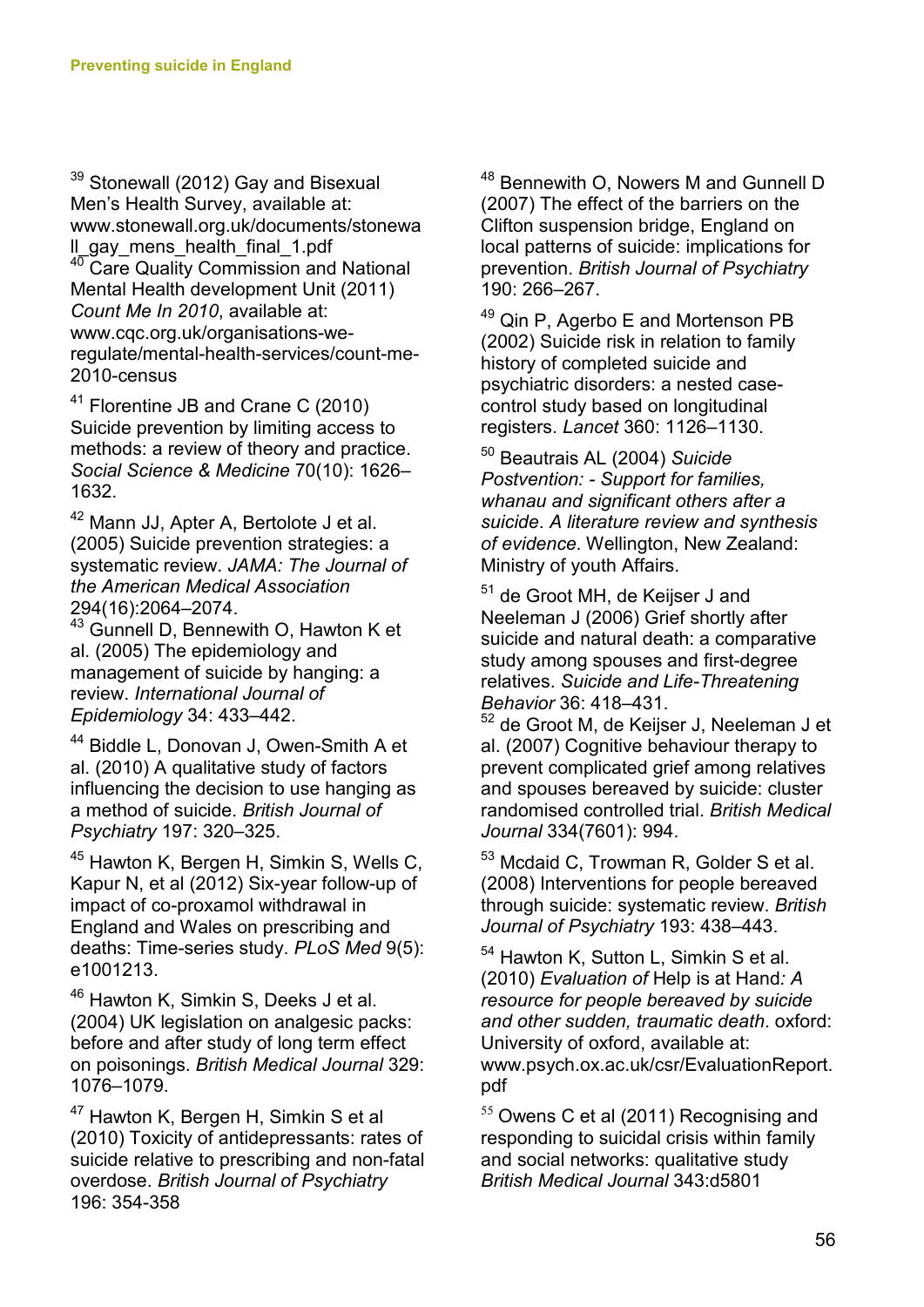[39] Stonewall (2012) Gay and Bisexual Men's Health Survey, available at: www.stonewall.org.uk/documents/stonewall_gay_mens_health_final_1.pdf

[40] Care Quality Commission and National Mental Health development Unit (2011) *Count Me In 2010*, available at: www.cqc.org.uk/organisations-we-regulate/mental-health-services/count-me-2010-census

[41] Florentine JB and Crane C (2010) Suicide prevention by limiting access to methods: a review of theory and practice. *Social Science & Medicine* 70(10): 1626–1632.

[42] Mann JJ, Apter A, Bertolote J et al. (2005) Suicide prevention strategies: a systematic review. *JAMA: The Journal of the American Medical Association* 294(16):2064–2074.

[43] Gunnell D, Bennewith O, Hawton K et al. (2005) The epidemiology and management of suicide by hanging: a review. *International Journal of Epidemiology* 34: 433–442.

[44] Biddle L, Donovan J, Owen-Smith A et al. (2010) A qualitative study of factors influencing the decision to use hanging as a method of suicide. *British Journal of Psychiatry* 197: 320–325.

[45] Hawton K, Bergen H, Simkin S, Wells C, Kapur N, et al (2012) Six-year follow-up of impact of co-proxamol withdrawal in England and Wales on prescribing and deaths: Time-series study. *PLoS Med* 9(5): e1001213.

[46] Hawton K, Simkin S, Deeks J et al. (2004) UK legislation on analgesic packs: before and after study of long term effect on poisonings. *British Medical Journal* 329: 1076–1079.

[47] Hawton K, Bergen H, Simkin S et al (2010) Toxicity of antidepressants: rates of suicide relative to prescribing and non-fatal overdose. *British Journal of Psychiatry* 196: 354-358

[48] Bennewith O, Nowers M and Gunnell D (2007) The effect of the barriers on the Clifton suspension bridge, England on local patterns of suicide: implications for prevention. *British Journal of Psychiatry* 190: 266–267.

[49] Qin P, Agerbo E and Mortenson PB (2002) Suicide risk in relation to family history of completed suicide and psychiatric disorders: a nested case-control study based on longitudinal registers. *Lancet* 360: 1126–1130.

[50] Beautrais AL (2004) *Suicide Postvention: - Support for families, whanau and significant others after a suicide. A literature review and synthesis of evidence*. Wellington, New Zealand: Ministry of youth Affairs.

[51] de Groot MH, de Keijser J and Neeleman J (2006) Grief shortly after suicide and natural death: a comparative study among spouses and first-degree relatives. *Suicide and Life-Threatening Behavior* 36: 418–431.

[52] de Groot M, de Keijser J, Neeleman J et al. (2007) Cognitive behaviour therapy to prevent complicated grief among relatives and spouses bereaved by suicide: cluster randomised controlled trial. *British Medical Journal* 334(7601): 994.

[53] Mcdaid C, Trowman R, Golder S et al. (2008) Interventions for people bereaved through suicide: systematic review. *British Journal of Psychiatry* 193: 438–443.

[54] Hawton K, Sutton L, Simkin S et al. (2010) *Evaluation of* Help is at Hand*: A resource for people bereaved by suicide and other sudden, traumatic death*. oxford: University of oxford, available at: www.psych.ox.ac.uk/csr/EvaluationReport.pdf

[55] Owens C et al (2011) Recognising and responding to suicidal crisis within family and social networks: qualitative study *British Medical Journal* 343:d5801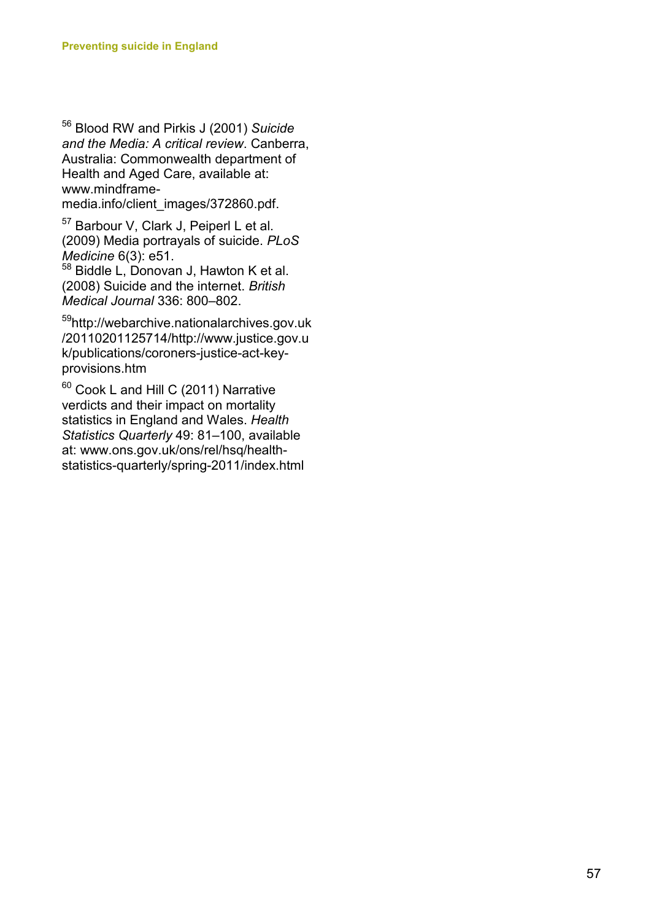[56] Blood RW and Pirkis J (2001) *Suicide and the Media: A critical review*. Canberra, Australia: Commonwealth department of Health and Aged Care, available at: www.mindframe-media.info/client_images/372860.pdf.

[57] Barbour V, Clark J, Peiperl L et al. (2009) Media portrayals of suicide. *PLoS Medicine* 6(3): e51.

[58] Biddle L, Donovan J, Hawton K et al. (2008) Suicide and the internet. *British Medical Journal* 336: 800–802.

[59] http://webarchive.nationalarchives.gov.uk/20110201125714/http://www.justice.gov.uk/publications/coroners-justice-act-key-provisions.htm

[60] Cook L and Hill C (2011) Narrative verdicts and their impact on mortality statistics in England and Wales. *Health Statistics Quarterly* 49: 81–100, available at: www.ons.gov.uk/ons/rel/hsq/health-statistics-quarterly/spring-2011/index.html